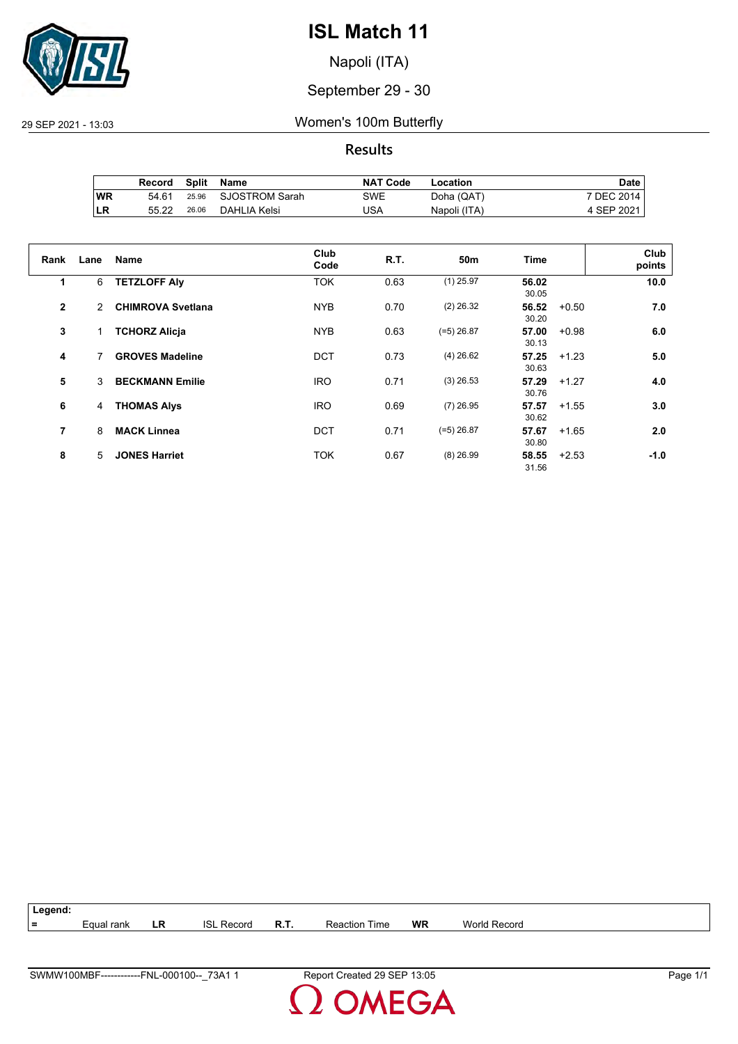# ISL Match 11

Napoli (ITA)

September 29 - 30

29 SEP 2021 - 13:03

## Women's 100m Butterfly

### Results

| | Record | Split | Name | NAT Code | Location | Date |
|---|---|---|---|---|---|---|
| WR | 54.61 | 25.96 | SJOSTROM Sarah | SWE | Doha (QAT) | 7 DEC 2014 |
| LR | 55.22 | 26.06 | DAHLIA Kelsi | USA | Napoli (ITA) | 4 SEP 2021 |

| Rank | Lane | Name | Club Code | R.T. | 50m | Time | | Club points |
|---|---|---|---|---|---|---|---|---|
| 1 | 6 | **TETZLOFF Aly** | TOK | 0.63 | (1) 25.97 | **56.02** 30.05 | | **10.0** |
| 2 | 2 | **CHIMROVA Svetlana** | NYB | 0.70 | (2) 26.32 | **56.52** 30.20 | +0.50 | **7.0** |
| 3 | 1 | **TCHORZ Alicja** | NYB | 0.63 | (=5) 26.87 | **57.00** 30.13 | +0.98 | **6.0** |
| 4 | 7 | **GROVES Madeline** | DCT | 0.73 | (4) 26.62 | **57.25** 30.63 | +1.23 | **5.0** |
| 5 | 3 | **BECKMANN Emilie** | IRO | 0.71 | (3) 26.53 | **57.29** 30.76 | +1.27 | **4.0** |
| 6 | 4 | **THOMAS Alys** | IRO | 0.69 | (7) 26.95 | **57.57** 30.62 | +1.55 | **3.0** |
| 7 | 8 | **MACK Linnea** | DCT | 0.71 | (=5) 26.87 | **57.67** 30.80 | +1.65 | **2.0** |
| 8 | 5 | **JONES Harriet** | TOK | 0.67 | (8) 26.99 | **58.55** 31.56 | +2.53 | **-1.0** |

**Legend:**

| = | Equal rank | LR | ISL Record | R.T. | Reaction Time | WR | World Record |
|---|---|---|---|---|---|---|---|

SWMW100MBF------------FNL-000100--_73A1 1 Report Created 29 SEP 13:05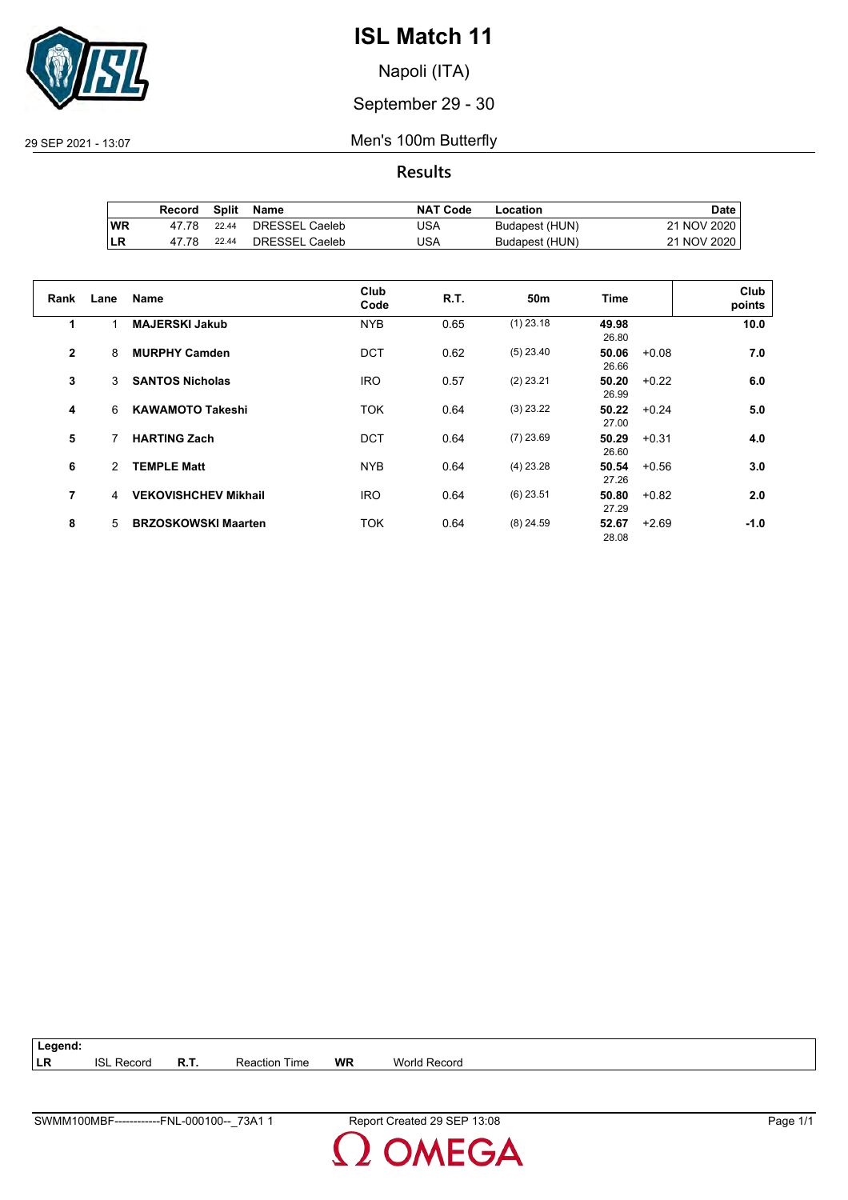# ISL Match 11

Napoli (ITA)

September 29 - 30

29 SEP 2021 - 13:07

## Men's 100m Butterfly

### Results

| | Record | Split | Name | NAT Code | Location | Date |
|---|---|---|---|---|---|---|
| WR | 47.78 | 22.44 | DRESSEL Caeleb | USA | Budapest (HUN) | 21 NOV 2020 |
| LR | 47.78 | 22.44 | DRESSEL Caeleb | USA | Budapest (HUN) | 21 NOV 2020 |

| Rank | Lane | Name | Club Code | R.T. | 50m | Time | | Club points |
|---|---|---|---|---|---|---|---|---|
| 1 | 1 | **MAJERSKI Jakub** | NYB | 0.65 | (1) 23.18 | **49.98** 26.80 | | **10.0** |
| 2 | 8 | **MURPHY Camden** | DCT | 0.62 | (5) 23.40 | **50.06** 26.66 | +0.08 | **7.0** |
| 3 | 3 | **SANTOS Nicholas** | IRO | 0.57 | (2) 23.21 | **50.20** 26.99 | +0.22 | **6.0** |
| 4 | 6 | **KAWAMOTO Takeshi** | TOK | 0.64 | (3) 23.22 | **50.22** 27.00 | +0.24 | **5.0** |
| 5 | 7 | **HARTING Zach** | DCT | 0.64 | (7) 23.69 | **50.29** 26.60 | +0.31 | **4.0** |
| 6 | 2 | **TEMPLE Matt** | NYB | 0.64 | (4) 23.28 | **50.54** 27.26 | +0.56 | **3.0** |
| 7 | 4 | **VEKOVISHCHEV Mikhail** | IRO | 0.64 | (6) 23.51 | **50.80** 27.29 | +0.82 | **2.0** |
| 8 | 5 | **BRZOSKOWSKI Maarten** | TOK | 0.64 | (8) 24.59 | **52.67** 28.08 | +2.69 | **-1.0** |

**Legend:**

| | | | | | |
|---|---|---|---|---|---|
| **LR** | ISL Record | **R.T.** | Reaction Time | **WR** | World Record |

SWMM100MBF------------FNL-000100--_73A1 1 — Report Created 29 SEP 13:08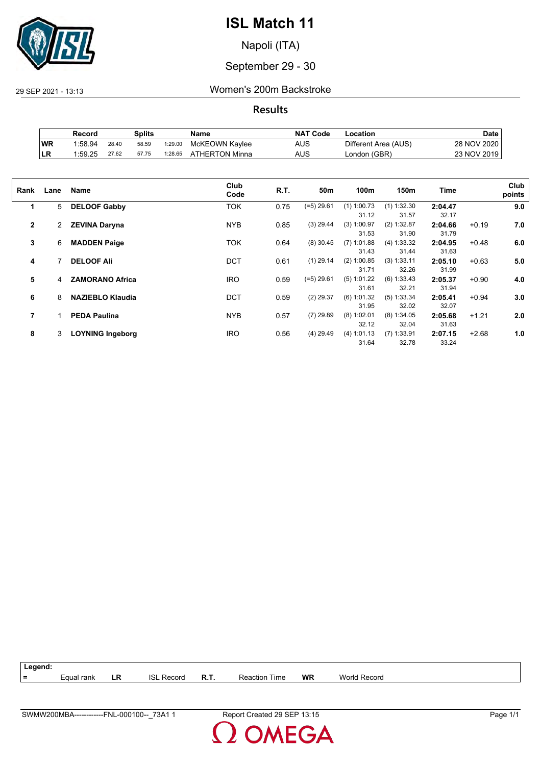# ISL Match 11

Napoli (ITA)

September 29 - 30

29 SEP 2021 - 13:13

## Women's 200m Backstroke

### Results

| | Record | Splits | | | Name | NAT Code | Location | Date |
|---|---|---|---|---|---|---|---|---|
| WR | 1:58.94 | 28.40 | 58.59 | 1:29.00 | McKEOWN Kaylee | AUS | Different Area (AUS) | 28 NOV 2020 |
| LR | 1:59.25 | 27.62 | 57.75 | 1:28.65 | ATHERTON Minna | AUS | London (GBR) | 23 NOV 2019 |

| Rank | Lane | Name | Club Code | R.T. | 50m | 100m | 150m | Time | | Club points |
|---|---|---|---|---|---|---|---|---|---|---|
| **1** | 5 | **DELOOF Gabby** | TOK | 0.75 | (=5) 29.61 | (1) 1:00.73<br>31.12 | (1) 1:32.30<br>31.57 | **2:04.47**<br>32.17 | | **9.0** |
| **2** | 2 | **ZEVINA Daryna** | NYB | 0.85 | (3) 29.44 | (3) 1:00.97<br>31.53 | (2) 1:32.87<br>31.90 | **2:04.66**<br>31.79 | +0.19 | **7.0** |
| **3** | 6 | **MADDEN Paige** | TOK | 0.64 | (8) 30.45 | (7) 1:01.88<br>31.43 | (4) 1:33.32<br>31.44 | **2:04.95**<br>31.63 | +0.48 | **6.0** |
| **4** | 7 | **DELOOF Ali** | DCT | 0.61 | (1) 29.14 | (2) 1:00.85<br>31.71 | (3) 1:33.11<br>32.26 | **2:05.10**<br>31.99 | +0.63 | **5.0** |
| **5** | 4 | **ZAMORANO Africa** | IRO | 0.59 | (=5) 29.61 | (5) 1:01.22<br>31.61 | (6) 1:33.43<br>32.21 | **2:05.37**<br>31.94 | +0.90 | **4.0** |
| **6** | 8 | **NAZIEBLO Klaudia** | DCT | 0.59 | (2) 29.37 | (6) 1:01.32<br>31.95 | (5) 1:33.34<br>32.02 | **2:05.41**<br>32.07 | +0.94 | **3.0** |
| **7** | 1 | **PEDA Paulina** | NYB | 0.57 | (7) 29.89 | (8) 1:02.01<br>32.12 | (8) 1:34.05<br>32.04 | **2:05.68**<br>31.63 | +1.21 | **2.0** |
| **8** | 3 | **LOYNING Ingeborg** | IRO | 0.56 | (4) 29.49 | (4) 1:01.13<br>31.64 | (7) 1:33.91<br>32.78 | **2:07.15**<br>33.24 | +2.68 | **1.0** |

**Legend:**

| = | Equal rank | LR | ISL Record | R.T. | Reaction Time | WR | World Record |
|---|---|---|---|---|---|---|---|

SWMW200MBA------------FNL-000100--_73A1 1 Report Created 29 SEP 13:15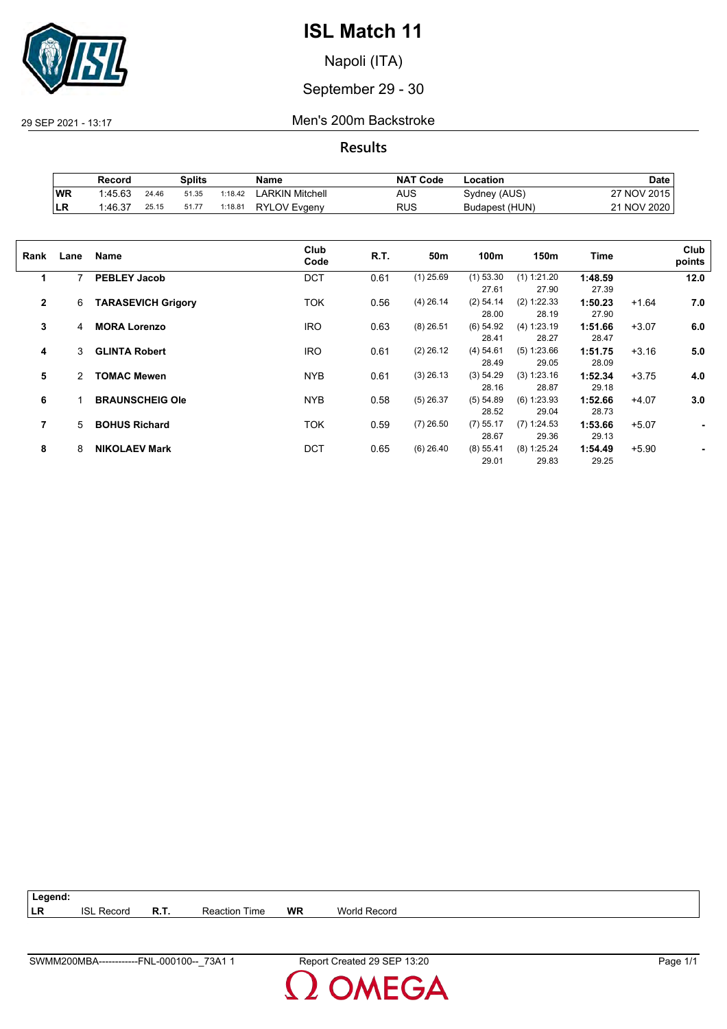# ISL Match 11

Napoli (ITA)

September 29 - 30

29 SEP 2021 - 13:17

Men's 200m Backstroke

## Results

| | Record | Splits | | | Name | NAT Code | Location | Date |
|---|---|---|---|---|---|---|---|---|
| WR | 1:45.63 | 24.46 | 51.35 | 1:18.42 | LARKIN Mitchell | AUS | Sydney (AUS) | 27 NOV 2015 |
| LR | 1:46.37 | 25.15 | 51.77 | 1:18.81 | RYLOV Evgeny | RUS | Budapest (HUN) | 21 NOV 2020 |

| Rank | Lane | Name | Club Code | R.T. | 50m | 100m | 150m | Time | | Club points |
|---|---|---|---|---|---|---|---|---|---|---|
| 1 | 7 | **PEBLEY Jacob** | DCT | 0.61 | (1) 25.69 | (1) 53.30 | (1) 1:21.20 | **1:48.59** | | **12.0** |
| | | | | | | 27.61 | 27.90 | 27.39 | | |
| 2 | 6 | **TARASEVICH Grigory** | TOK | 0.56 | (4) 26.14 | (2) 54.14 | (2) 1:22.33 | **1:50.23** | +1.64 | **7.0** |
| | | | | | | 28.00 | 28.19 | 27.90 | | |
| 3 | 4 | **MORA Lorenzo** | IRO | 0.63 | (8) 26.51 | (6) 54.92 | (4) 1:23.19 | **1:51.66** | +3.07 | **6.0** |
| | | | | | | 28.41 | 28.27 | 28.47 | | |
| 4 | 3 | **GLINTA Robert** | IRO | 0.61 | (2) 26.12 | (4) 54.61 | (5) 1:23.66 | **1:51.75** | +3.16 | **5.0** |
| | | | | | | 28.49 | 29.05 | 28.09 | | |
| 5 | 2 | **TOMAC Mewen** | NYB | 0.61 | (3) 26.13 | (3) 54.29 | (3) 1:23.16 | **1:52.34** | +3.75 | **4.0** |
| | | | | | | 28.16 | 28.87 | 29.18 | | |
| 6 | 1 | **BRAUNSCHEIG Ole** | NYB | 0.58 | (5) 26.37 | (5) 54.89 | (6) 1:23.93 | **1:52.66** | +4.07 | **3.0** |
| | | | | | | 28.52 | 29.04 | 28.73 | | |
| 7 | 5 | **BOHUS Richard** | TOK | 0.59 | (7) 26.50 | (7) 55.17 | (7) 1:24.53 | **1:53.66** | +5.07 | **-** |
| | | | | | | 28.67 | 29.36 | 29.13 | | |
| 8 | 8 | **NIKOLAEV Mark** | DCT | 0.65 | (6) 26.40 | (8) 55.41 | (8) 1:25.24 | **1:54.49** | +5.90 | **-** |
| | | | | | | 29.01 | 29.83 | 29.25 | | |

| Legend: | | | | | |
|---|---|---|---|---|---|
| LR | ISL Record | R.T. | Reaction Time | WR | World Record |

SWMM200MBA------------FNL-000100--_73A1 1 Report Created 29 SEP 13:20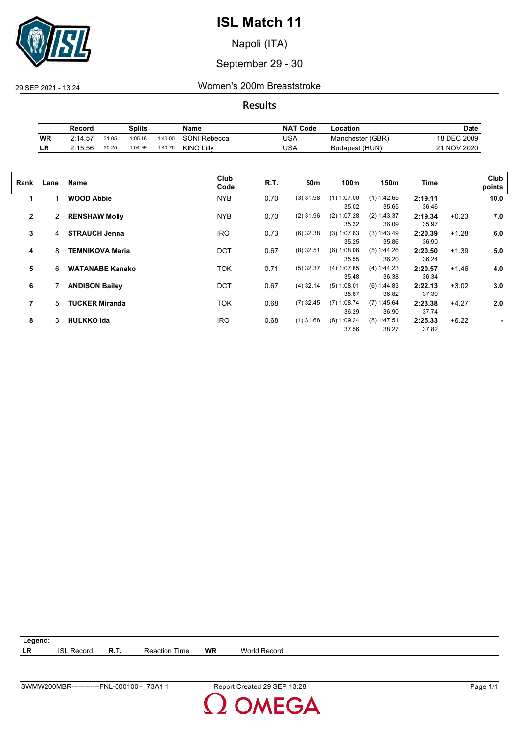# ISL Match 11

Napoli (ITA)

September 29 - 30

29 SEP 2021 - 13:24

## Women's 200m Breaststroke

### Results

| | Record | Splits | | | Name | NAT Code | Location | Date |
|---|---|---|---|---|---|---|---|---|
| WR | 2:14.57 | 31.05 | 1:05.18 | 1:40.00 | SONI Rebecca | USA | Manchester (GBR) | 18 DEC 2009 |
| LR | 2:15.56 | 30.25 | 1:04.99 | 1:40.76 | KING Lilly | USA | Budapest (HUN) | 21 NOV 2020 |

| Rank | Lane | Name | Club Code | R.T. | 50m | 100m | 150m | Time | | Club points |
|---|---|---|---|---|---|---|---|---|---|---|
| **1** | 1 | **WOOD Abbie** | NYB | 0.70 | (3) 31.98 | (1) 1:07.00<br>35.02 | (1) 1:42.65<br>35.65 | **2:19.11**<br>36.46 | | **10.0** |
| **2** | 2 | **RENSHAW Molly** | NYB | 0.70 | (2) 31.96 | (2) 1:07.28<br>35.32 | (2) 1:43.37<br>36.09 | **2:19.34**<br>35.97 | +0.23 | **7.0** |
| **3** | 4 | **STRAUCH Jenna** | IRO | 0.73 | (6) 32.38 | (3) 1:07.63<br>35.25 | (3) 1:43.49<br>35.86 | **2:20.39**<br>36.90 | +1.28 | **6.0** |
| **4** | 8 | **TEMNIKOVA Maria** | DCT | 0.67 | (8) 32.51 | (6) 1:08.06<br>35.55 | (5) 1:44.26<br>36.20 | **2:20.50**<br>36.24 | +1.39 | **5.0** |
| **5** | 6 | **WATANABE Kanako** | TOK | 0.71 | (5) 32.37 | (4) 1:07.85<br>35.48 | (4) 1:44.23<br>36.38 | **2:20.57**<br>36.34 | +1.46 | **4.0** |
| **6** | 7 | **ANDISON Bailey** | DCT | 0.67 | (4) 32.14 | (5) 1:08.01<br>35.87 | (6) 1:44.83<br>36.82 | **2:22.13**<br>37.30 | +3.02 | **3.0** |
| **7** | 5 | **TUCKER Miranda** | TOK | 0.68 | (7) 32.45 | (7) 1:08.74<br>36.29 | (7) 1:45.64<br>36.90 | **2:23.38**<br>37.74 | +4.27 | **2.0** |
| **8** | 3 | **HULKKO Ida** | IRO | 0.68 | (1) 31.68 | (8) 1:09.24<br>37.56 | (8) 1:47.51<br>38.27 | **2:25.33**<br>37.82 | +6.22 | **-** |

| Legend: | | | | | |
|---|---|---|---|---|---|
| LR | ISL Record | R.T. | Reaction Time | WR | World Record |

SWMW200MBR------------FNL-000100--_73A1 1 Report Created 29 SEP 13:28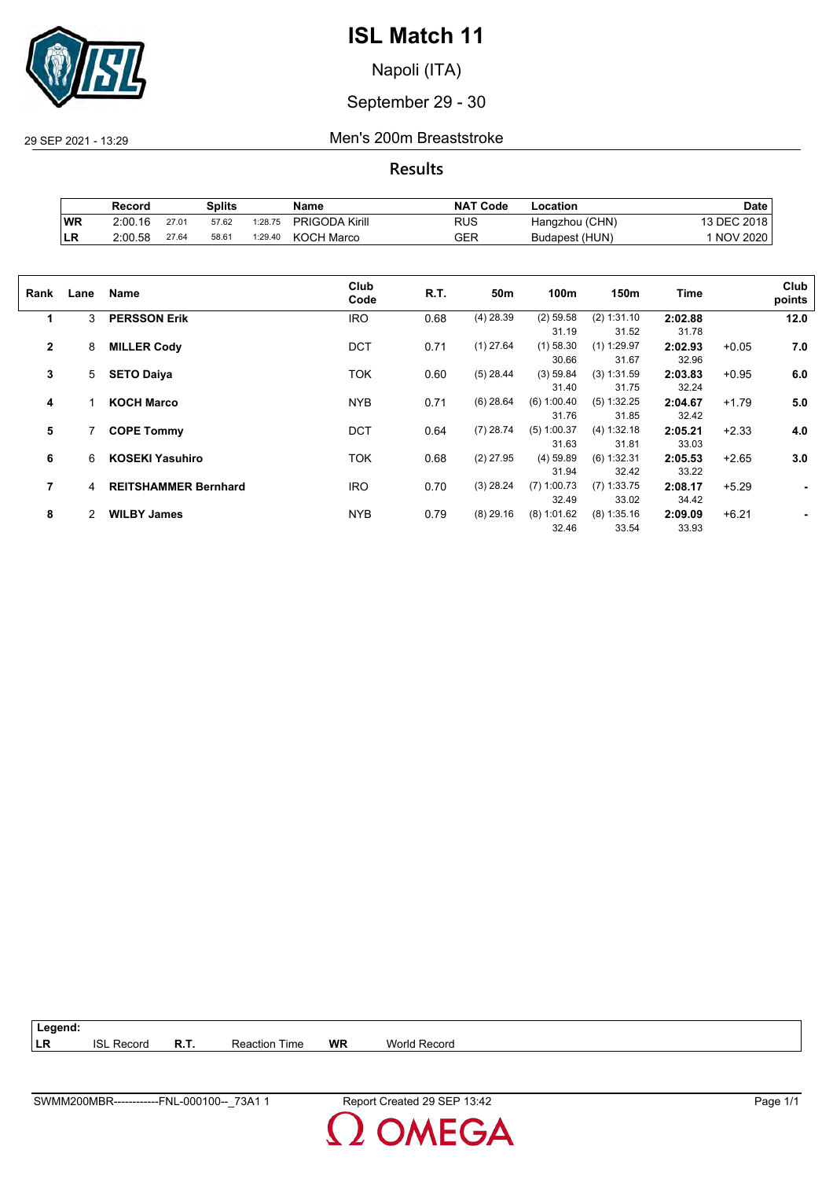# ISL Match 11

Napoli (ITA)

September 29 - 30

29 SEP 2021 - 13:29

## Men's 200m Breaststroke

### Results

| | Record | Splits | | | Name | NAT Code | Location | Date |
|---|---|---|---|---|---|---|---|---|
| WR | 2:00.16 | 27.01 | 57.62 | 1:28.75 | PRIGODA Kirill | RUS | Hangzhou (CHN) | 13 DEC 2018 |
| LR | 2:00.58 | 27.64 | 58.61 | 1:29.40 | KOCH Marco | GER | Budapest (HUN) | 1 NOV 2020 |

| Rank | Lane | Name | Club Code | R.T. | 50m | 100m | 150m | Time | | Club points |
|---|---|---|---|---|---|---|---|---|---|---|
| 1 | 3 | **PERSSON Erik** | IRO | 0.68 | (4) 28.39 | (2) 59.58<br>31.19 | (2) 1:31.10<br>31.52 | **2:02.88**<br>31.78 | | **12.0** |
| 2 | 8 | **MILLER Cody** | DCT | 0.71 | (1) 27.64 | (1) 58.30<br>30.66 | (1) 1:29.97<br>31.67 | **2:02.93**<br>32.96 | +0.05 | **7.0** |
| 3 | 5 | **SETO Daiya** | TOK | 0.60 | (5) 28.44 | (3) 59.84<br>31.40 | (3) 1:31.59<br>31.75 | **2:03.83**<br>32.24 | +0.95 | **6.0** |
| 4 | 1 | **KOCH Marco** | NYB | 0.71 | (6) 28.64 | (6) 1:00.40<br>31.76 | (5) 1:32.25<br>31.85 | **2:04.67**<br>32.42 | +1.79 | **5.0** |
| 5 | 7 | **COPE Tommy** | DCT | 0.64 | (7) 28.74 | (5) 1:00.37<br>31.63 | (4) 1:32.18<br>31.81 | **2:05.21**<br>33.03 | +2.33 | **4.0** |
| 6 | 6 | **KOSEKI Yasuhiro** | TOK | 0.68 | (2) 27.95 | (4) 59.89<br>31.94 | (6) 1:32.31<br>32.42 | **2:05.53**<br>33.22 | +2.65 | **3.0** |
| 7 | 4 | **REITSHAMMER Bernhard** | IRO | 0.70 | (3) 28.24 | (7) 1:00.73<br>32.49 | (7) 1:33.75<br>33.02 | **2:08.17**<br>34.42 | +5.29 | **-** |
| 8 | 2 | **WILBY James** | NYB | 0.79 | (8) 29.16 | (8) 1:01.62<br>32.46 | (8) 1:35.16<br>33.54 | **2:09.09**<br>33.93 | +6.21 | **-** |

**Legend:**

| | | | | | |
|---|---|---|---|---|---|
| **LR** | ISL Record | **R.T.** | Reaction Time | **WR** | World Record |

SWMM200MBR------------FNL-000100--_73A1 1 &nbsp;&nbsp; Report Created 29 SEP 13:42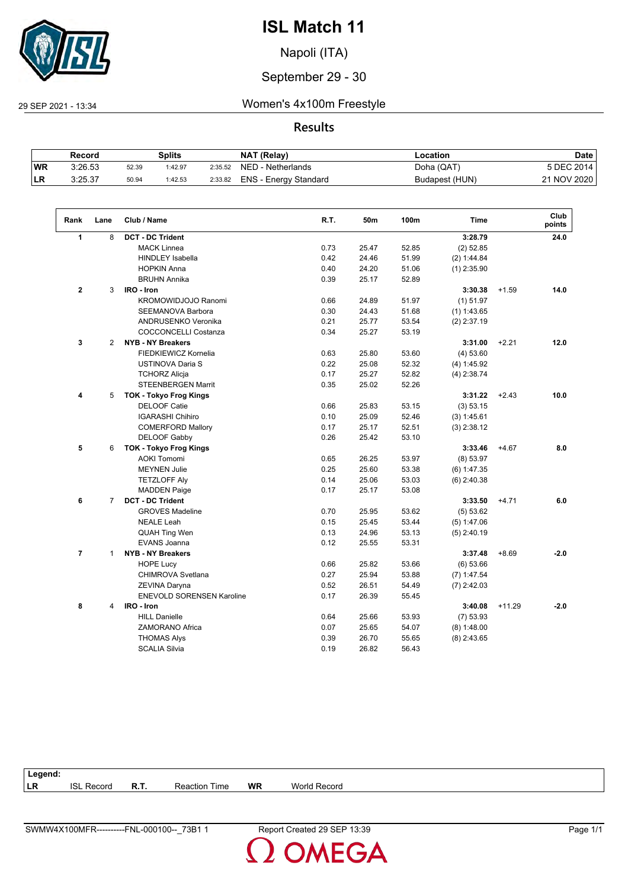# ISL Match 11

Napoli (ITA)

September 29 - 30

29 SEP 2021 - 13:34

## Women's 4x100m Freestyle

### Results

| | Record | Splits | | | NAT (Relay) | Location | Date |
|---|---|---|---|---|---|---|---|
| WR | 3:26.53 | 52.39 | 1:42.97 | 2:35.52 | NED - Netherlands | Doha (QAT) | 5 DEC 2014 |
| LR | 3:25.37 | 50.94 | 1:42.53 | 2:33.82 | ENS - Energy Standard | Budapest (HUN) | 21 NOV 2020 |

| Rank | Lane | Club / Name | R.T. | 50m | 100m | Time | | Club points |
|---|---|---|---|---|---|---|---|---|
| 1 | 8 | **DCT - DC Trident** | | | | **3:28.79** | | **24.0** |
| | | MACK Linnea | 0.73 | 25.47 | 52.85 | (2) 52.85 | | |
| | | HINDLEY Isabella | 0.42 | 24.46 | 51.99 | (2) 1:44.84 | | |
| | | HOPKIN Anna | 0.40 | 24.20 | 51.06 | (1) 2:35.90 | | |
| | | BRUHN Annika | 0.39 | 25.17 | 52.89 | | | |
| 2 | 3 | **IRO - Iron** | | | | **3:30.38** | +1.59 | **14.0** |
| | | KROMOWIDJOJO Ranomi | 0.66 | 24.89 | 51.97 | (1) 51.97 | | |
| | | SEEMANOVA Barbora | 0.30 | 24.43 | 51.68 | (1) 1:43.65 | | |
| | | ANDRUSENKO Veronika | 0.21 | 25.77 | 53.54 | (2) 2:37.19 | | |
| | | COCCONCELLI Costanza | 0.34 | 25.27 | 53.19 | | | |
| 3 | 2 | **NYB - NY Breakers** | | | | **3:31.00** | +2.21 | **12.0** |
| | | FIEDKIEWICZ Kornelia | 0.63 | 25.80 | 53.60 | (4) 53.60 | | |
| | | USTINOVA Daria S | 0.22 | 25.08 | 52.32 | (4) 1:45.92 | | |
| | | TCHORZ Alicja | 0.17 | 25.27 | 52.82 | (4) 2:38.74 | | |
| | | STEENBERGEN Marrit | 0.35 | 25.02 | 52.26 | | | |
| 4 | 5 | **TOK - Tokyo Frog Kings** | | | | **3:31.22** | +2.43 | **10.0** |
| | | DELOOF Catie | 0.66 | 25.83 | 53.15 | (3) 53.15 | | |
| | | IGARASHI Chihiro | 0.10 | 25.09 | 52.46 | (3) 1:45.61 | | |
| | | COMERFORD Mallory | 0.17 | 25.17 | 52.51 | (3) 2:38.12 | | |
| | | DELOOF Gabby | 0.26 | 25.42 | 53.10 | | | |
| 5 | 6 | **TOK - Tokyo Frog Kings** | | | | **3:33.46** | +4.67 | **8.0** |
| | | AOKI Tomomi | 0.65 | 26.25 | 53.97 | (8) 53.97 | | |
| | | MEYNEN Julie | 0.25 | 25.60 | 53.38 | (6) 1:47.35 | | |
| | | TETZLOFF Aly | 0.14 | 25.06 | 53.03 | (6) 2:40.38 | | |
| | | MADDEN Paige | 0.17 | 25.17 | 53.08 | | | |
| 6 | 7 | **DCT - DC Trident** | | | | **3:33.50** | +4.71 | **6.0** |
| | | GROVES Madeline | 0.70 | 25.95 | 53.62 | (5) 53.62 | | |
| | | NEALE Leah | 0.15 | 25.45 | 53.44 | (5) 1:47.06 | | |
| | | QUAH Ting Wen | 0.13 | 24.96 | 53.13 | (5) 2:40.19 | | |
| | | EVANS Joanna | 0.12 | 25.55 | 53.31 | | | |
| 7 | 1 | **NYB - NY Breakers** | | | | **3:37.48** | +8.69 | **-2.0** |
| | | HOPE Lucy | 0.66 | 25.82 | 53.66 | (6) 53.66 | | |
| | | CHIMROVA Svetlana | 0.27 | 25.94 | 53.88 | (7) 1:47.54 | | |
| | | ZEVINA Daryna | 0.52 | 26.51 | 54.49 | (7) 2:42.03 | | |
| | | ENEVOLD SORENSEN Karoline | 0.17 | 26.39 | 55.45 | | | |
| 8 | 4 | **IRO - Iron** | | | | **3:40.08** | +11.29 | **-2.0** |
| | | HILL Danielle | 0.64 | 25.66 | 53.93 | (7) 53.93 | | |
| | | ZAMORANO Africa | 0.07 | 25.65 | 54.07 | (8) 1:48.00 | | |
| | | THOMAS Alys | 0.39 | 26.70 | 55.65 | (8) 2:43.65 | | |
| | | SCALIA Silvia | 0.19 | 26.82 | 56.43 | | | |

**Legend:**

| | | | | | |
|---|---|---|---|---|---|
| LR | ISL Record | R.T. | Reaction Time | WR | World Record |

SWMW4X100MFR----------FNL-000100--_73B1 1 Report Created 29 SEP 13:39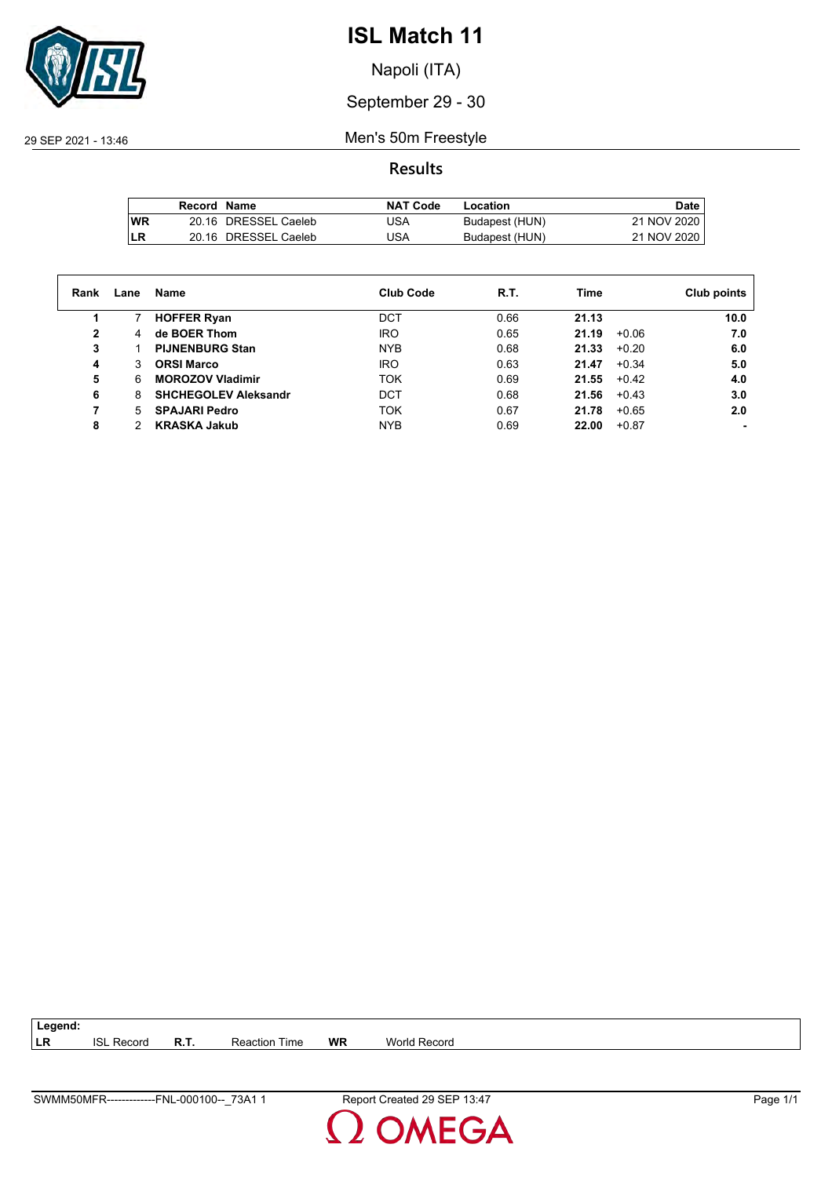# ISL Match 11

Napoli (ITA)

September 29 - 30

29 SEP 2021 - 13:46

Men's 50m Freestyle

## Results

| | Record | Name | NAT Code | Location | Date |
|---|---|---|---|---|---|
| WR | 20.16 | DRESSEL Caeleb | USA | Budapest (HUN) | 21 NOV 2020 |
| LR | 20.16 | DRESSEL Caeleb | USA | Budapest (HUN) | 21 NOV 2020 |

| Rank | Lane | Name | Club Code | R.T. | Time | | Club points |
|---|---|---|---|---|---|---|---|
| 1 | 7 | **HOFFER Ryan** | DCT | 0.66 | **21.13** | | **10.0** |
| 2 | 4 | **de BOER Thom** | IRO | 0.65 | **21.19** | +0.06 | **7.0** |
| 3 | 1 | **PIJNENBURG Stan** | NYB | 0.68 | **21.33** | +0.20 | **6.0** |
| 4 | 3 | **ORSI Marco** | IRO | 0.63 | **21.47** | +0.34 | **5.0** |
| 5 | 6 | **MOROZOV Vladimir** | TOK | 0.69 | **21.55** | +0.42 | **4.0** |
| 6 | 8 | **SHCHEGOLEV Aleksandr** | DCT | 0.68 | **21.56** | +0.43 | **3.0** |
| 7 | 5 | **SPAJARI Pedro** | TOK | 0.67 | **21.78** | +0.65 | **2.0** |
| 8 | 2 | **KRASKA Jakub** | NYB | 0.69 | **22.00** | +0.87 | **-** |

**Legend:**

| | | | | | |
|---|---|---|---|---|---|
| **LR** | ISL Record | **R.T.** | Reaction Time | **WR** | World Record |

SWMM50MFR-------------FNL-000100--_73A1 1 Report Created 29 SEP 13:47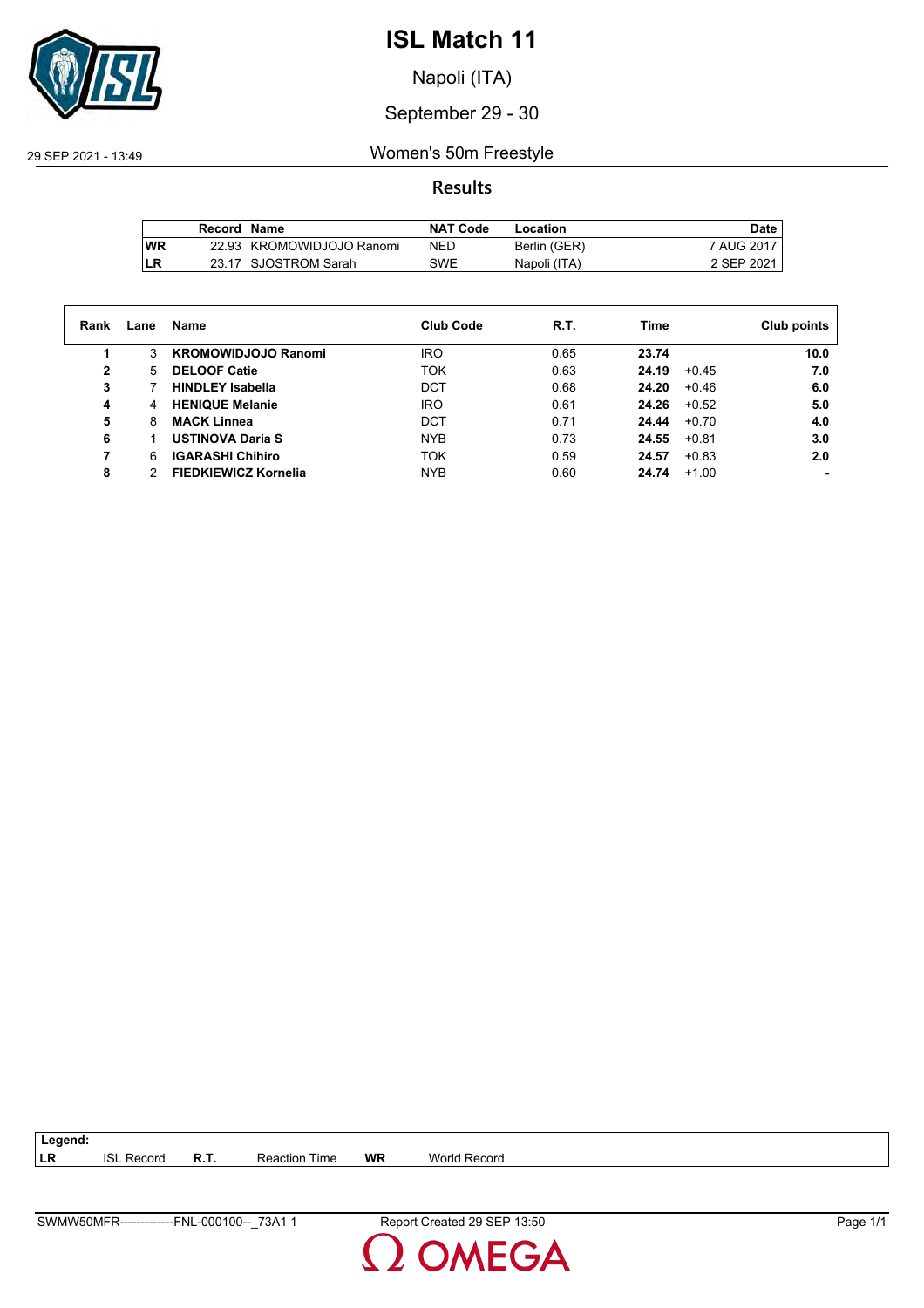# ISL Match 11

Napoli (ITA)

September 29 - 30

29 SEP 2021 - 13:49

## Women's 50m Freestyle

### Results

| | Record | Name | NAT Code | Location | Date |
|---|---|---|---|---|---|
| WR | 22.93 | KROMOWIDJOJO Ranomi | NED | Berlin (GER) | 7 AUG 2017 |
| LR | 23.17 | SJOSTROM Sarah | SWE | Napoli (ITA) | 2 SEP 2021 |

| Rank | Lane | Name | Club Code | R.T. | Time | | Club points |
|---|---|---|---|---|---|---|---|
| 1 | 3 | **KROMOWIDJOJO Ranomi** | IRO | 0.65 | **23.74** | | **10.0** |
| 2 | 5 | **DELOOF Catie** | TOK | 0.63 | **24.19** | +0.45 | **7.0** |
| 3 | 7 | **HINDLEY Isabella** | DCT | 0.68 | **24.20** | +0.46 | **6.0** |
| 4 | 4 | **HENIQUE Melanie** | IRO | 0.61 | **24.26** | +0.52 | **5.0** |
| 5 | 8 | **MACK Linnea** | DCT | 0.71 | **24.44** | +0.70 | **4.0** |
| 6 | 1 | **USTINOVA Daria S** | NYB | 0.73 | **24.55** | +0.81 | **3.0** |
| 7 | 6 | **IGARASHI Chihiro** | TOK | 0.59 | **24.57** | +0.83 | **2.0** |
| 8 | 2 | **FIEDKIEWICZ Kornelia** | NYB | 0.60 | **24.74** | +1.00 | **-** |

**Legend:**

| | | | | | |
|---|---|---|---|---|---|
| **LR** | ISL Record | **R.T.** | Reaction Time | **WR** | World Record |

SWMW50MFR-------------FNL-000100--_73A1 1 — Report Created 29 SEP 13:50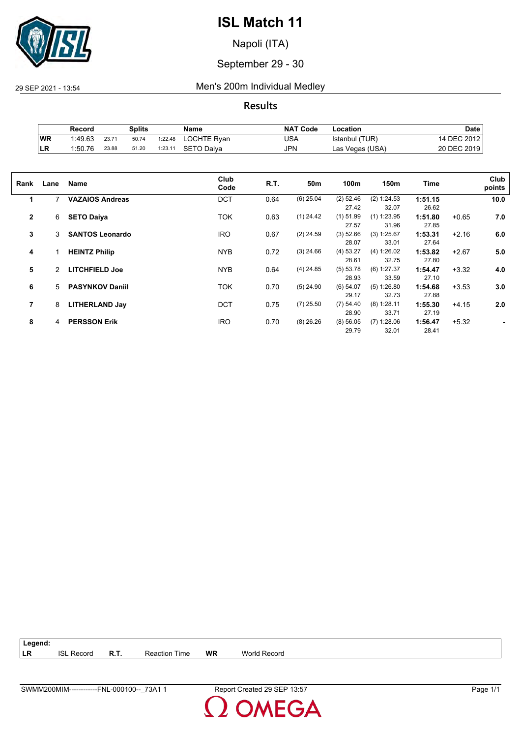# ISL Match 11

Napoli (ITA)

September 29 - 30

29 SEP 2021 - 13:54 Men's 200m Individual Medley

## Results

| | Record | Splits | | | Name | NAT Code | Location | Date |
|---|---|---|---|---|---|---|---|---|
| WR | 1:49.63 | 23.71 | 50.74 | 1:22.48 | LOCHTE Ryan | USA | Istanbul (TUR) | 14 DEC 2012 |
| LR | 1:50.76 | 23.88 | 51.20 | 1:23.11 | SETO Daiya | JPN | Las Vegas (USA) | 20 DEC 2019 |

| Rank | Lane | Name | Club Code | R.T. | 50m | 100m | 150m | Time | | Club points |
|---|---|---|---|---|---|---|---|---|---|---|
| 1 | 7 | **VAZAIOS Andreas** | DCT | 0.64 | (6) 25.04 | (2) 52.46 | (2) 1:24.53 | **1:51.15** | | **10.0** |
| | | | | | | 27.42 | 32.07 | 26.62 | | |
| 2 | 6 | **SETO Daiya** | TOK | 0.63 | (1) 24.42 | (1) 51.99 | (1) 1:23.95 | **1:51.80** | +0.65 | **7.0** |
| | | | | | | 27.57 | 31.96 | 27.85 | | |
| 3 | 3 | **SANTOS Leonardo** | IRO | 0.67 | (2) 24.59 | (3) 52.66 | (3) 1:25.67 | **1:53.31** | +2.16 | **6.0** |
| | | | | | | 28.07 | 33.01 | 27.64 | | |
| 4 | 1 | **HEINTZ Philip** | NYB | 0.72 | (3) 24.66 | (4) 53.27 | (4) 1:26.02 | **1:53.82** | +2.67 | **5.0** |
| | | | | | | 28.61 | 32.75 | 27.80 | | |
| 5 | 2 | **LITCHFIELD Joe** | NYB | 0.64 | (4) 24.85 | (5) 53.78 | (6) 1:27.37 | **1:54.47** | +3.32 | **4.0** |
| | | | | | | 28.93 | 33.59 | 27.10 | | |
| 6 | 5 | **PASYNKOV Daniil** | TOK | 0.70 | (5) 24.90 | (6) 54.07 | (5) 1:26.80 | **1:54.68** | +3.53 | **3.0** |
| | | | | | | 29.17 | 32.73 | 27.88 | | |
| 7 | 8 | **LITHERLAND Jay** | DCT | 0.75 | (7) 25.50 | (7) 54.40 | (8) 1:28.11 | **1:55.30** | +4.15 | **2.0** |
| | | | | | | 28.90 | 33.71 | 27.19 | | |
| 8 | 4 | **PERSSON Erik** | IRO | 0.70 | (8) 26.26 | (8) 56.05 | (7) 1:28.06 | **1:56.47** | +5.32 | **-** |
| | | | | | | 29.79 | 32.01 | 28.41 | | |

| Legend: | | | | | |
|---|---|---|---|---|---|
| LR | ISL Record | R.T. | Reaction Time | WR | World Record |

SWMM200MIM------------FNL-000100--_73A1 1 Report Created 29 SEP 13:57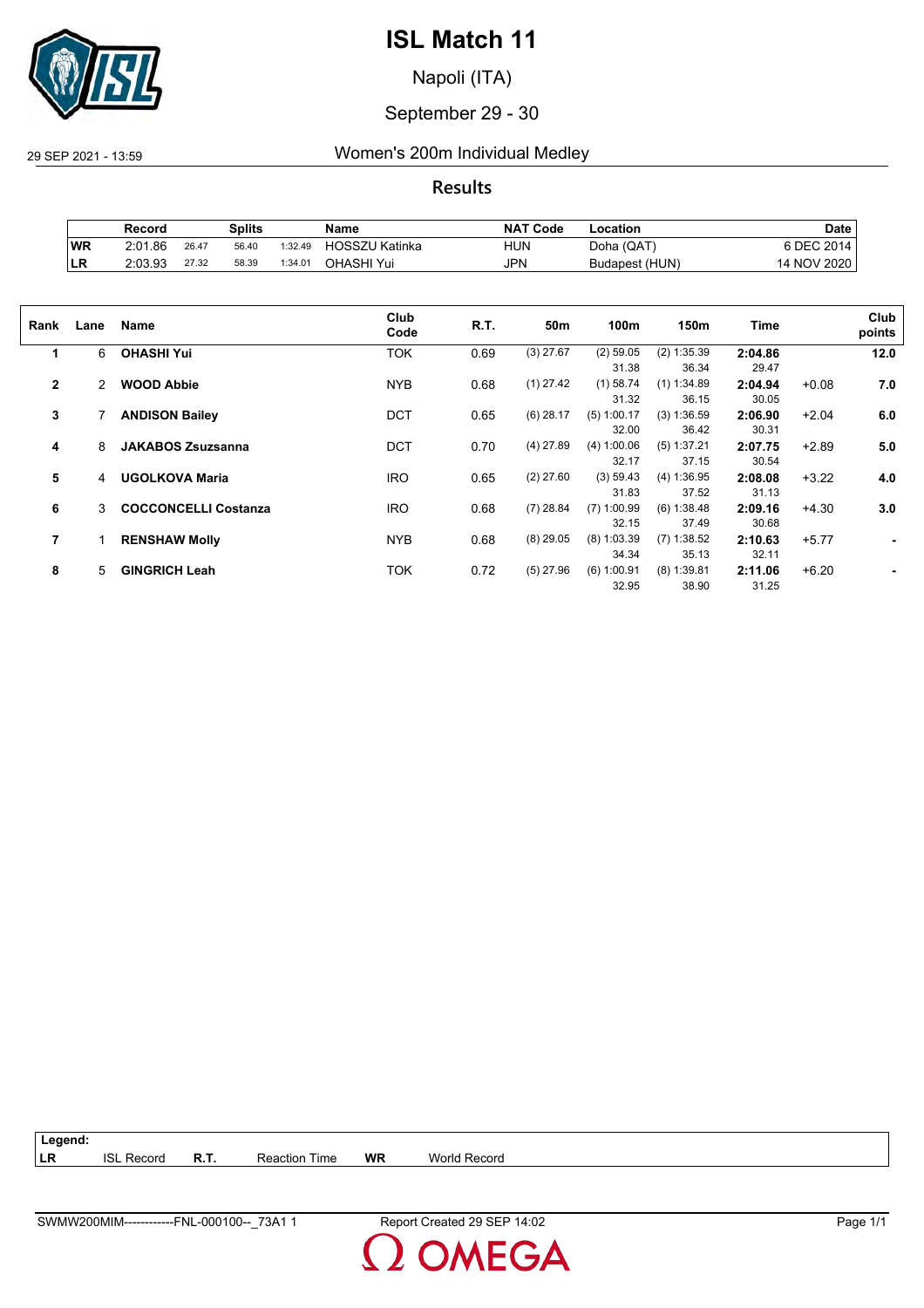# ISL Match 11

Napoli (ITA)

September 29 - 30

29 SEP 2021 - 13:59

## Women's 200m Individual Medley

### Results

| | Record | Splits | | | Name | NAT Code | Location | Date |
|---|---|---|---|---|---|---|---|---|
| WR | 2:01.86 | 26.47 | 56.40 | 1:32.49 | HOSSZU Katinka | HUN | Doha (QAT) | 6 DEC 2014 |
| LR | 2:03.93 | 27.32 | 58.39 | 1:34.01 | OHASHI Yui | JPN | Budapest (HUN) | 14 NOV 2020 |

| Rank | Lane | Name | Club Code | R.T. | 50m | 100m | 150m | Time | | Club points |
|---|---|---|---|---|---|---|---|---|---|---|
| 1 | 6 | **OHASHI Yui** | TOK | 0.69 | (3) 27.67 | (2) 59.05 | (2) 1:35.39 | **2:04.86** | | **12.0** |
| | | | | | | 31.38 | 36.34 | 29.47 | | |
| 2 | 2 | **WOOD Abbie** | NYB | 0.68 | (1) 27.42 | (1) 58.74 | (1) 1:34.89 | **2:04.94** | +0.08 | **7.0** |
| | | | | | | 31.32 | 36.15 | 30.05 | | |
| 3 | 7 | **ANDISON Bailey** | DCT | 0.65 | (6) 28.17 | (5) 1:00.17 | (3) 1:36.59 | **2:06.90** | +2.04 | **6.0** |
| | | | | | | 32.00 | 36.42 | 30.31 | | |
| 4 | 8 | **JAKABOS Zsuzsanna** | DCT | 0.70 | (4) 27.89 | (4) 1:00.06 | (5) 1:37.21 | **2:07.75** | +2.89 | **5.0** |
| | | | | | | 32.17 | 37.15 | 30.54 | | |
| 5 | 4 | **UGOLKOVA Maria** | IRO | 0.65 | (2) 27.60 | (3) 59.43 | (4) 1:36.95 | **2:08.08** | +3.22 | **4.0** |
| | | | | | | 31.83 | 37.52 | 31.13 | | |
| 6 | 3 | **COCCONCELLI Costanza** | IRO | 0.68 | (7) 28.84 | (7) 1:00.99 | (6) 1:38.48 | **2:09.16** | +4.30 | **3.0** |
| | | | | | | 32.15 | 37.49 | 30.68 | | |
| 7 | 1 | **RENSHAW Molly** | NYB | 0.68 | (8) 29.05 | (8) 1:03.39 | (7) 1:38.52 | **2:10.63** | +5.77 | **-** |
| | | | | | | 34.34 | 35.13 | 32.11 | | |
| 8 | 5 | **GINGRICH Leah** | TOK | 0.72 | (5) 27.96 | (6) 1:00.91 | (8) 1:39.81 | **2:11.06** | +6.20 | **-** |
| | | | | | | 32.95 | 38.90 | 31.25 | | |

| Legend: | | | | | |
|---|---|---|---|---|---|
| LR | ISL Record | R.T. | Reaction Time | WR | World Record |

SWMW200MIM------------FNL-000100--_73A1 1 Report Created 29 SEP 14:02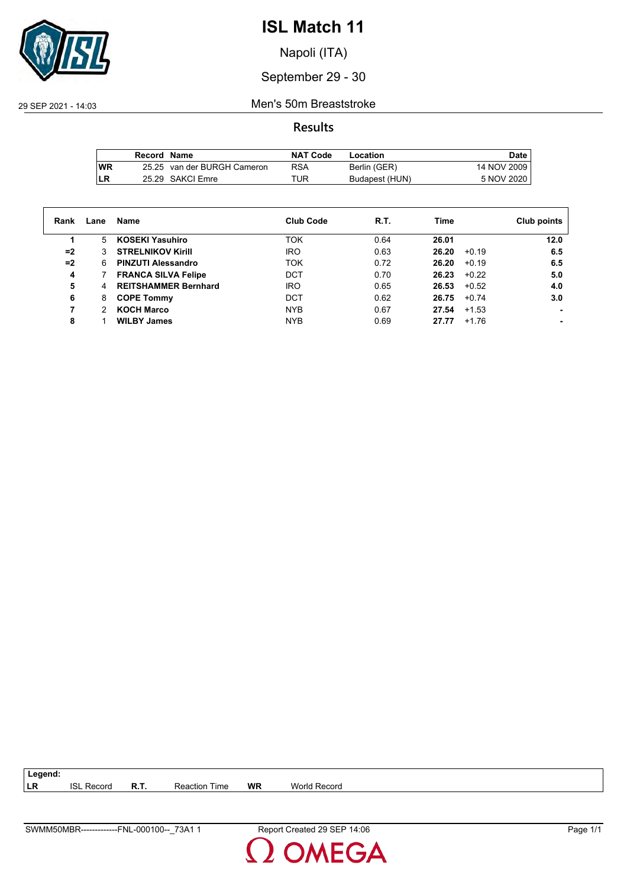# ISL Match 11

Napoli (ITA)

September 29 - 30

29 SEP 2021 - 14:03

## Men's 50m Breaststroke

### Results

| | Record | Name | NAT Code | Location | Date |
|---|---|---|---|---|---|
| WR | 25.25 | van der BURGH Cameron | RSA | Berlin (GER) | 14 NOV 2009 |
| LR | 25.29 | SAKCI Emre | TUR | Budapest (HUN) | 5 NOV 2020 |

| Rank | Lane | Name | Club Code | R.T. | Time | | Club points |
|---|---|---|---|---|---|---|---|
| 1 | 5 | **KOSEKI Yasuhiro** | TOK | 0.64 | **26.01** | | **12.0** |
| =2 | 3 | **STRELNIKOV Kirill** | IRO | 0.63 | **26.20** | +0.19 | **6.5** |
| =2 | 6 | **PINZUTI Alessandro** | TOK | 0.72 | **26.20** | +0.19 | **6.5** |
| 4 | 7 | **FRANCA SILVA Felipe** | DCT | 0.70 | **26.23** | +0.22 | **5.0** |
| 5 | 4 | **REITSHAMMER Bernhard** | IRO | 0.65 | **26.53** | +0.52 | **4.0** |
| 6 | 8 | **COPE Tommy** | DCT | 0.62 | **26.75** | +0.74 | **3.0** |
| 7 | 2 | **KOCH Marco** | NYB | 0.67 | **27.54** | +1.53 | **-** |
| 8 | 1 | **WILBY James** | NYB | 0.69 | **27.77** | +1.76 | **-** |

**Legend:**

| | | | | | |
|---|---|---|---|---|---|
| **LR** | ISL Record | **R.T.** | Reaction Time | **WR** | World Record |

SWMM50MBR-------------FNL-000100--_73A1 1 Report Created 29 SEP 14:06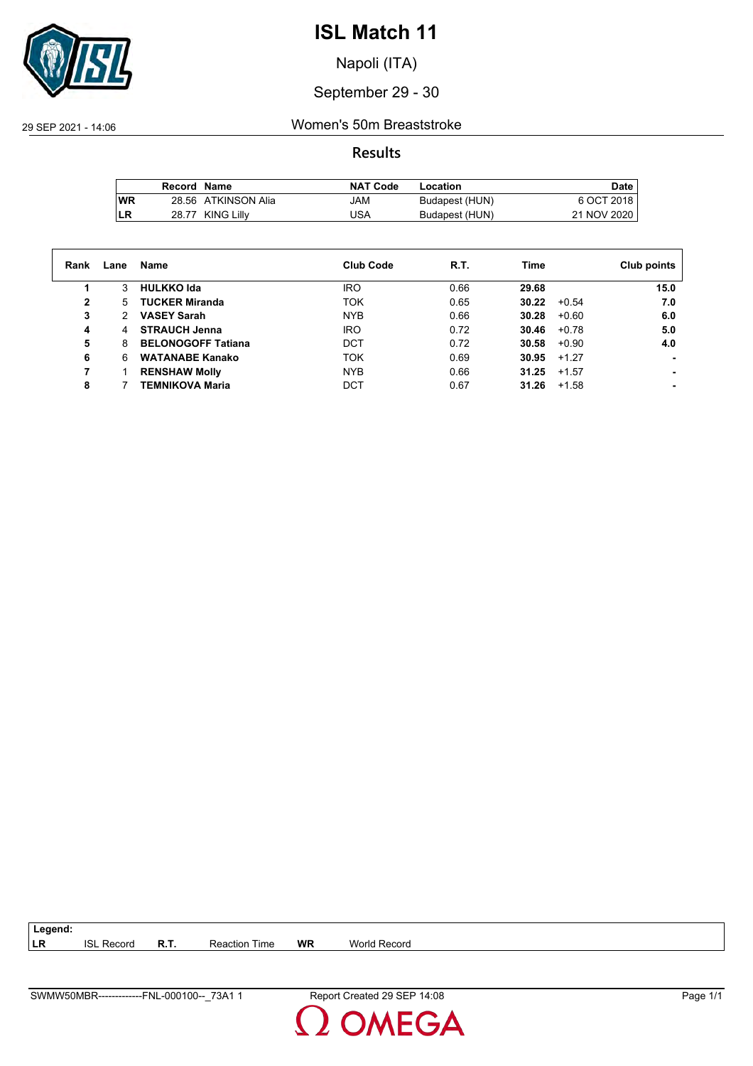# ISL Match 11

Napoli (ITA)

September 29 - 30

29 SEP 2021 - 14:06

## Women's 50m Breaststroke

### Results

| | Record | Name | NAT Code | Location | Date |
|---|---|---|---|---|---|
| WR | 28.56 | ATKINSON Alia | JAM | Budapest (HUN) | 6 OCT 2018 |
| LR | 28.77 | KING Lilly | USA | Budapest (HUN) | 21 NOV 2020 |

| Rank | Lane | Name | Club Code | R.T. | Time | | Club points |
|---|---|---|---|---|---|---|---|
| 1 | 3 | **HULKKO Ida** | IRO | 0.66 | **29.68** | | **15.0** |
| 2 | 5 | **TUCKER Miranda** | TOK | 0.65 | **30.22** | +0.54 | **7.0** |
| 3 | 2 | **VASEY Sarah** | NYB | 0.66 | **30.28** | +0.60 | **6.0** |
| 4 | 4 | **STRAUCH Jenna** | IRO | 0.72 | **30.46** | +0.78 | **5.0** |
| 5 | 8 | **BELONOGOFF Tatiana** | DCT | 0.72 | **30.58** | +0.90 | **4.0** |
| 6 | 6 | **WATANABE Kanako** | TOK | 0.69 | **30.95** | +1.27 | **-** |
| 7 | 1 | **RENSHAW Molly** | NYB | 0.66 | **31.25** | +1.57 | **-** |
| 8 | 7 | **TEMNIKOVA Maria** | DCT | 0.67 | **31.26** | +1.58 | **-** |

**Legend:**

| | | | | | |
|---|---|---|---|---|---|
| LR | ISL Record | R.T. | Reaction Time | WR | World Record |

SWMW50MBR--------------FNL-000100--_73A1 1 Report Created 29 SEP 14:08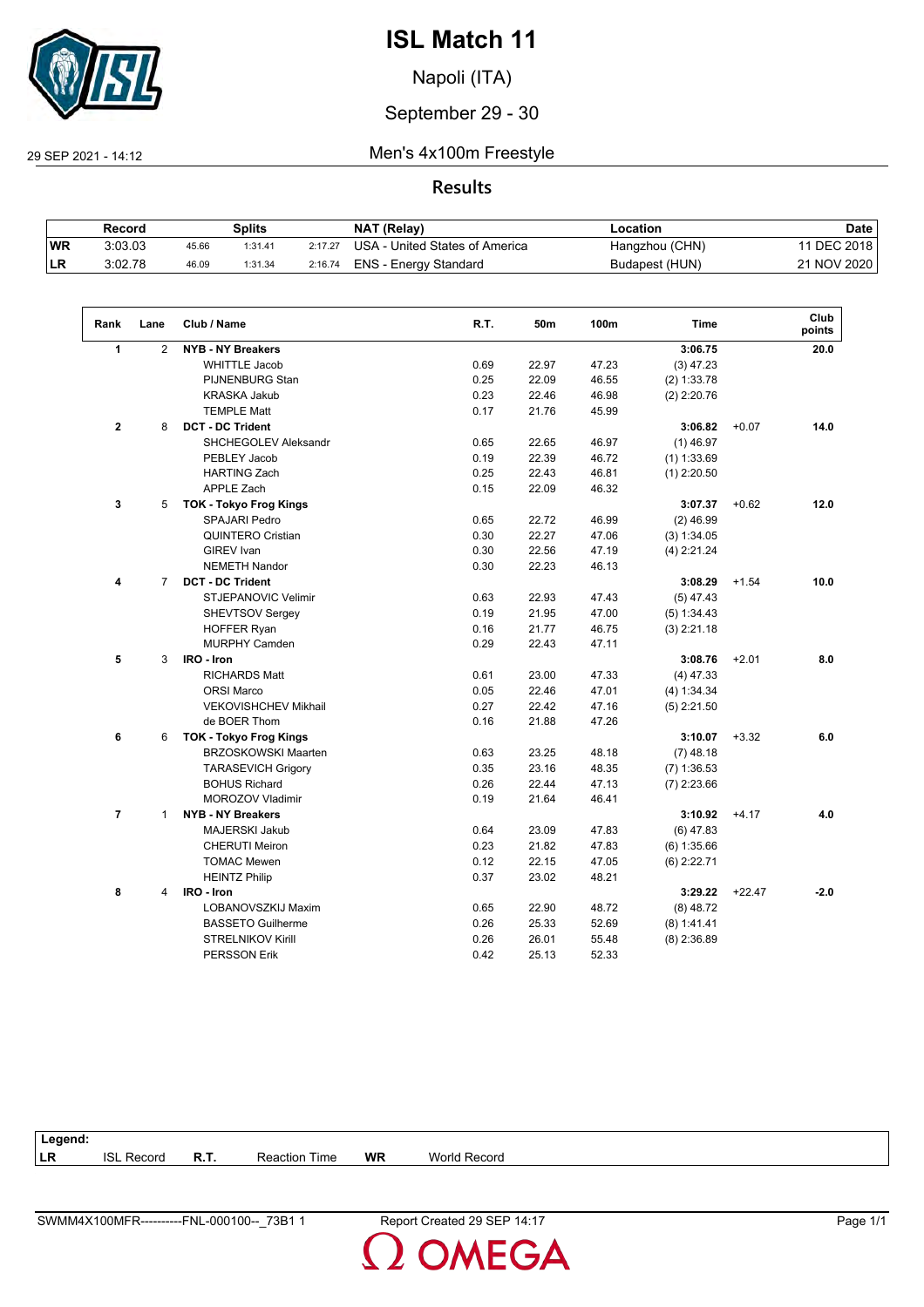# ISL Match 11

Napoli (ITA)

September 29 - 30

29 SEP 2021 - 14:12

## Men's 4x100m Freestyle

### Results

| | Record | Splits | | | NAT (Relay) | Location | Date |
|---|---|---|---|---|---|---|---|
| WR | 3:03.03 | 45.66 | 1:31.41 | 2:17.27 | USA - United States of America | Hangzhou (CHN) | 11 DEC 2018 |
| LR | 3:02.78 | 46.09 | 1:31.34 | 2:16.74 | ENS - Energy Standard | Budapest (HUN) | 21 NOV 2020 |

| Rank | Lane | Club / Name | R.T. | 50m | 100m | Time | | Club points |
|---|---|---|---|---|---|---|---|---|
| 1 | 2 | **NYB - NY Breakers** | | | | **3:06.75** | | **20.0** |
| | | WHITTLE Jacob | 0.69 | 22.97 | 47.23 | (3) 47.23 | | |
| | | PIJNENBURG Stan | 0.25 | 22.09 | 46.55 | (2) 1:33.78 | | |
| | | KRASKA Jakub | 0.23 | 22.46 | 46.98 | (2) 2:20.76 | | |
| | | TEMPLE Matt | 0.17 | 21.76 | 45.99 | | | |
| 2 | 8 | **DCT - DC Trident** | | | | **3:06.82** | +0.07 | **14.0** |
| | | SHCHEGOLEV Aleksandr | 0.65 | 22.65 | 46.97 | (1) 46.97 | | |
| | | PEBLEY Jacob | 0.19 | 22.39 | 46.72 | (1) 1:33.69 | | |
| | | HARTING Zach | 0.25 | 22.43 | 46.81 | (1) 2:20.50 | | |
| | | APPLE Zach | 0.15 | 22.09 | 46.32 | | | |
| 3 | 5 | **TOK - Tokyo Frog Kings** | | | | **3:07.37** | +0.62 | **12.0** |
| | | SPAJARI Pedro | 0.65 | 22.72 | 46.99 | (2) 46.99 | | |
| | | QUINTERO Cristian | 0.30 | 22.27 | 47.06 | (3) 1:34.05 | | |
| | | GIREV Ivan | 0.30 | 22.56 | 47.19 | (4) 2:21.24 | | |
| | | NEMETH Nandor | 0.30 | 22.23 | 46.13 | | | |
| 4 | 7 | **DCT - DC Trident** | | | | **3:08.29** | +1.54 | **10.0** |
| | | STJEPANOVIC Velimir | 0.63 | 22.93 | 47.43 | (5) 47.43 | | |
| | | SHEVTSOV Sergey | 0.19 | 21.95 | 47.00 | (5) 1:34.43 | | |
| | | HOFFER Ryan | 0.16 | 21.77 | 46.75 | (3) 2:21.18 | | |
| | | MURPHY Camden | 0.29 | 22.43 | 47.11 | | | |
| 5 | 3 | **IRO - Iron** | | | | **3:08.76** | +2.01 | **8.0** |
| | | RICHARDS Matt | 0.61 | 23.00 | 47.33 | (4) 47.33 | | |
| | | ORSI Marco | 0.05 | 22.46 | 47.01 | (4) 1:34.34 | | |
| | | VEKOVISHCHEV Mikhail | 0.27 | 22.42 | 47.16 | (5) 2:21.50 | | |
| | | de BOER Thom | 0.16 | 21.88 | 47.26 | | | |
| 6 | 6 | **TOK - Tokyo Frog Kings** | | | | **3:10.07** | +3.32 | **6.0** |
| | | BRZOSKOWSKI Maarten | 0.63 | 23.25 | 48.18 | (7) 48.18 | | |
| | | TARASEVICH Grigory | 0.35 | 23.16 | 48.35 | (7) 1:36.53 | | |
| | | BOHUS Richard | 0.26 | 22.44 | 47.13 | (7) 2:23.66 | | |
| | | MOROZOV Vladimir | 0.19 | 21.64 | 46.41 | | | |
| 7 | 1 | **NYB - NY Breakers** | | | | **3:10.92** | +4.17 | **4.0** |
| | | MAJERSKI Jakub | 0.64 | 23.09 | 47.83 | (6) 47.83 | | |
| | | CHERUTI Meiron | 0.23 | 21.82 | 47.83 | (6) 1:35.66 | | |
| | | TOMAC Mewen | 0.12 | 22.15 | 47.05 | (6) 2:22.71 | | |
| | | HEINTZ Philip | 0.37 | 23.02 | 48.21 | | | |
| 8 | 4 | **IRO - Iron** | | | | **3:29.22** | +22.47 | **-2.0** |
| | | LOBANOVSZKIJ Maxim | 0.65 | 22.90 | 48.72 | (8) 48.72 | | |
| | | BASSETO Guilherme | 0.26 | 25.33 | 52.69 | (8) 1:41.41 | | |
| | | STRELNIKOV Kirill | 0.26 | 26.01 | 55.48 | (8) 2:36.89 | | |
| | | PERSSON Erik | 0.42 | 25.13 | 52.33 | | | |

**Legend:**

| | | | | | |
|---|---|---|---|---|---|
| LR | ISL Record | R.T. | Reaction Time | WR | World Record |

SWMM4X100MFR----------FNL-000100--_73B1 1 Report Created 29 SEP 14:17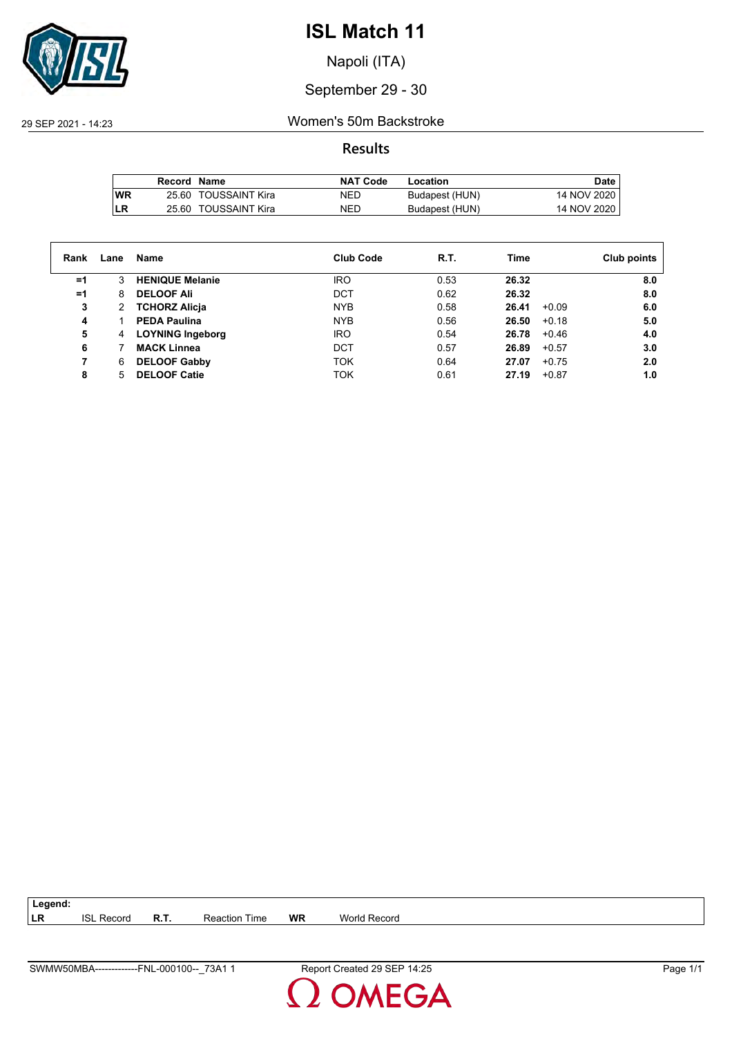# ISL Match 11

Napoli (ITA)

September 29 - 30

29 SEP 2021 - 14:23

## Women's 50m Backstroke

### Results

| | Record | Name | NAT Code | Location | Date |
|---|---|---|---|---|---|
| WR | 25.60 | TOUSSAINT Kira | NED | Budapest (HUN) | 14 NOV 2020 |
| LR | 25.60 | TOUSSAINT Kira | NED | Budapest (HUN) | 14 NOV 2020 |

| Rank | Lane | Name | Club Code | R.T. | Time | | Club points |
|---|---|---|---|---|---|---|---|
| =1 | 3 | **HENIQUE Melanie** | IRO | 0.53 | **26.32** | | **8.0** |
| =1 | 8 | **DELOOF Ali** | DCT | 0.62 | **26.32** | | **8.0** |
| 3 | 2 | **TCHORZ Alicja** | NYB | 0.58 | **26.41** | +0.09 | **6.0** |
| 4 | 1 | **PEDA Paulina** | NYB | 0.56 | **26.50** | +0.18 | **5.0** |
| 5 | 4 | **LOYNING Ingeborg** | IRO | 0.54 | **26.78** | +0.46 | **4.0** |
| 6 | 7 | **MACK Linnea** | DCT | 0.57 | **26.89** | +0.57 | **3.0** |
| 7 | 6 | **DELOOF Gabby** | TOK | 0.64 | **27.07** | +0.75 | **2.0** |
| 8 | 5 | **DELOOF Catie** | TOK | 0.61 | **27.19** | +0.87 | **1.0** |

**Legend:**

| | | | | | |
|---|---|---|---|---|---|
| LR | ISL Record | R.T. | Reaction Time | WR | World Record |

SWMW50MBA-------------FNL-000100--_73A1 1 Report Created 29 SEP 14:25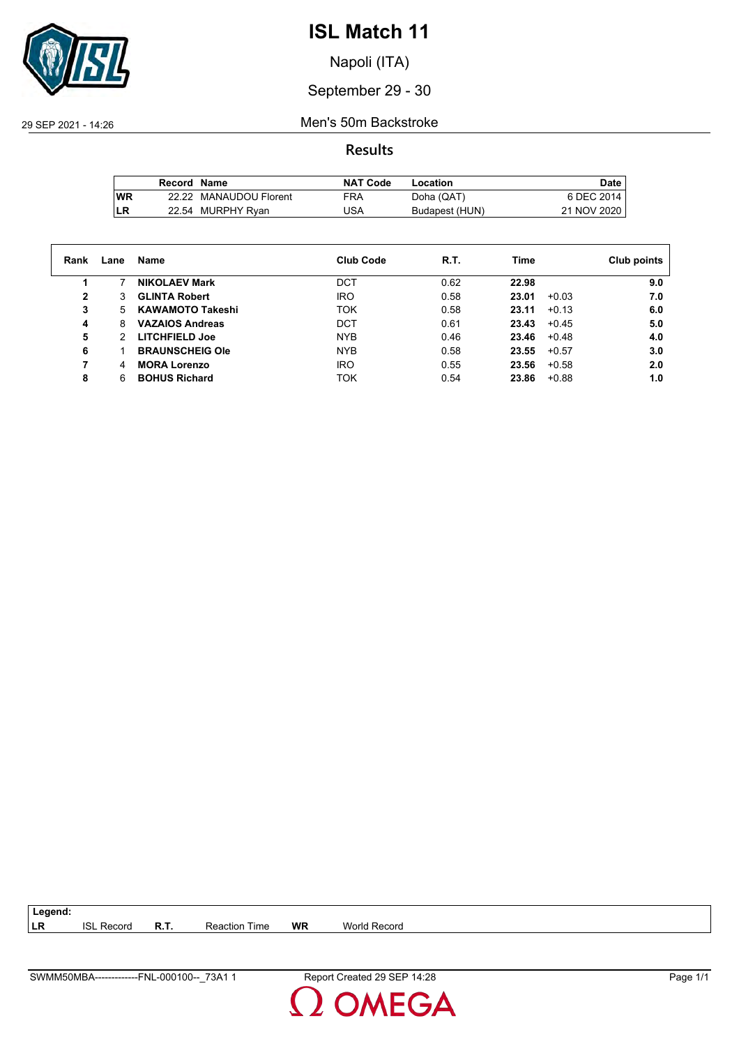# ISL Match 11

Napoli (ITA)

September 29 - 30

29 SEP 2021 - 14:26

## Men's 50m Backstroke

### Results

| | Record | Name | NAT Code | Location | Date |
|---|---|---|---|---|---|
| WR | 22.22 | MANAUDOU Florent | FRA | Doha (QAT) | 6 DEC 2014 |
| LR | 22.54 | MURPHY Ryan | USA | Budapest (HUN) | 21 NOV 2020 |

| Rank | Lane | Name | Club Code | R.T. | Time | | Club points |
|---|---|---|---|---|---|---|---|
| **1** | 7 | **NIKOLAEV Mark** | DCT | 0.62 | **22.98** | | **9.0** |
| **2** | 3 | **GLINTA Robert** | IRO | 0.58 | **23.01** | +0.03 | **7.0** |
| **3** | 5 | **KAWAMOTO Takeshi** | TOK | 0.58 | **23.11** | +0.13 | **6.0** |
| **4** | 8 | **VAZAIOS Andreas** | DCT | 0.61 | **23.43** | +0.45 | **5.0** |
| **5** | 2 | **LITCHFIELD Joe** | NYB | 0.46 | **23.46** | +0.48 | **4.0** |
| **6** | 1 | **BRAUNSCHEIG Ole** | NYB | 0.58 | **23.55** | +0.57 | **3.0** |
| **7** | 4 | **MORA Lorenzo** | IRO | 0.55 | **23.56** | +0.58 | **2.0** |
| **8** | 6 | **BOHUS Richard** | TOK | 0.54 | **23.86** | +0.88 | **1.0** |

**Legend:**

| | | | | | |
|---|---|---|---|---|---|
| **LR** | ISL Record | **R.T.** | Reaction Time | **WR** | World Record |

SWMM50MBA-------------FNL-000100--_73A1 1 — Report Created 29 SEP 14:28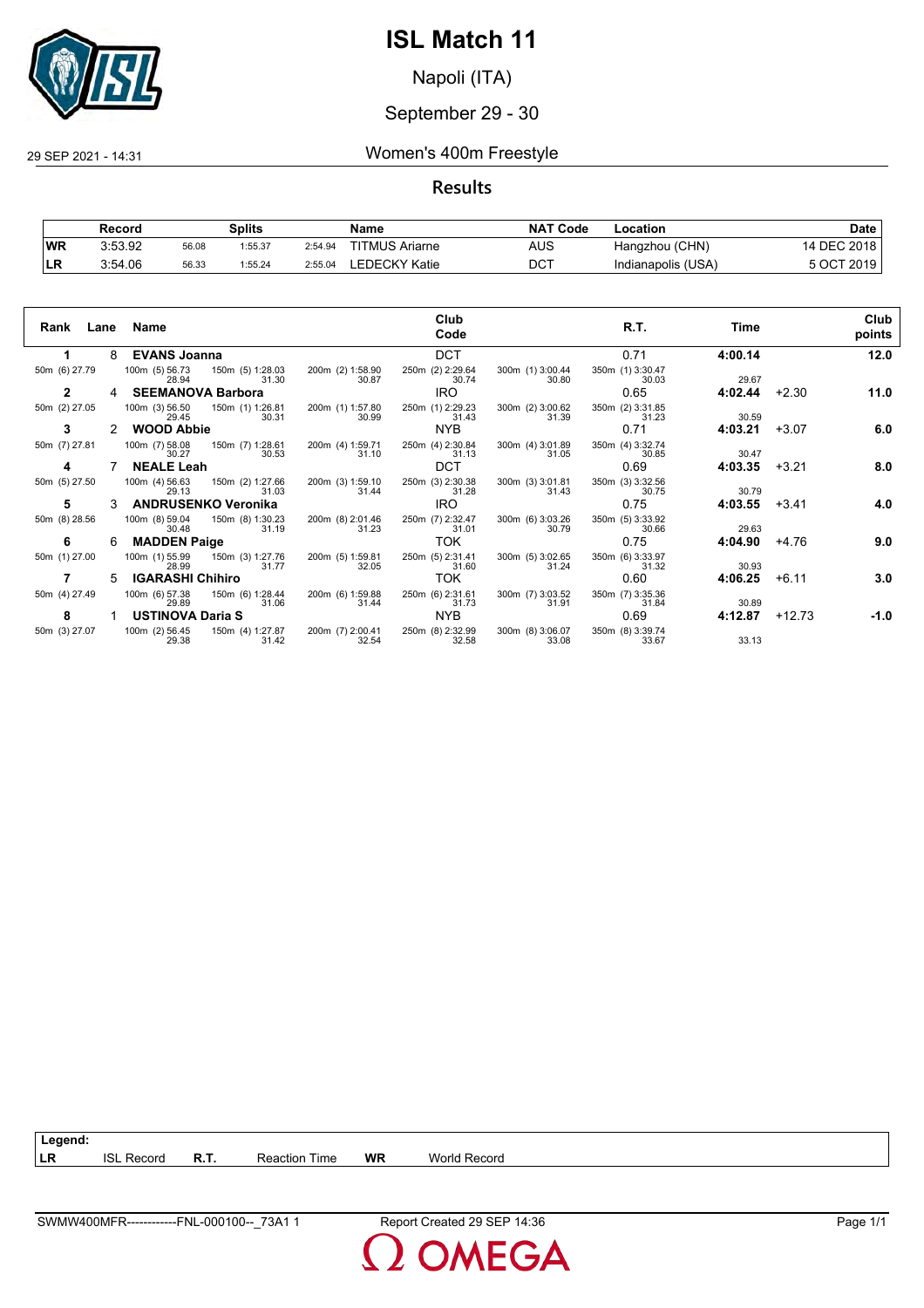# ISL Match 11

Napoli (ITA)

September 29 - 30

29 SEP 2021 - 14:31

## Women's 400m Freestyle

### Results

| Record | | Splits | | | Name | NAT Code | Location | Date |
|---|---|---|---|---|---|---|---|---|
| WR | 3:53.92 | 56.08 | 1:55.37 | 2:54.94 | TITMUS Ariarne | AUS | Hangzhou (CHN) | 14 DEC 2018 |
| LR | 3:54.06 | 56.33 | 1:55.24 | 2:55.04 | LEDECKY Katie | DCT | Indianapolis (USA) | 5 OCT 2019 |

| Rank | Lane | Name | Club Code | R.T. | Time | | Club points |
|---|---|---|---|---|---|---|---|
| 1 | 8 | **EVANS Joanna** | DCT | 0.71 | **4:00.14** | | **12.0** |
| | | 50m (6) 27.79; 100m (5) 56.73 / 28.94; 150m (5) 1:28.03 / 31.30; 200m (2) 1:58.90 / 30.87; 250m (2) 2:29.64 / 30.74; 300m (1) 3:00.44 / 30.80; 350m (1) 3:30.47 / 30.03; 29.67 | | | | | |
| 2 | 4 | **SEEMANOVA Barbora** | IRO | 0.65 | **4:02.44** | +2.30 | **11.0** |
| | | 50m (2) 27.05; 100m (3) 56.50 / 29.45; 150m (1) 1:26.81 / 30.31; 200m (1) 1:57.80 / 30.99; 250m (1) 2:29.23 / 31.43; 300m (2) 3:00.62 / 31.39; 350m (2) 3:31.85 / 31.23; 30.59 | | | | | |
| 3 | 2 | **WOOD Abbie** | NYB | 0.71 | **4:03.21** | +3.07 | **6.0** |
| | | 50m (7) 27.81; 100m (7) 58.08 / 30.27; 150m (7) 1:28.61 / 30.53; 200m (4) 1:59.71 / 31.10; 250m (4) 2:30.84 / 31.13; 300m (4) 3:01.89 / 31.05; 350m (4) 3:32.74 / 30.85; 30.47 | | | | | |
| 4 | 7 | **NEALE Leah** | DCT | 0.69 | **4:03.35** | +3.21 | **8.0** |
| | | 50m (5) 27.50; 100m (4) 56.63 / 29.13; 150m (2) 1:27.66 / 31.03; 200m (3) 1:59.10 / 31.44; 250m (3) 2:30.38 / 31.28; 300m (3) 3:01.81 / 31.43; 350m (3) 3:32.56 / 30.75; 30.79 | | | | | |
| 5 | 3 | **ANDRUSENKO Veronika** | IRO | 0.75 | **4:03.55** | +3.41 | **4.0** |
| | | 50m (8) 28.56; 100m (8) 59.04 / 30.48; 150m (8) 1:30.23 / 31.19; 200m (8) 2:01.46 / 31.23; 250m (7) 2:32.47 / 31.01; 300m (6) 3:03.26 / 30.79; 350m (5) 3:33.92 / 30.66; 29.63 | | | | | |
| 6 | 6 | **MADDEN Paige** | TOK | 0.75 | **4:04.90** | +4.76 | **9.0** |
| | | 50m (1) 27.00; 100m (1) 55.99 / 28.99; 150m (3) 1:27.76 / 31.77; 200m (5) 1:59.81 / 32.05; 250m (5) 2:31.41 / 31.60; 300m (5) 3:02.65 / 31.24; 350m (6) 3:33.97 / 31.32; 30.93 | | | | | |
| 7 | 5 | **IGARASHI Chihiro** | TOK | 0.60 | **4:06.25** | +6.11 | **3.0** |
| | | 50m (4) 27.49; 100m (6) 57.38 / 29.89; 150m (6) 1:28.44 / 31.06; 200m (6) 1:59.88 / 31.44; 250m (6) 2:31.61 / 31.73; 300m (7) 3:03.52 / 31.91; 350m (7) 3:35.36 / 31.84; 30.89 | | | | | |
| 8 | 1 | **USTINOVA Daria S** | NYB | 0.69 | **4:12.87** | +12.73 | **-1.0** |
| | | 50m (3) 27.07; 100m (2) 56.45 / 29.38; 150m (4) 1:27.87 / 31.42; 200m (7) 2:00.41 / 32.54; 250m (8) 2:32.99 / 32.58; 300m (8) 3:06.07 / 33.08; 350m (8) 3:39.74 / 33.67; 33.13 | | | | | |

**Legend:**

| LR | ISL Record | R.T. | Reaction Time | WR | World Record |
|---|---|---|---|---|---|

SWMW400MFR------------FNL-000100--_73A1 1 &nbsp;&nbsp;&nbsp; Report Created 29 SEP 14:36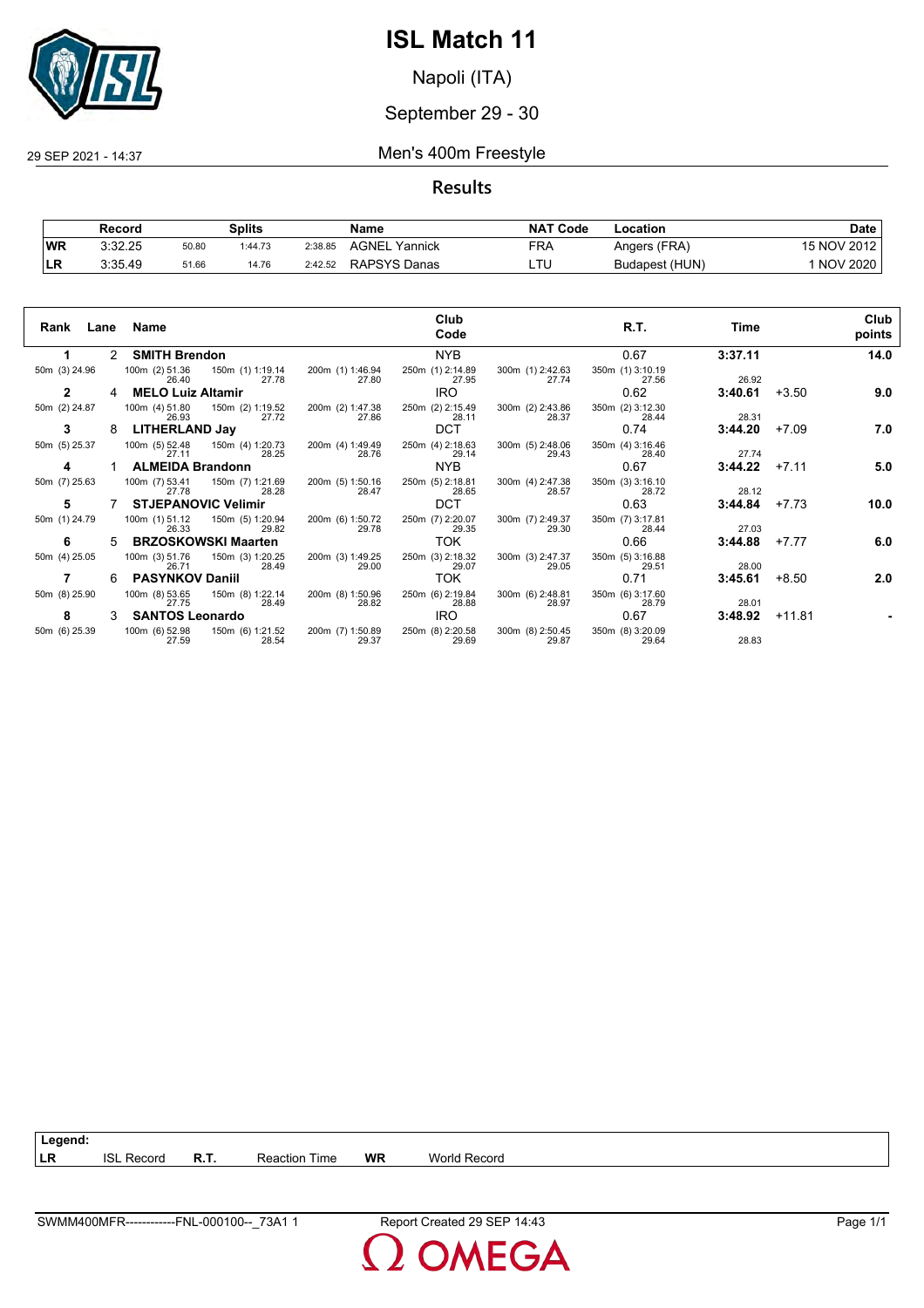# ISL Match 11

Napoli (ITA)

September 29 - 30

29 SEP 2021 - 14:37

## Men's 400m Freestyle

### Results

| | Record | Splits | | | Name | NAT Code | Location | Date |
|---|---|---|---|---|---|---|---|---|
| WR | 3:32.25 | 50.80 | 1:44.73 | 2:38.85 | AGNEL Yannick | FRA | Angers (FRA) | 15 NOV 2012 |
| LR | 3:35.49 | 51.66 | 14.76 | 2:42.52 | RAPSYS Danas | LTU | Budapest (HUN) | 1 NOV 2020 |

| Rank | Lane | Name | Club Code | R.T. | Time | | Club points |
|---|---|---|---|---|---|---|---|
| 1 | 2 | **SMITH Brendon** | NYB | 0.67 | **3:37.11** | | **14.0** |
| 2 | 4 | **MELO Luiz Altamir** | IRO | 0.62 | **3:40.61** | +3.50 | **9.0** |
| 3 | 8 | **LITHERLAND Jay** | DCT | 0.74 | **3:44.20** | +7.09 | **7.0** |
| 4 | 1 | **ALMEIDA Brandonn** | NYB | 0.67 | **3:44.22** | +7.11 | **5.0** |
| 5 | 7 | **STJEPANOVIC Velimir** | DCT | 0.63 | **3:44.84** | +7.73 | **10.0** |
| 6 | 5 | **BRZOSKOWSKI Maarten** | TOK | 0.66 | **3:44.88** | +7.77 | **6.0** |
| 7 | 6 | **PASYNKOV Daniil** | TOK | 0.71 | **3:45.61** | +8.50 | **2.0** |
| 8 | 3 | **SANTOS Leonardo** | IRO | 0.67 | **3:48.92** | +11.81 | **-** |

Splits:

| Name | 50m | 100m | 150m | 200m | 250m | 300m | 350m | 400m |
|---|---|---|---|---|---|---|---|---|
| SMITH Brendon | (3) 24.96 | (2) 51.36 / 26.40 | (1) 1:19.14 / 27.78 | (1) 1:46.94 / 27.80 | (1) 2:14.89 / 27.95 | (1) 2:42.63 / 27.74 | (1) 3:10.19 / 27.56 | 26.92 |
| MELO Luiz Altamir | (2) 24.87 | (4) 51.80 / 26.93 | (2) 1:19.52 / 27.72 | (2) 1:47.38 / 27.86 | (2) 2:15.49 / 28.11 | (2) 2:43.86 / 28.37 | (2) 3:12.30 / 28.44 | 28.31 |
| LITHERLAND Jay | (5) 25.37 | (5) 52.48 / 27.11 | (4) 1:20.73 / 28.25 | (4) 1:49.49 / 28.76 | (4) 2:18.63 / 29.14 | (5) 2:48.06 / 29.43 | (4) 3:16.46 / 28.40 | 27.74 |
| ALMEIDA Brandonn | (7) 25.63 | (7) 53.41 / 27.78 | (7) 1:21.69 / 28.28 | (5) 1:50.16 / 28.47 | (5) 2:18.81 / 28.65 | (4) 2:47.38 / 28.57 | (3) 3:16.10 / 28.72 | 28.12 |
| STJEPANOVIC Velimir | (1) 24.79 | (1) 51.12 / 26.33 | (5) 1:20.94 / 29.82 | (6) 1:50.72 / 29.78 | (7) 2:20.07 / 29.35 | (7) 2:49.37 / 29.30 | (7) 3:17.81 / 28.44 | 27.03 |
| BRZOSKOWSKI Maarten | (4) 25.05 | (3) 51.76 / 26.71 | (3) 1:20.25 / 28.49 | (3) 1:49.25 / 29.00 | (3) 2:18.32 / 29.07 | (3) 2:47.37 / 29.05 | (5) 3:16.88 / 29.51 | 28.00 |
| PASYNKOV Daniil | (8) 25.90 | (8) 53.65 / 27.75 | (8) 1:22.14 / 28.49 | (8) 1:50.96 / 28.82 | (6) 2:19.84 / 28.88 | (6) 2:48.81 / 28.97 | (6) 3:17.60 / 28.79 | 28.01 |
| SANTOS Leonardo | (6) 25.39 | (6) 52.98 / 27.59 | (6) 1:21.52 / 28.54 | (7) 1:50.89 / 29.37 | (8) 2:20.58 / 29.69 | (8) 2:50.45 / 29.87 | (8) 3:20.09 / 29.64 | 28.83 |

**Legend:**

| | | | | | |
|---|---|---|---|---|---|
| LR | ISL Record | R.T. | Reaction Time | WR | World Record |

SWMM400MFR------------FNL-000100--_73A1 1 Report Created 29 SEP 14:43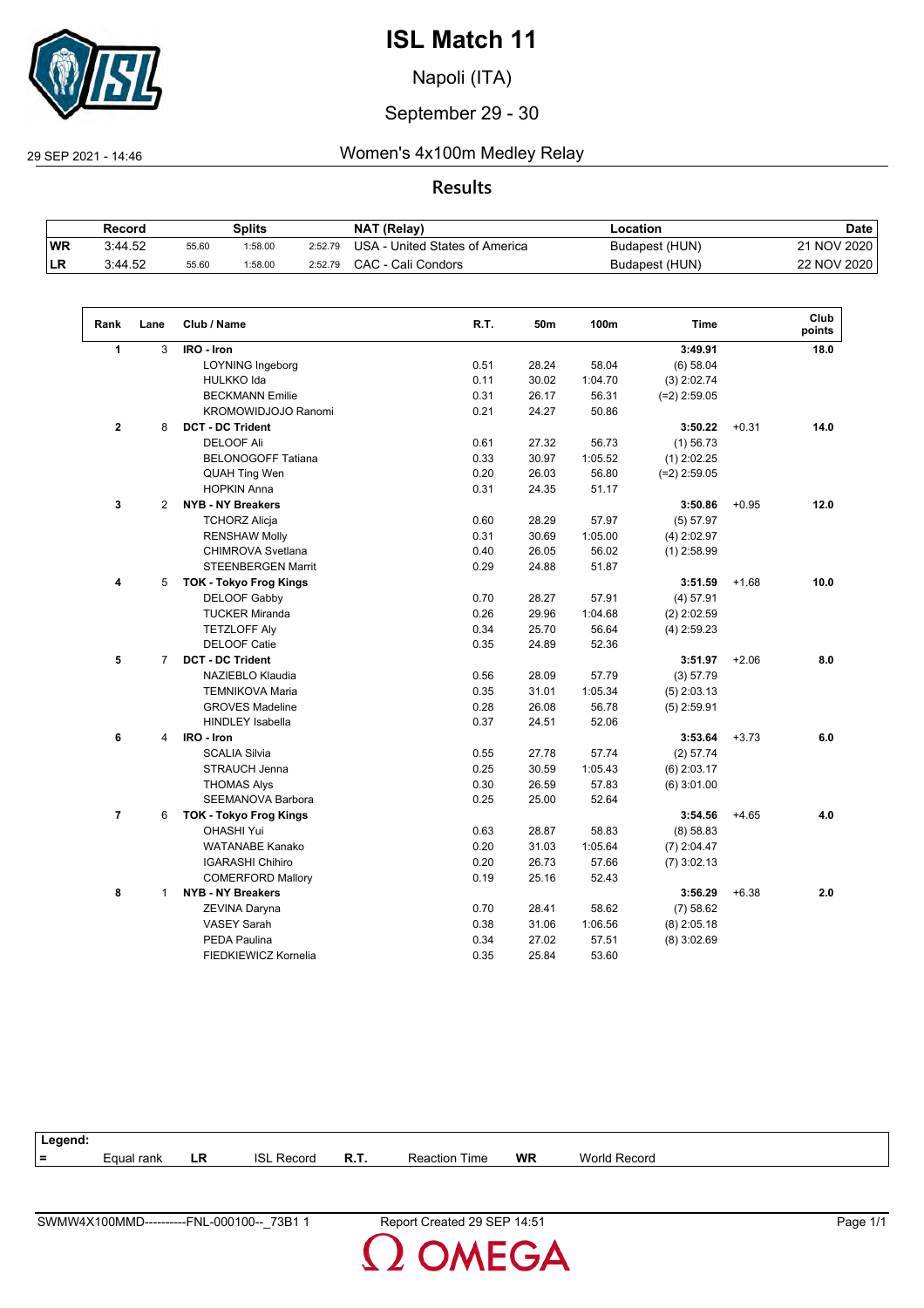# ISL Match 11

Napoli (ITA)

September 29 - 30

29 SEP 2021 - 14:46

## Women's 4x100m Medley Relay

### Results

| | Record | Splits | | | NAT (Relay) | Location | Date |
|---|---|---|---|---|---|---|---|
| WR | 3:44.52 | 55.60 | 1:58.00 | 2:52.79 | USA - United States of America | Budapest (HUN) | 21 NOV 2020 |
| LR | 3:44.52 | 55.60 | 1:58.00 | 2:52.79 | CAC - Cali Condors | Budapest (HUN) | 22 NOV 2020 |

| Rank | Lane | Club / Name | R.T. | 50m | 100m | Time | | Club points |
|---|---|---|---|---|---|---|---|---|
| 1 | 3 | **IRO - Iron** | | | | **3:49.91** | | **18.0** |
| | | LOYNING Ingeborg | 0.51 | 28.24 | 58.04 | (6) 58.04 | | |
| | | HULKKO Ida | 0.11 | 30.02 | 1:04.70 | (3) 2:02.74 | | |
| | | BECKMANN Emilie | 0.31 | 26.17 | 56.31 | (=2) 2:59.05 | | |
| | | KROMOWIDJOJO Ranomi | 0.21 | 24.27 | 50.86 | | | |
| 2 | 8 | **DCT - DC Trident** | | | | **3:50.22** | +0.31 | **14.0** |
| | | DELOOF Ali | 0.61 | 27.32 | 56.73 | (1) 56.73 | | |
| | | BELONOGOFF Tatiana | 0.33 | 30.97 | 1:05.52 | (1) 2:02.25 | | |
| | | QUAH Ting Wen | 0.20 | 26.03 | 56.80 | (=2) 2:59.05 | | |
| | | HOPKIN Anna | 0.31 | 24.35 | 51.17 | | | |
| 3 | 2 | **NYB - NY Breakers** | | | | **3:50.86** | +0.95 | **12.0** |
| | | TCHORZ Alicja | 0.60 | 28.29 | 57.97 | (5) 57.97 | | |
| | | RENSHAW Molly | 0.31 | 30.69 | 1:05.00 | (4) 2:02.97 | | |
| | | CHIMROVA Svetlana | 0.40 | 26.05 | 56.02 | (1) 2:58.99 | | |
| | | STEENBERGEN Marrit | 0.29 | 24.88 | 51.87 | | | |
| 4 | 5 | **TOK - Tokyo Frog Kings** | | | | **3:51.59** | +1.68 | **10.0** |
| | | DELOOF Gabby | 0.70 | 28.27 | 57.91 | (4) 57.91 | | |
| | | TUCKER Miranda | 0.26 | 29.96 | 1:04.68 | (2) 2:02.59 | | |
| | | TETZLOFF Aly | 0.34 | 25.70 | 56.64 | (4) 2:59.23 | | |
| | | DELOOF Catie | 0.35 | 24.89 | 52.36 | | | |
| 5 | 7 | **DCT - DC Trident** | | | | **3:51.97** | +2.06 | **8.0** |
| | | NAZIEBLO Klaudia | 0.56 | 28.09 | 57.79 | (3) 57.79 | | |
| | | TEMNIKOVA Maria | 0.35 | 31.01 | 1:05.34 | (5) 2:03.13 | | |
| | | GROVES Madeline | 0.28 | 26.08 | 56.78 | (5) 2:59.91 | | |
| | | HINDLEY Isabella | 0.37 | 24.51 | 52.06 | | | |
| 6 | 4 | **IRO - Iron** | | | | **3:53.64** | +3.73 | **6.0** |
| | | SCALIA Silvia | 0.55 | 27.78 | 57.74 | (2) 57.74 | | |
| | | STRAUCH Jenna | 0.25 | 30.59 | 1:05.43 | (6) 2:03.17 | | |
| | | THOMAS Alys | 0.30 | 26.59 | 57.83 | (6) 3:01.00 | | |
| | | SEEMANOVA Barbora | 0.25 | 25.00 | 52.64 | | | |
| 7 | 6 | **TOK - Tokyo Frog Kings** | | | | **3:54.56** | +4.65 | **4.0** |
| | | OHASHI Yui | 0.63 | 28.87 | 58.83 | (8) 58.83 | | |
| | | WATANABE Kanako | 0.20 | 31.03 | 1:05.64 | (7) 2:04.47 | | |
| | | IGARASHI Chihiro | 0.20 | 26.73 | 57.66 | (7) 3:02.13 | | |
| | | COMERFORD Mallory | 0.19 | 25.16 | 52.43 | | | |
| 8 | 1 | **NYB - NY Breakers** | | | | **3:56.29** | +6.38 | **2.0** |
| | | ZEVINA Daryna | 0.70 | 28.41 | 58.62 | (7) 58.62 | | |
| | | VASEY Sarah | 0.38 | 31.06 | 1:06.56 | (8) 2:05.18 | | |
| | | PEDA Paulina | 0.34 | 27.02 | 57.51 | (8) 3:02.69 | | |
| | | FIEDKIEWICZ Kornelia | 0.35 | 25.84 | 53.60 | | | |

**Legend:**

| | | | | | | | |
|---|---|---|---|---|---|---|---|
| = | Equal rank | LR | ISL Record | R.T. | Reaction Time | WR | World Record |

SWMW4X100MMD----------FNL-000100--_73B1 1 Report Created 29 SEP 14:51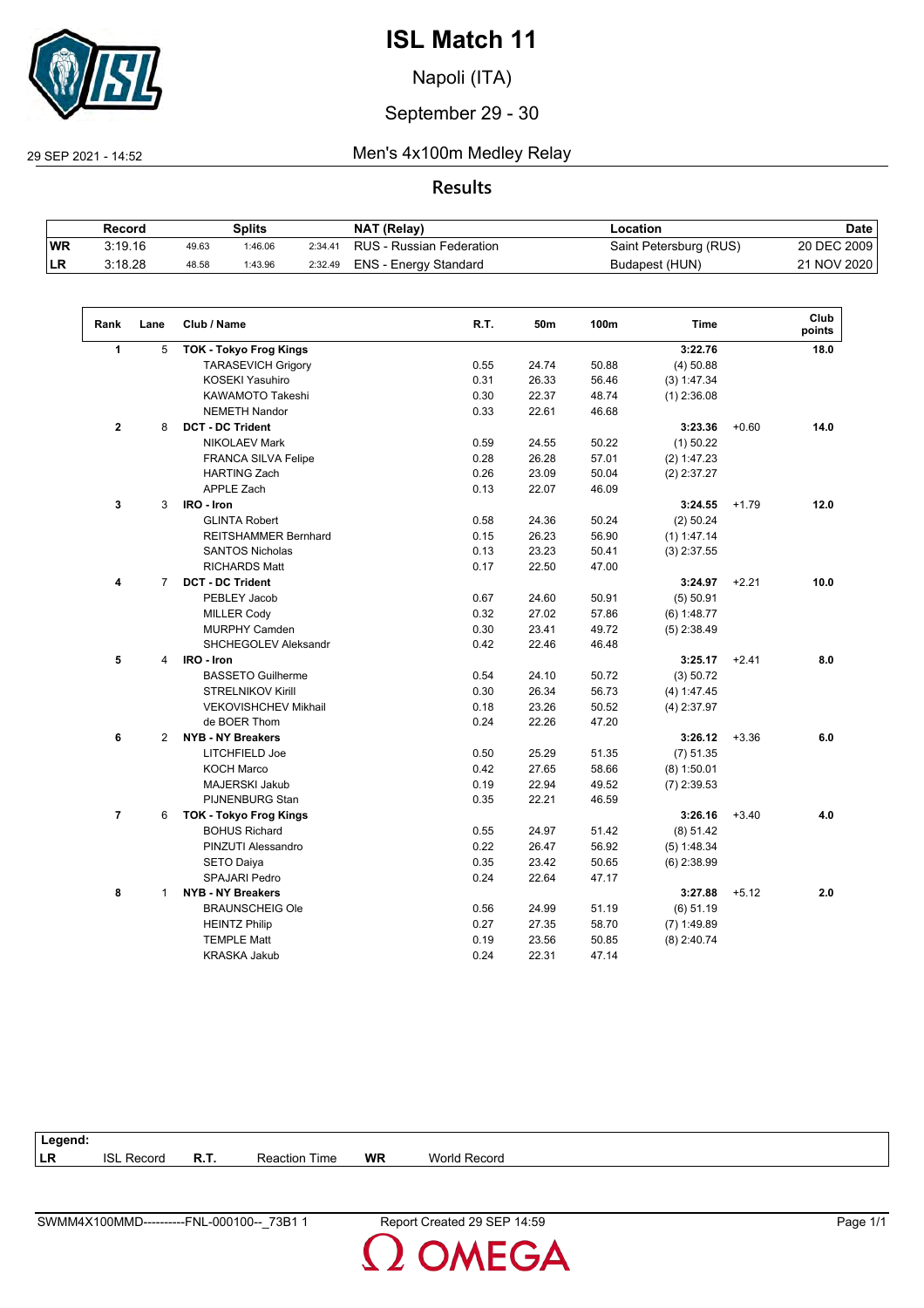# ISL Match 11

Napoli (ITA)

September 29 - 30

29 SEP 2021 - 14:52

## Men's 4x100m Medley Relay

### Results

| | Record | Splits | | | NAT (Relay) | Location | Date |
|---|---|---|---|---|---|---|---|
| WR | 3:19.16 | 49.63 | 1:46.06 | 2:34.41 | RUS - Russian Federation | Saint Petersburg (RUS) | 20 DEC 2009 |
| LR | 3:18.28 | 48.58 | 1:43.96 | 2:32.49 | ENS - Energy Standard | Budapest (HUN) | 21 NOV 2020 |

| Rank | Lane | Club / Name | R.T. | 50m | 100m | Time | | Club points |
|---|---|---|---|---|---|---|---|---|
| 1 | 5 | **TOK - Tokyo Frog Kings** | | | | **3:22.76** | | **18.0** |
| | | TARASEVICH Grigory | 0.55 | 24.74 | 50.88 | (4) 50.88 | | |
| | | KOSEKI Yasuhiro | 0.31 | 26.33 | 56.46 | (3) 1:47.34 | | |
| | | KAWAMOTO Takeshi | 0.30 | 22.37 | 48.74 | (1) 2:36.08 | | |
| | | NEMETH Nandor | 0.33 | 22.61 | 46.68 | | | |
| 2 | 8 | **DCT - DC Trident** | | | | **3:23.36** | +0.60 | **14.0** |
| | | NIKOLAEV Mark | 0.59 | 24.55 | 50.22 | (1) 50.22 | | |
| | | FRANCA SILVA Felipe | 0.28 | 26.28 | 57.01 | (2) 1:47.23 | | |
| | | HARTING Zach | 0.26 | 23.09 | 50.04 | (2) 2:37.27 | | |
| | | APPLE Zach | 0.13 | 22.07 | 46.09 | | | |
| 3 | 3 | **IRO - Iron** | | | | **3:24.55** | +1.79 | **12.0** |
| | | GLINTA Robert | 0.58 | 24.36 | 50.24 | (2) 50.24 | | |
| | | REITSHAMMER Bernhard | 0.15 | 26.23 | 56.90 | (1) 1:47.14 | | |
| | | SANTOS Nicholas | 0.13 | 23.23 | 50.41 | (3) 2:37.55 | | |
| | | RICHARDS Matt | 0.17 | 22.50 | 47.00 | | | |
| 4 | 7 | **DCT - DC Trident** | | | | **3:24.97** | +2.21 | **10.0** |
| | | PEBLEY Jacob | 0.67 | 24.60 | 50.91 | (5) 50.91 | | |
| | | MILLER Cody | 0.32 | 27.02 | 57.86 | (6) 1:48.77 | | |
| | | MURPHY Camden | 0.30 | 23.41 | 49.72 | (5) 2:38.49 | | |
| | | SHCHEGOLEV Aleksandr | 0.42 | 22.46 | 46.48 | | | |
| 5 | 4 | **IRO - Iron** | | | | **3:25.17** | +2.41 | **8.0** |
| | | BASSETO Guilherme | 0.54 | 24.10 | 50.72 | (3) 50.72 | | |
| | | STRELNIKOV Kirill | 0.30 | 26.34 | 56.73 | (4) 1:47.45 | | |
| | | VEKOVISHCHEV Mikhail | 0.18 | 23.26 | 50.52 | (4) 2:37.97 | | |
| | | de BOER Thom | 0.24 | 22.26 | 47.20 | | | |
| 6 | 2 | **NYB - NY Breakers** | | | | **3:26.12** | +3.36 | **6.0** |
| | | LITCHFIELD Joe | 0.50 | 25.29 | 51.35 | (7) 51.35 | | |
| | | KOCH Marco | 0.42 | 27.65 | 58.66 | (8) 1:50.01 | | |
| | | MAJERSKI Jakub | 0.19 | 22.94 | 49.52 | (7) 2:39.53 | | |
| | | PIJNENBURG Stan | 0.35 | 22.21 | 46.59 | | | |
| 7 | 6 | **TOK - Tokyo Frog Kings** | | | | **3:26.16** | +3.40 | **4.0** |
| | | BOHUS Richard | 0.55 | 24.97 | 51.42 | (8) 51.42 | | |
| | | PINZUTI Alessandro | 0.22 | 26.47 | 56.92 | (5) 1:48.34 | | |
| | | SETO Daiya | 0.35 | 23.42 | 50.65 | (6) 2:38.99 | | |
| | | SPAJARI Pedro | 0.24 | 22.64 | 47.17 | | | |
| 8 | 1 | **NYB - NY Breakers** | | | | **3:27.88** | +5.12 | **2.0** |
| | | BRAUNSCHEIG Ole | 0.56 | 24.99 | 51.19 | (6) 51.19 | | |
| | | HEINTZ Philip | 0.27 | 27.35 | 58.70 | (7) 1:49.89 | | |
| | | TEMPLE Matt | 0.19 | 23.56 | 50.85 | (8) 2:40.74 | | |
| | | KRASKA Jakub | 0.24 | 22.31 | 47.14 | | | |

**Legend:**

| | | | | | |
|---|---|---|---|---|---|
| LR | ISL Record | R.T. | Reaction Time | WR | World Record |

SWMM4X100MMD----------FNL-000100--_73B1 1 Report Created 29 SEP 14:59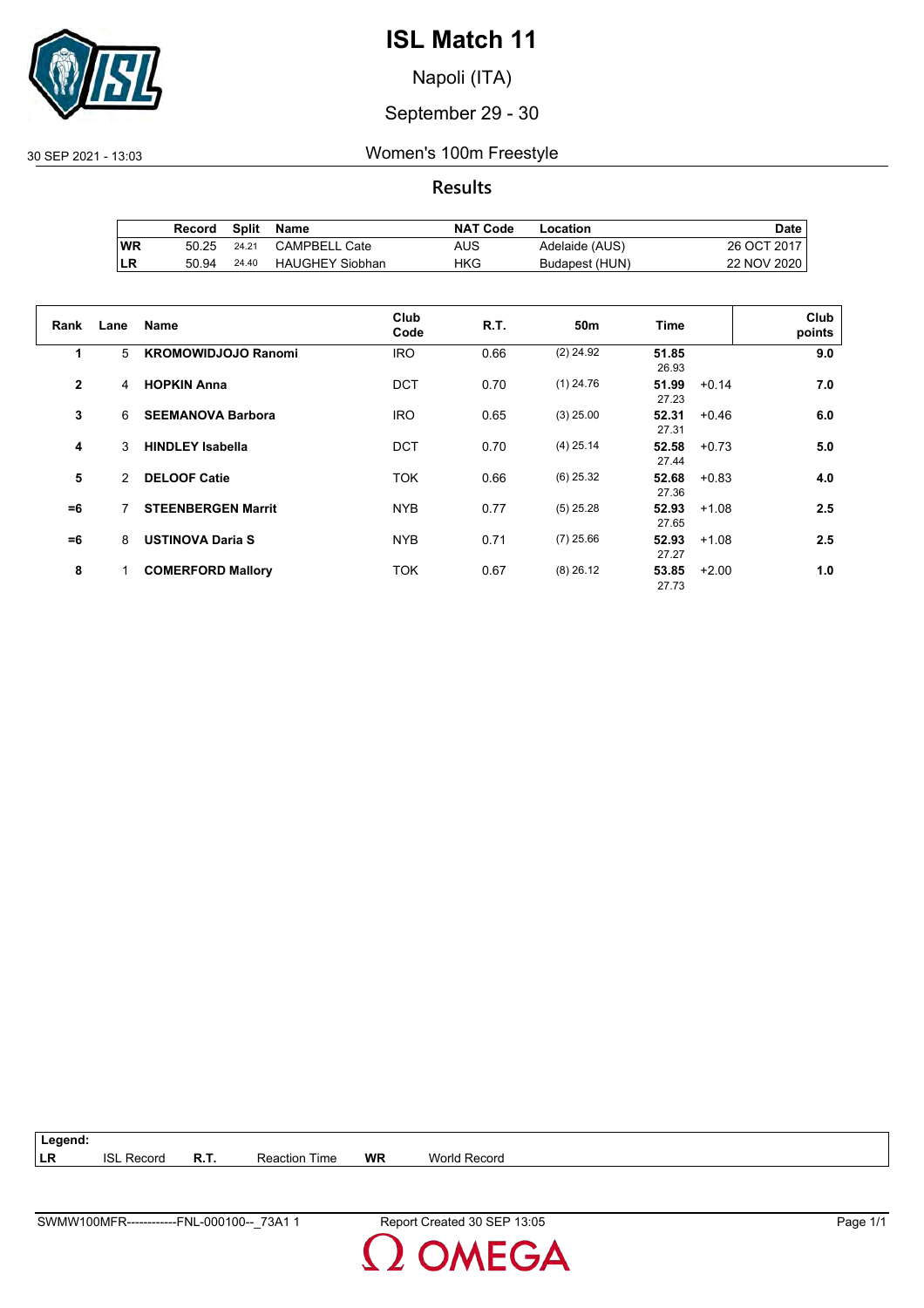# ISL Match 11

Napoli (ITA)

September 29 - 30

30 SEP 2021 - 13:03

## Women's 100m Freestyle

### Results

| | Record | Split | Name | NAT Code | Location | Date |
|---|---|---|---|---|---|---|
| WR | 50.25 | 24.21 | CAMPBELL Cate | AUS | Adelaide (AUS) | 26 OCT 2017 |
| LR | 50.94 | 24.40 | HAUGHEY Siobhan | HKG | Budapest (HUN) | 22 NOV 2020 |

| Rank | Lane | Name | Club Code | R.T. | 50m | Time | | Club points |
|---|---|---|---|---|---|---|---|---|
| 1 | 5 | **KROMOWIDJOJO Ranomi** | IRO | 0.66 | (2) 24.92 | **51.85** 26.93 | | **9.0** |
| 2 | 4 | **HOPKIN Anna** | DCT | 0.70 | (1) 24.76 | **51.99** 27.23 | +0.14 | **7.0** |
| 3 | 6 | **SEEMANOVA Barbora** | IRO | 0.65 | (3) 25.00 | **52.31** 27.31 | +0.46 | **6.0** |
| 4 | 3 | **HINDLEY Isabella** | DCT | 0.70 | (4) 25.14 | **52.58** 27.44 | +0.73 | **5.0** |
| 5 | 2 | **DELOOF Catie** | TOK | 0.66 | (6) 25.32 | **52.68** 27.36 | +0.83 | **4.0** |
| =6 | 7 | **STEENBERGEN Marrit** | NYB | 0.77 | (5) 25.28 | **52.93** 27.65 | +1.08 | **2.5** |
| =6 | 8 | **USTINOVA Daria S** | NYB | 0.71 | (7) 25.66 | **52.93** 27.27 | +1.08 | **2.5** |
| 8 | 1 | **COMERFORD Mallory** | TOK | 0.67 | (8) 26.12 | **53.85** 27.73 | +2.00 | **1.0** |

**Legend:**

| | | | | | |
|---|---|---|---|---|---|
| **LR** | ISL Record | **R.T.** | Reaction Time | **WR** | World Record |

SWMW100MFR------------FNL-000100--_73A1 1    Report Created 30 SEP 13:05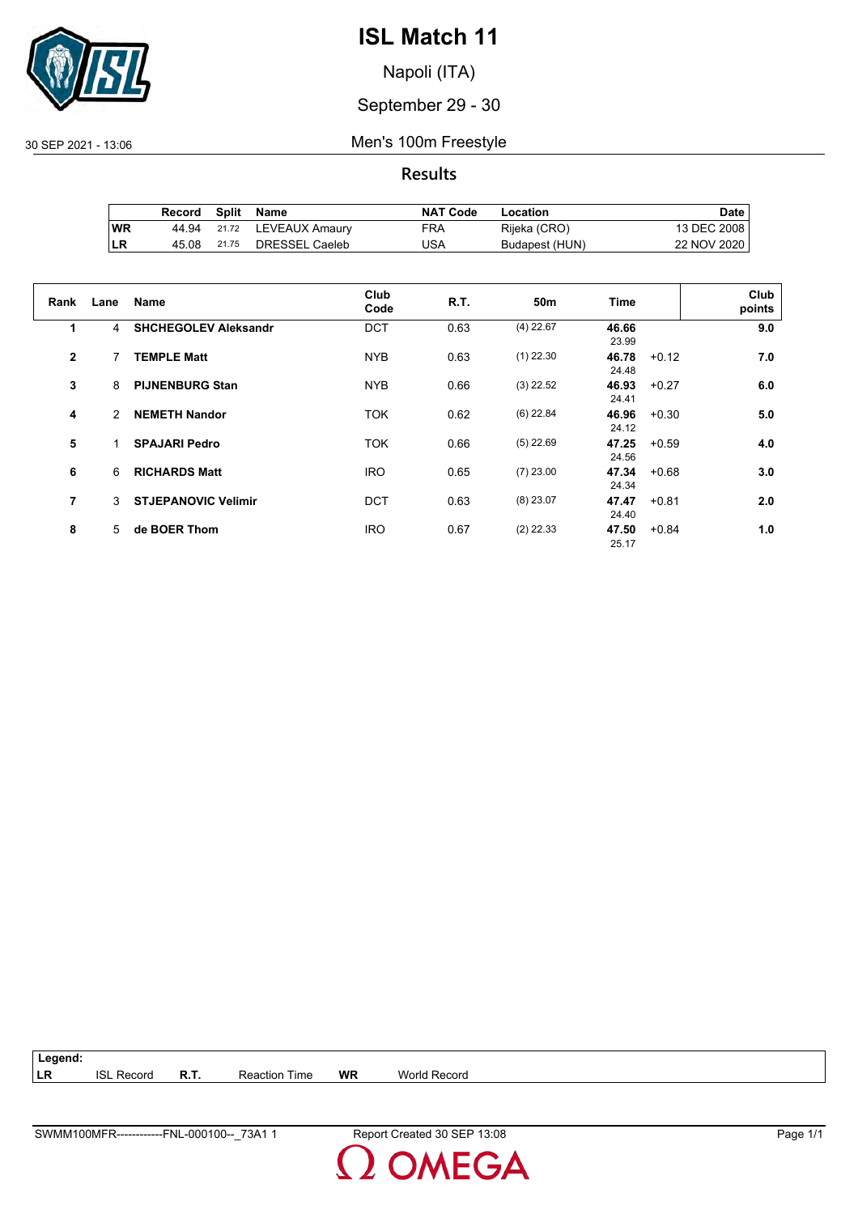# ISL Match 11

Napoli (ITA)

September 29 - 30

30 SEP 2021 - 13:06

## Men's 100m Freestyle

### Results

| | Record | Split | Name | NAT Code | Location | Date |
|---|---|---|---|---|---|---|
| WR | 44.94 | 21.72 | LEVEAUX Amaury | FRA | Rijeka (CRO) | 13 DEC 2008 |
| LR | 45.08 | 21.75 | DRESSEL Caeleb | USA | Budapest (HUN) | 22 NOV 2020 |

| Rank | Lane | Name | Club Code | R.T. | 50m | Time | | Club points |
|---|---|---|---|---|---|---|---|---|
| 1 | 4 | **SHCHEGOLEV Aleksandr** | DCT | 0.63 | (4) 22.67 | **46.66** 23.99 | | **9.0** |
| 2 | 7 | **TEMPLE Matt** | NYB | 0.63 | (1) 22.30 | **46.78** 24.48 | +0.12 | **7.0** |
| 3 | 8 | **PIJNENBURG Stan** | NYB | 0.66 | (3) 22.52 | **46.93** 24.41 | +0.27 | **6.0** |
| 4 | 2 | **NEMETH Nandor** | TOK | 0.62 | (6) 22.84 | **46.96** 24.12 | +0.30 | **5.0** |
| 5 | 1 | **SPAJARI Pedro** | TOK | 0.66 | (5) 22.69 | **47.25** 24.56 | +0.59 | **4.0** |
| 6 | 6 | **RICHARDS Matt** | IRO | 0.65 | (7) 23.00 | **47.34** 24.34 | +0.68 | **3.0** |
| 7 | 3 | **STJEPANOVIC Velimir** | DCT | 0.63 | (8) 23.07 | **47.47** 24.40 | +0.81 | **2.0** |
| 8 | 5 | **de BOER Thom** | IRO | 0.67 | (2) 22.33 | **47.50** 25.17 | +0.84 | **1.0** |

**Legend:**

| | | | | | |
|---|---|---|---|---|---|
| **LR** | ISL Record | **R.T.** | Reaction Time | **WR** | World Record |

SWMM100MFR------------FNL-000100--_73A1 1 — Report Created 30 SEP 13:08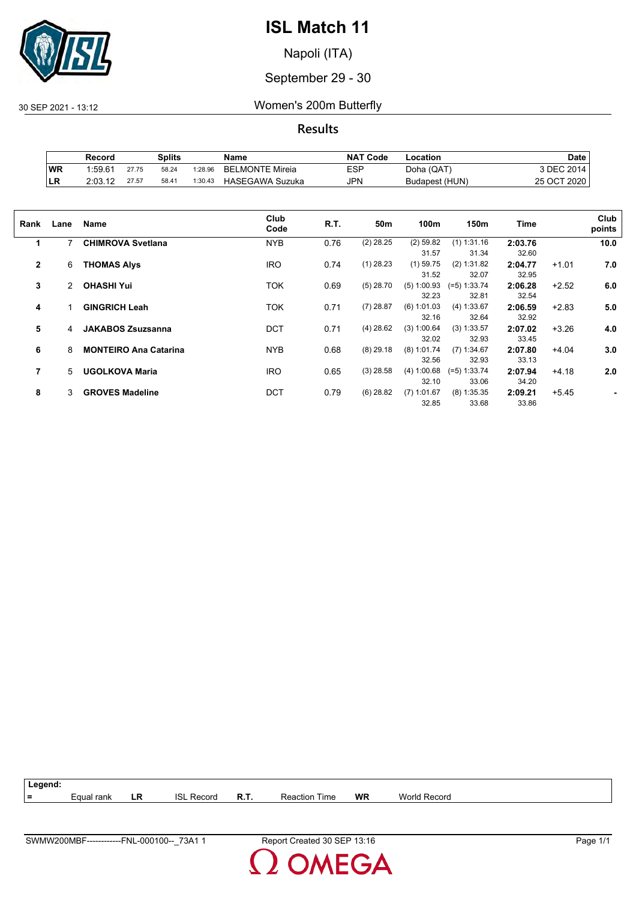# ISL Match 11

Napoli (ITA)

September 29 - 30

30 SEP 2021 - 13:12

## Women's 200m Butterfly

### Results

| | Record | Splits | | | Name | NAT Code | Location | Date |
|---|---|---|---|---|---|---|---|---|
| WR | 1:59.61 | 27.75 | 58.24 | 1:28.96 | BELMONTE Mireia | ESP | Doha (QAT) | 3 DEC 2014 |
| LR | 2:03.12 | 27.57 | 58.41 | 1:30.43 | HASEGAWA Suzuka | JPN | Budapest (HUN) | 25 OCT 2020 |

| Rank | Lane | Name | Club Code | R.T. | 50m | 100m | 150m | Time | | Club points |
|---|---|---|---|---|---|---|---|---|---|---|
| 1 | 7 | **CHIMROVA Svetlana** | NYB | 0.76 | (2) 28.25 | (2) 59.82<br>31.57 | (1) 1:31.16<br>31.34 | **2:03.76**<br>32.60 | | **10.0** |
| 2 | 6 | **THOMAS Alys** | IRO | 0.74 | (1) 28.23 | (1) 59.75<br>31.52 | (2) 1:31.82<br>32.07 | **2:04.77**<br>32.95 | +1.01 | **7.0** |
| 3 | 2 | **OHASHI Yui** | TOK | 0.69 | (5) 28.70 | (5) 1:00.93<br>32.23 | (=5) 1:33.74<br>32.81 | **2:06.28**<br>32.54 | +2.52 | **6.0** |
| 4 | 1 | **GINGRICH Leah** | TOK | 0.71 | (7) 28.87 | (6) 1:01.03<br>32.16 | (4) 1:33.67<br>32.64 | **2:06.59**<br>32.92 | +2.83 | **5.0** |
| 5 | 4 | **JAKABOS Zsuzsanna** | DCT | 0.71 | (4) 28.62 | (3) 1:00.64<br>32.02 | (3) 1:33.57<br>32.93 | **2:07.02**<br>33.45 | +3.26 | **4.0** |
| 6 | 8 | **MONTEIRO Ana Catarina** | NYB | 0.68 | (8) 29.18 | (8) 1:01.74<br>32.56 | (7) 1:34.67<br>32.93 | **2:07.80**<br>33.13 | +4.04 | **3.0** |
| 7 | 5 | **UGOLKOVA Maria** | IRO | 0.65 | (3) 28.58 | (4) 1:00.68<br>32.10 | (=5) 1:33.74<br>33.06 | **2:07.94**<br>34.20 | +4.18 | **2.0** |
| 8 | 3 | **GROVES Madeline** | DCT | 0.79 | (6) 28.82 | (7) 1:01.67<br>32.85 | (8) 1:35.35<br>33.68 | **2:09.21**<br>33.86 | +5.45 | **-** |

**Legend:**

| = | Equal rank | LR | ISL Record | R.T. | Reaction Time | WR | World Record |
|---|---|---|---|---|---|---|---|

SWMW200MBF------------FNL-000100--_73A1 1 Report Created 30 SEP 13:16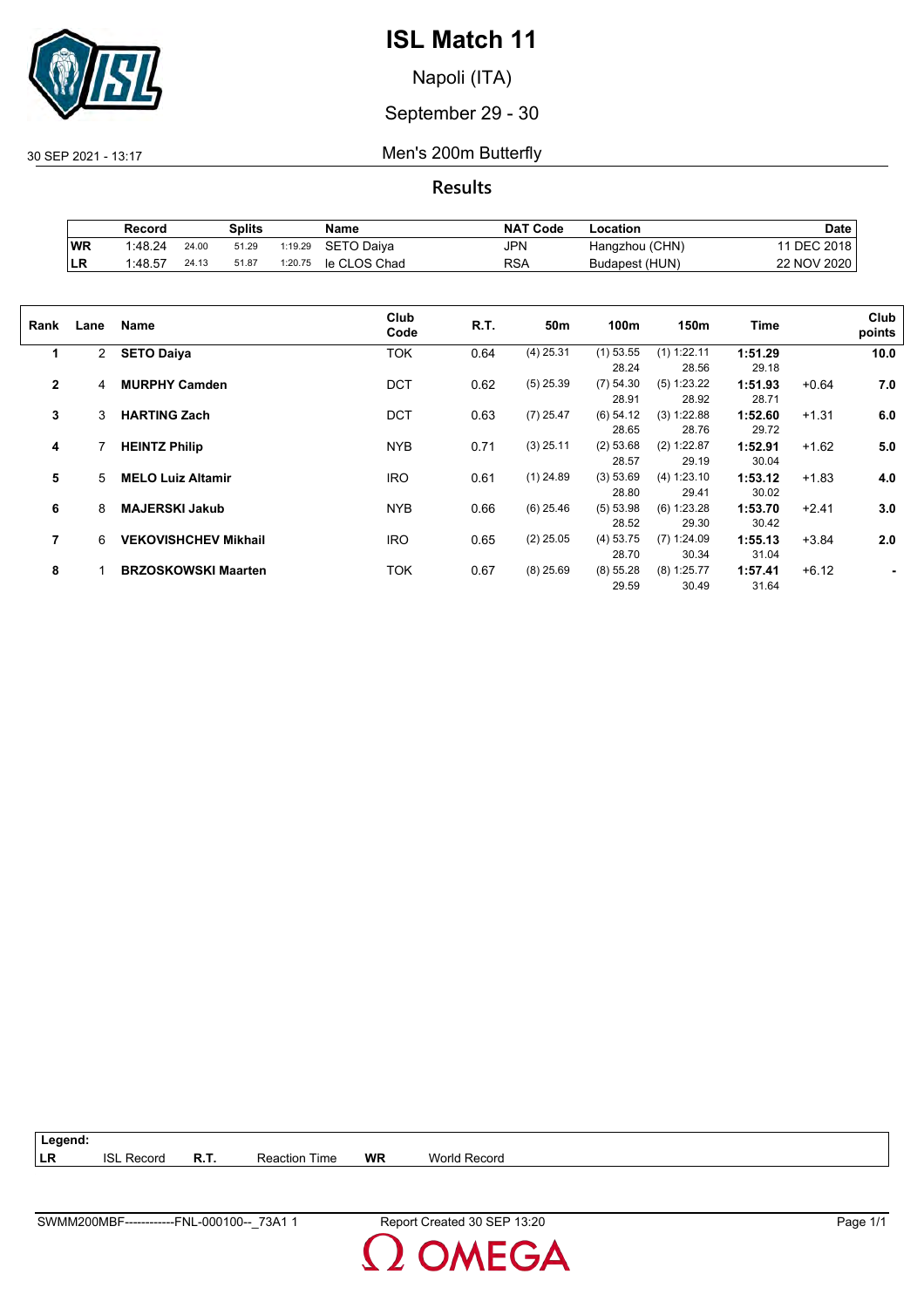# ISL Match 11

Napoli (ITA)

September 29 - 30

30 SEP 2021 - 13:17

## Men's 200m Butterfly

### Results

| | Record | Splits | | | Name | NAT Code | Location | Date |
|---|---|---|---|---|---|---|---|---|
| WR | 1:48.24 | 24.00 | 51.29 | 1:19.29 | SETO Daiya | JPN | Hangzhou (CHN) | 11 DEC 2018 |
| LR | 1:48.57 | 24.13 | 51.87 | 1:20.75 | le CLOS Chad | RSA | Budapest (HUN) | 22 NOV 2020 |

| Rank | Lane | Name | Club Code | R.T. | 50m | 100m | 150m | Time | | Club points |
|---|---|---|---|---|---|---|---|---|---|---|
| 1 | 2 | **SETO Daiya** | TOK | 0.64 | (4) 25.31 | (1) 53.55<br>28.24 | (1) 1:22.11<br>28.56 | **1:51.29**<br>29.18 | | **10.0** |
| 2 | 4 | **MURPHY Camden** | DCT | 0.62 | (5) 25.39 | (7) 54.30<br>28.91 | (5) 1:23.22<br>28.92 | **1:51.93**<br>28.71 | +0.64 | **7.0** |
| 3 | 3 | **HARTING Zach** | DCT | 0.63 | (7) 25.47 | (6) 54.12<br>28.65 | (3) 1:22.88<br>28.76 | **1:52.60**<br>29.72 | +1.31 | **6.0** |
| 4 | 7 | **HEINTZ Philip** | NYB | 0.71 | (3) 25.11 | (2) 53.68<br>28.57 | (2) 1:22.87<br>29.19 | **1:52.91**<br>30.04 | +1.62 | **5.0** |
| 5 | 5 | **MELO Luiz Altamir** | IRO | 0.61 | (1) 24.89 | (3) 53.69<br>28.80 | (4) 1:23.10<br>29.41 | **1:53.12**<br>30.02 | +1.83 | **4.0** |
| 6 | 8 | **MAJERSKI Jakub** | NYB | 0.66 | (6) 25.46 | (5) 53.98<br>28.52 | (6) 1:23.28<br>29.30 | **1:53.70**<br>30.42 | +2.41 | **3.0** |
| 7 | 6 | **VEKOVISHCHEV Mikhail** | IRO | 0.65 | (2) 25.05 | (4) 53.75<br>28.70 | (7) 1:24.09<br>30.34 | **1:55.13**<br>31.04 | +3.84 | **2.0** |
| 8 | 1 | **BRZOSKOWSKI Maarten** | TOK | 0.67 | (8) 25.69 | (8) 55.28<br>29.59 | (8) 1:25.77<br>30.49 | **1:57.41**<br>31.64 | +6.12 | **-** |

**Legend:**

| | | | | | |
|---|---|---|---|---|---|
| **LR** | ISL Record | **R.T.** | Reaction Time | **WR** | World Record |

SWMM200MBF------------FNL-000100--_73A1 1 — Report Created 30 SEP 13:20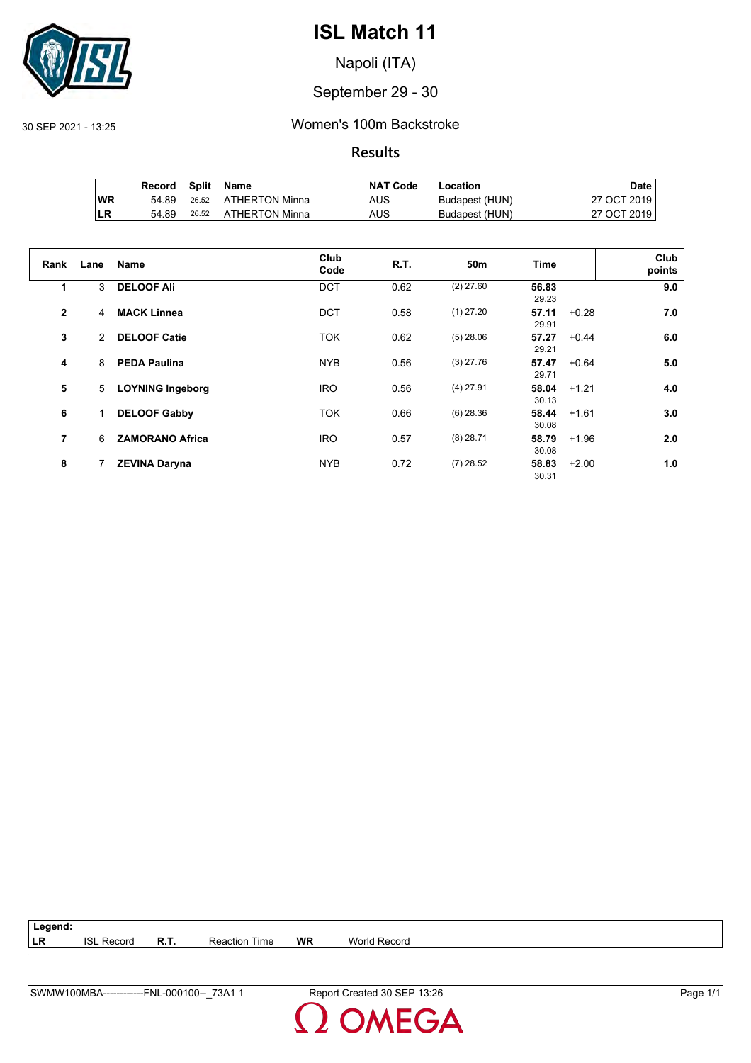# ISL Match 11

Napoli (ITA)

September 29 - 30

30 SEP 2021 - 13:25

## Women's 100m Backstroke

### Results

| | Record | Split | Name | NAT Code | Location | Date |
|---|---|---|---|---|---|---|
| WR | 54.89 | 26.52 | ATHERTON Minna | AUS | Budapest (HUN) | 27 OCT 2019 |
| LR | 54.89 | 26.52 | ATHERTON Minna | AUS | Budapest (HUN) | 27 OCT 2019 |

| Rank | Lane | Name | Club Code | R.T. | 50m | Time | | Club points |
|---|---|---|---|---|---|---|---|---|
| 1 | 3 | **DELOOF Ali** | DCT | 0.62 | (2) 27.60 | **56.83** 29.23 | | **9.0** |
| 2 | 4 | **MACK Linnea** | DCT | 0.58 | (1) 27.20 | **57.11** 29.91 | +0.28 | **7.0** |
| 3 | 2 | **DELOOF Catie** | TOK | 0.62 | (5) 28.06 | **57.27** 29.21 | +0.44 | **6.0** |
| 4 | 8 | **PEDA Paulina** | NYB | 0.56 | (3) 27.76 | **57.47** 29.71 | +0.64 | **5.0** |
| 5 | 5 | **LOYNING Ingeborg** | IRO | 0.56 | (4) 27.91 | **58.04** 30.13 | +1.21 | **4.0** |
| 6 | 1 | **DELOOF Gabby** | TOK | 0.66 | (6) 28.36 | **58.44** 30.08 | +1.61 | **3.0** |
| 7 | 6 | **ZAMORANO Africa** | IRO | 0.57 | (8) 28.71 | **58.79** 30.08 | +1.96 | **2.0** |
| 8 | 7 | **ZEVINA Daryna** | NYB | 0.72 | (7) 28.52 | **58.83** 30.31 | +2.00 | **1.0** |

**Legend:**

| | | | | | |
|---|---|---|---|---|---|
| LR | ISL Record | R.T. | Reaction Time | WR | World Record |

SWMW100MBA------------FNL-000100--_73A1 1 Report Created 30 SEP 13:26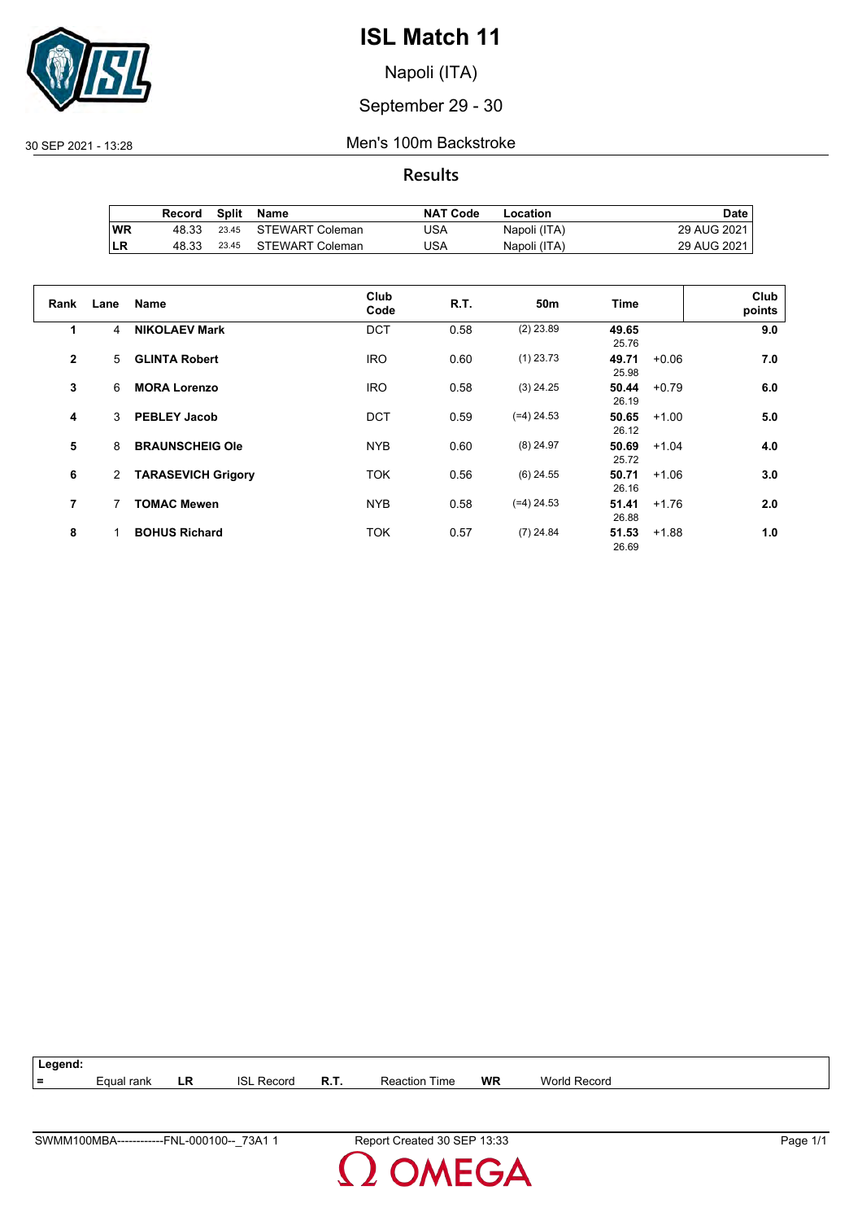# ISL Match 11

Napoli (ITA)

September 29 - 30

30 SEP 2021 - 13:28

Men's 100m Backstroke

## Results

| | Record | Split | Name | NAT Code | Location | Date |
|---|---|---|---|---|---|---|
| WR | 48.33 | 23.45 | STEWART Coleman | USA | Napoli (ITA) | 29 AUG 2021 |
| LR | 48.33 | 23.45 | STEWART Coleman | USA | Napoli (ITA) | 29 AUG 2021 |

| Rank | Lane | Name | Club Code | R.T. | 50m | Time | | Club points |
|---|---|---|---|---|---|---|---|---|
| 1 | 4 | **NIKOLAEV Mark** | DCT | 0.58 | (2) 23.89 | **49.65**<br>25.76 | | **9.0** |
| 2 | 5 | **GLINTA Robert** | IRO | 0.60 | (1) 23.73 | **49.71**<br>25.98 | +0.06 | **7.0** |
| 3 | 6 | **MORA Lorenzo** | IRO | 0.58 | (3) 24.25 | **50.44**<br>26.19 | +0.79 | **6.0** |
| 4 | 3 | **PEBLEY Jacob** | DCT | 0.59 | (=4) 24.53 | **50.65**<br>26.12 | +1.00 | **5.0** |
| 5 | 8 | **BRAUNSCHEIG Ole** | NYB | 0.60 | (8) 24.97 | **50.69**<br>25.72 | +1.04 | **4.0** |
| 6 | 2 | **TARASEVICH Grigory** | TOK | 0.56 | (6) 24.55 | **50.71**<br>26.16 | +1.06 | **3.0** |
| 7 | 7 | **TOMAC Mewen** | NYB | 0.58 | (=4) 24.53 | **51.41**<br>26.88 | +1.76 | **2.0** |
| 8 | 1 | **BOHUS Richard** | TOK | 0.57 | (7) 24.84 | **51.53**<br>26.69 | +1.88 | **1.0** |

**Legend:**

| = | Equal rank | LR | ISL Record | R.T. | Reaction Time | WR | World Record |
|---|---|---|---|---|---|---|---|

SWMM100MBA------------FNL-000100--_73A1 1 Report Created 30 SEP 13:33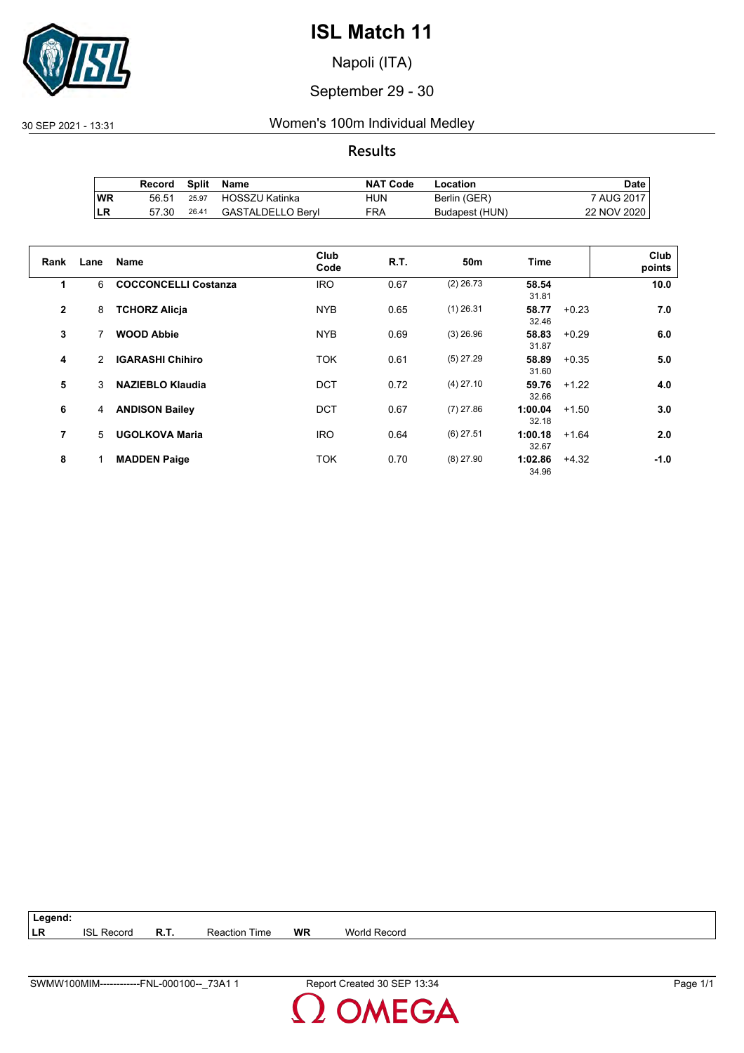# ISL Match 11

Napoli (ITA)

September 29 - 30

30 SEP 2021 - 13:31

## Women's 100m Individual Medley

### Results

| Record | | Split | Name | NAT Code | Location | Date |
|---|---|---|---|---|---|---|
| WR | 56.51 | 25.97 | HOSSZU Katinka | HUN | Berlin (GER) | 7 AUG 2017 |
| LR | 57.30 | 26.41 | GASTALDELLO Beryl | FRA | Budapest (HUN) | 22 NOV 2020 |

| Rank | Lane | Name | Club Code | R.T. | 50m | Time | | Club points |
|---|---|---|---|---|---|---|---|---|
| 1 | 6 | **COCCONCELLI Costanza** | IRO | 0.67 | (2) 26.73 | **58.54** 31.81 | | **10.0** |
| 2 | 8 | **TCHORZ Alicja** | NYB | 0.65 | (1) 26.31 | **58.77** 32.46 | +0.23 | **7.0** |
| 3 | 7 | **WOOD Abbie** | NYB | 0.69 | (3) 26.96 | **58.83** 31.87 | +0.29 | **6.0** |
| 4 | 2 | **IGARASHI Chihiro** | TOK | 0.61 | (5) 27.29 | **58.89** 31.60 | +0.35 | **5.0** |
| 5 | 3 | **NAZIEBLO Klaudia** | DCT | 0.72 | (4) 27.10 | **59.76** 32.66 | +1.22 | **4.0** |
| 6 | 4 | **ANDISON Bailey** | DCT | 0.67 | (7) 27.86 | **1:00.04** 32.18 | +1.50 | **3.0** |
| 7 | 5 | **UGOLKOVA Maria** | IRO | 0.64 | (6) 27.51 | **1:00.18** 32.67 | +1.64 | **2.0** |
| 8 | 1 | **MADDEN Paige** | TOK | 0.70 | (8) 27.90 | **1:02.86** 34.96 | +4.32 | **-1.0** |

**Legend:**

| | | | | | |
|---|---|---|---|---|---|
| **LR** | ISL Record | **R.T.** | Reaction Time | **WR** | World Record |

SWMW100MIM------------FNL-000100--_73A1 1 Report Created 30 SEP 13:34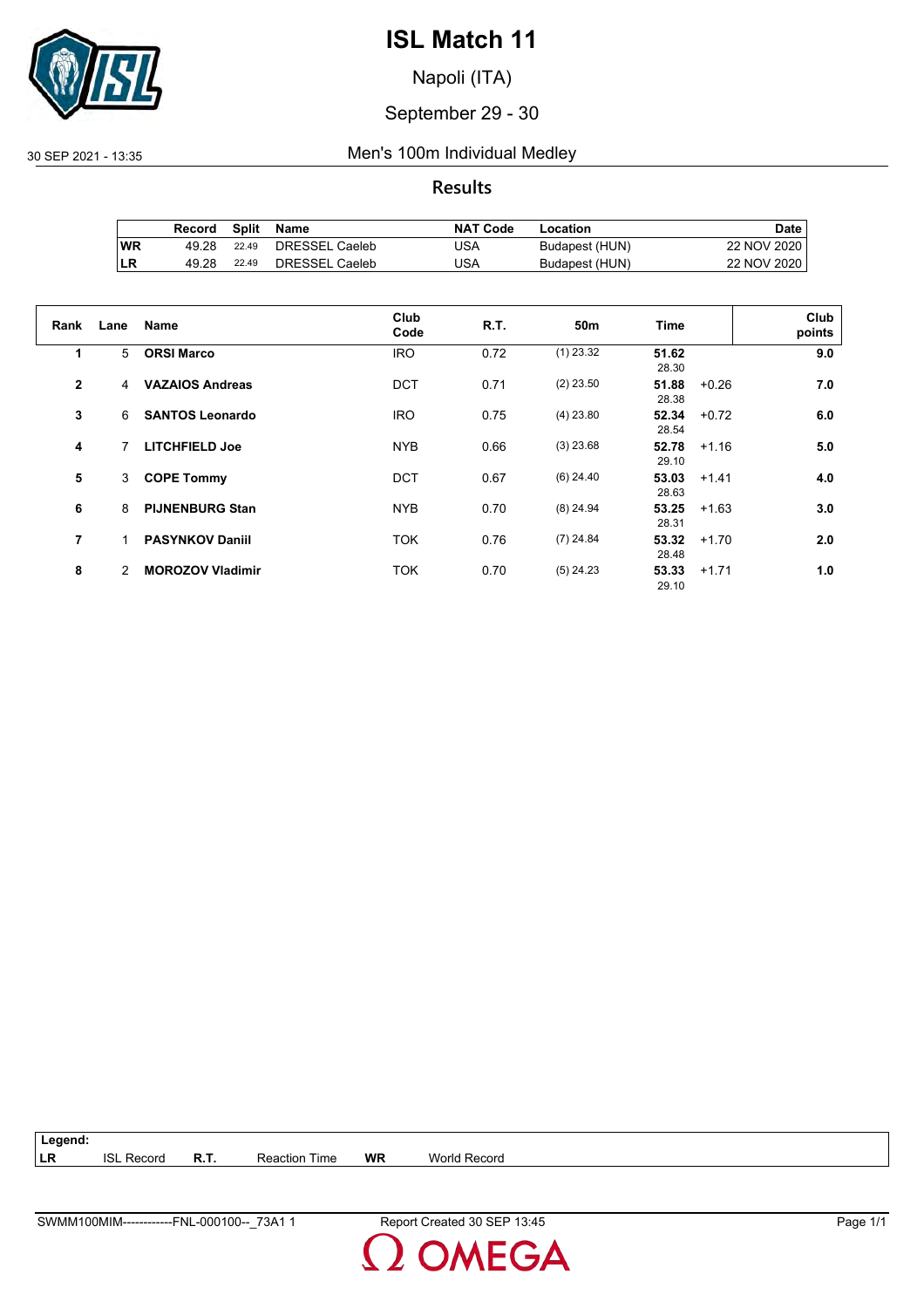# ISL Match 11

Napoli (ITA)

September 29 - 30

30 SEP 2021 - 13:35 Men's 100m Individual Medley

## Results

| | Record | Split | Name | NAT Code | Location | Date |
|---|---|---|---|---|---|---|
| WR | 49.28 | 22.49 | DRESSEL Caeleb | USA | Budapest (HUN) | 22 NOV 2020 |
| LR | 49.28 | 22.49 | DRESSEL Caeleb | USA | Budapest (HUN) | 22 NOV 2020 |

| Rank | Lane | Name | Club Code | R.T. | 50m | Time | | Club points |
|---|---|---|---|---|---|---|---|---|
| 1 | 5 | **ORSI Marco** | IRO | 0.72 | (1) 23.32 | **51.62** 28.30 | | **9.0** |
| 2 | 4 | **VAZAIOS Andreas** | DCT | 0.71 | (2) 23.50 | **51.88** 28.38 | +0.26 | **7.0** |
| 3 | 6 | **SANTOS Leonardo** | IRO | 0.75 | (4) 23.80 | **52.34** 28.54 | +0.72 | **6.0** |
| 4 | 7 | **LITCHFIELD Joe** | NYB | 0.66 | (3) 23.68 | **52.78** 29.10 | +1.16 | **5.0** |
| 5 | 3 | **COPE Tommy** | DCT | 0.67 | (6) 24.40 | **53.03** 28.63 | +1.41 | **4.0** |
| 6 | 8 | **PIJNENBURG Stan** | NYB | 0.70 | (8) 24.94 | **53.25** 28.31 | +1.63 | **3.0** |
| 7 | 1 | **PASYNKOV Daniil** | TOK | 0.76 | (7) 24.84 | **53.32** 28.48 | +1.70 | **2.0** |
| 8 | 2 | **MOROZOV Vladimir** | TOK | 0.70 | (5) 24.23 | **53.33** 29.10 | +1.71 | **1.0** |

**Legend:**

| | | | | | |
|---|---|---|---|---|---|
| **LR** | ISL Record | **R.T.** | Reaction Time | **WR** | World Record |

SWMM100MIM------------FNL-000100--_73A1 1 Report Created 30 SEP 13:45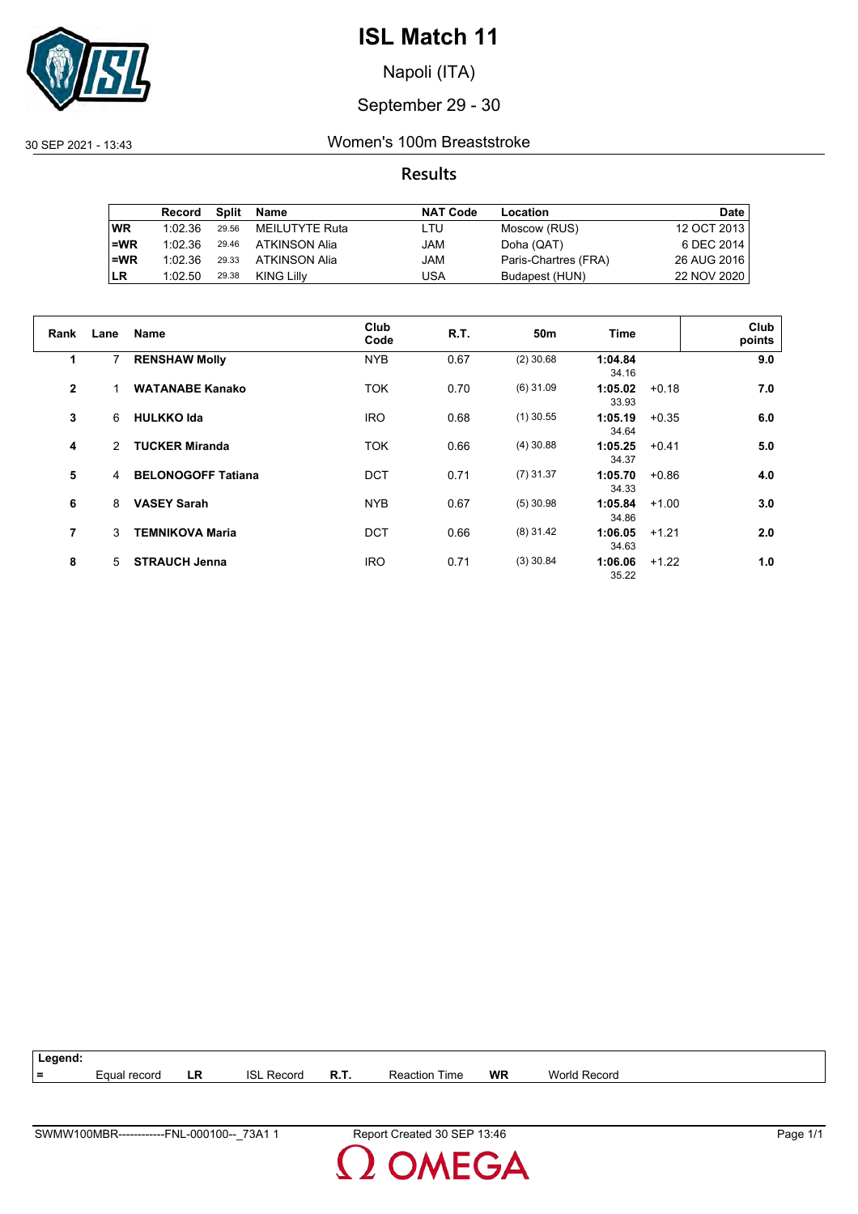# ISL Match 11

Napoli (ITA)

September 29 - 30

30 SEP 2021 - 13:43

## Women's 100m Breaststroke

### Results

| | Record | Split | Name | NAT Code | Location | Date |
|---|---|---|---|---|---|---|
| WR | 1:02.36 | 29.56 | MEILUTYTE Ruta | LTU | Moscow (RUS) | 12 OCT 2013 |
| =WR | 1:02.36 | 29.46 | ATKINSON Alia | JAM | Doha (QAT) | 6 DEC 2014 |
| =WR | 1:02.36 | 29.33 | ATKINSON Alia | JAM | Paris-Chartres (FRA) | 26 AUG 2016 |
| LR | 1:02.50 | 29.38 | KING Lilly | USA | Budapest (HUN) | 22 NOV 2020 |

| Rank | Lane | Name | Club Code | R.T. | 50m | Time | | Club points |
|---|---|---|---|---|---|---|---|---|
| 1 | 7 | **RENSHAW Molly** | NYB | 0.67 | (2) 30.68 | **1:04.84** 34.16 | | **9.0** |
| 2 | 1 | **WATANABE Kanako** | TOK | 0.70 | (6) 31.09 | **1:05.02** 33.93 | +0.18 | **7.0** |
| 3 | 6 | **HULKKO Ida** | IRO | 0.68 | (1) 30.55 | **1:05.19** 34.64 | +0.35 | **6.0** |
| 4 | 2 | **TUCKER Miranda** | TOK | 0.66 | (4) 30.88 | **1:05.25** 34.37 | +0.41 | **5.0** |
| 5 | 4 | **BELONOGOFF Tatiana** | DCT | 0.71 | (7) 31.37 | **1:05.70** 34.33 | +0.86 | **4.0** |
| 6 | 8 | **VASEY Sarah** | NYB | 0.67 | (5) 30.98 | **1:05.84** 34.86 | +1.00 | **3.0** |
| 7 | 3 | **TEMNIKOVA Maria** | DCT | 0.66 | (8) 31.42 | **1:06.05** 34.63 | +1.21 | **2.0** |
| 8 | 5 | **STRAUCH Jenna** | IRO | 0.71 | (3) 30.84 | **1:06.06** 35.22 | +1.22 | **1.0** |

**Legend:**

| = | Equal record | LR | ISL Record | R.T. | Reaction Time | WR | World Record |
|---|---|---|---|---|---|---|---|

SWMW100MBR------------FNL-000100--_73A1 1 — Report Created 30 SEP 13:46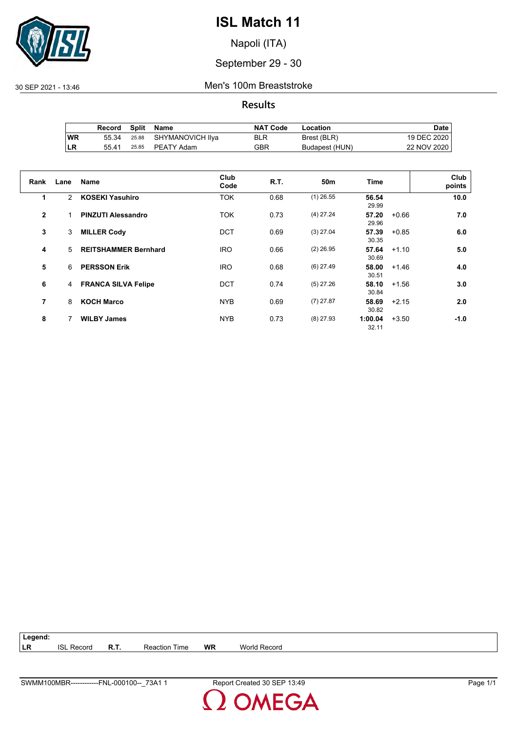# ISL Match 11

Napoli (ITA)

September 29 - 30

30 SEP 2021 - 13:46

## Men's 100m Breaststroke

### Results

| | Record | Split | Name | NAT Code | Location | Date |
|---|---|---|---|---|---|---|
| WR | 55.34 | 25.88 | SHYMANOVICH Ilya | BLR | Brest (BLR) | 19 DEC 2020 |
| LR | 55.41 | 25.85 | PEATY Adam | GBR | Budapest (HUN) | 22 NOV 2020 |

| Rank | Lane | Name | Club Code | R.T. | 50m | Time | | Club points |
|---|---|---|---|---|---|---|---|---|
| 1 | 2 | **KOSEKI Yasuhiro** | TOK | 0.68 | (1) 26.55 | **56.54** 29.99 | | **10.0** |
| 2 | 1 | **PINZUTI Alessandro** | TOK | 0.73 | (4) 27.24 | **57.20** 29.96 | +0.66 | **7.0** |
| 3 | 3 | **MILLER Cody** | DCT | 0.69 | (3) 27.04 | **57.39** 30.35 | +0.85 | **6.0** |
| 4 | 5 | **REITSHAMMER Bernhard** | IRO | 0.66 | (2) 26.95 | **57.64** 30.69 | +1.10 | **5.0** |
| 5 | 6 | **PERSSON Erik** | IRO | 0.68 | (6) 27.49 | **58.00** 30.51 | +1.46 | **4.0** |
| 6 | 4 | **FRANCA SILVA Felipe** | DCT | 0.74 | (5) 27.26 | **58.10** 30.84 | +1.56 | **3.0** |
| 7 | 8 | **KOCH Marco** | NYB | 0.69 | (7) 27.87 | **58.69** 30.82 | +2.15 | **2.0** |
| 8 | 7 | **WILBY James** | NYB | 0.73 | (8) 27.93 | **1:00.04** 32.11 | +3.50 | **-1.0** |

**Legend:**

| | | | | | |
|---|---|---|---|---|---|
| **LR** | ISL Record | **R.T.** | Reaction Time | **WR** | World Record |

SWMM100MBR------------FNL-000100--_73A1 1 Report Created 30 SEP 13:49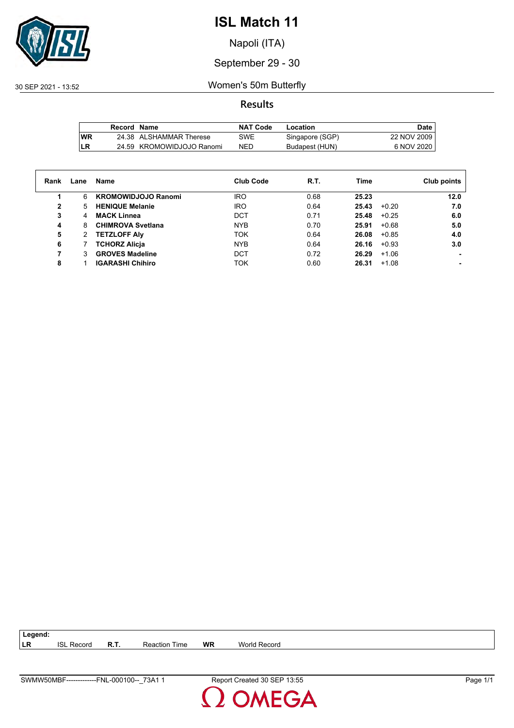# ISL Match 11

Napoli (ITA)

September 29 - 30

30 SEP 2021 - 13:52

Women's 50m Butterfly

## Results

| | Record | Name | NAT Code | Location | Date |
|---|---|---|---|---|---|
| WR | 24.38 | ALSHAMMAR Therese | SWE | Singapore (SGP) | 22 NOV 2009 |
| LR | 24.59 | KROMOWIDJOJO Ranomi | NED | Budapest (HUN) | 6 NOV 2020 |

| Rank | Lane | Name | Club Code | R.T. | Time | | Club points |
|---|---|---|---|---|---|---|---|
| 1 | 6 | **KROMOWIDJOJO Ranomi** | IRO | 0.68 | **25.23** | | **12.0** |
| 2 | 5 | **HENIQUE Melanie** | IRO | 0.64 | **25.43** | +0.20 | **7.0** |
| 3 | 4 | **MACK Linnea** | DCT | 0.71 | **25.48** | +0.25 | **6.0** |
| 4 | 8 | **CHIMROVA Svetlana** | NYB | 0.70 | **25.91** | +0.68 | **5.0** |
| 5 | 2 | **TETZLOFF Aly** | TOK | 0.64 | **26.08** | +0.85 | **4.0** |
| 6 | 7 | **TCHORZ Alicja** | NYB | 0.64 | **26.16** | +0.93 | **3.0** |
| 7 | 3 | **GROVES Madeline** | DCT | 0.72 | **26.29** | +1.06 | **-** |
| 8 | 1 | **IGARASHI Chihiro** | TOK | 0.60 | **26.31** | +1.08 | **-** |

**Legend:**

| | | | | | |
|---|---|---|---|---|---|
| **LR** | ISL Record | **R.T.** | Reaction Time | **WR** | World Record |

SWMW50MBF-------------FNL-000100--_73A1 1 Report Created 30 SEP 13:55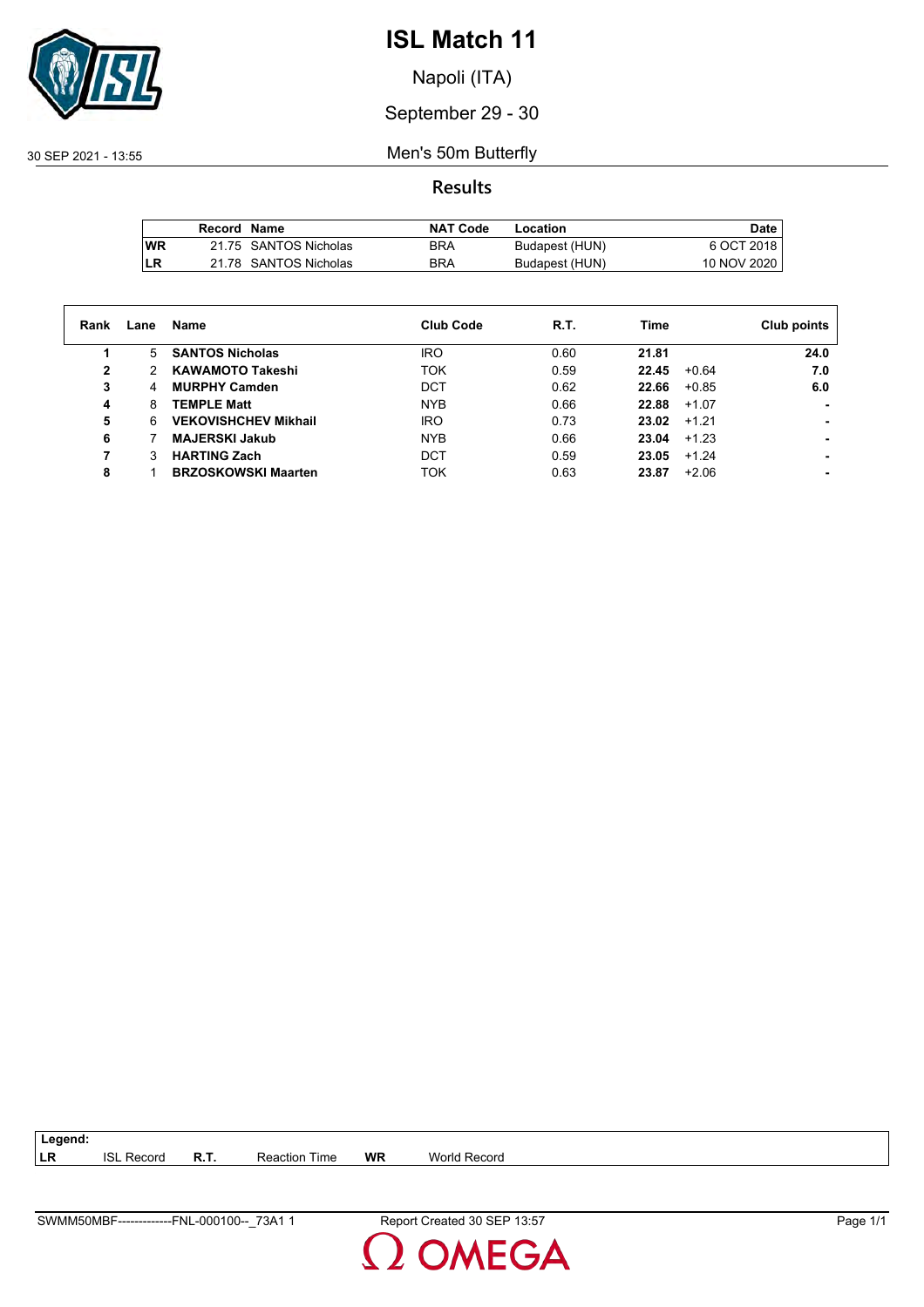# ISL Match 11

Napoli (ITA)

September 29 - 30

30 SEP 2021 - 13:55

Men's 50m Butterfly

## Results

| | Record | Name | NAT Code | Location | Date |
|---|---|---|---|---|---|
| WR | 21.75 | SANTOS Nicholas | BRA | Budapest (HUN) | 6 OCT 2018 |
| LR | 21.78 | SANTOS Nicholas | BRA | Budapest (HUN) | 10 NOV 2020 |

| Rank | Lane | Name | Club Code | R.T. | Time | | Club points |
|---|---|---|---|---|---|---|---|
| **1** | 5 | **SANTOS Nicholas** | IRO | 0.60 | **21.81** | | **24.0** |
| **2** | 2 | **KAWAMOTO Takeshi** | TOK | 0.59 | **22.45** | +0.64 | **7.0** |
| **3** | 4 | **MURPHY Camden** | DCT | 0.62 | **22.66** | +0.85 | **6.0** |
| **4** | 8 | **TEMPLE Matt** | NYB | 0.66 | **22.88** | +1.07 | **-** |
| **5** | 6 | **VEKOVISHCHEV Mikhail** | IRO | 0.73 | **23.02** | +1.21 | **-** |
| **6** | 7 | **MAJERSKI Jakub** | NYB | 0.66 | **23.04** | +1.23 | **-** |
| **7** | 3 | **HARTING Zach** | DCT | 0.59 | **23.05** | +1.24 | **-** |
| **8** | 1 | **BRZOSKOWSKI Maarten** | TOK | 0.63 | **23.87** | +2.06 | **-** |

**Legend:**

| | | | | | |
|---|---|---|---|---|---|
| **LR** | ISL Record | **R.T.** | Reaction Time | **WR** | World Record |

SWMM50MBF-------------FNL-000100--_73A1 1 Report Created 30 SEP 13:57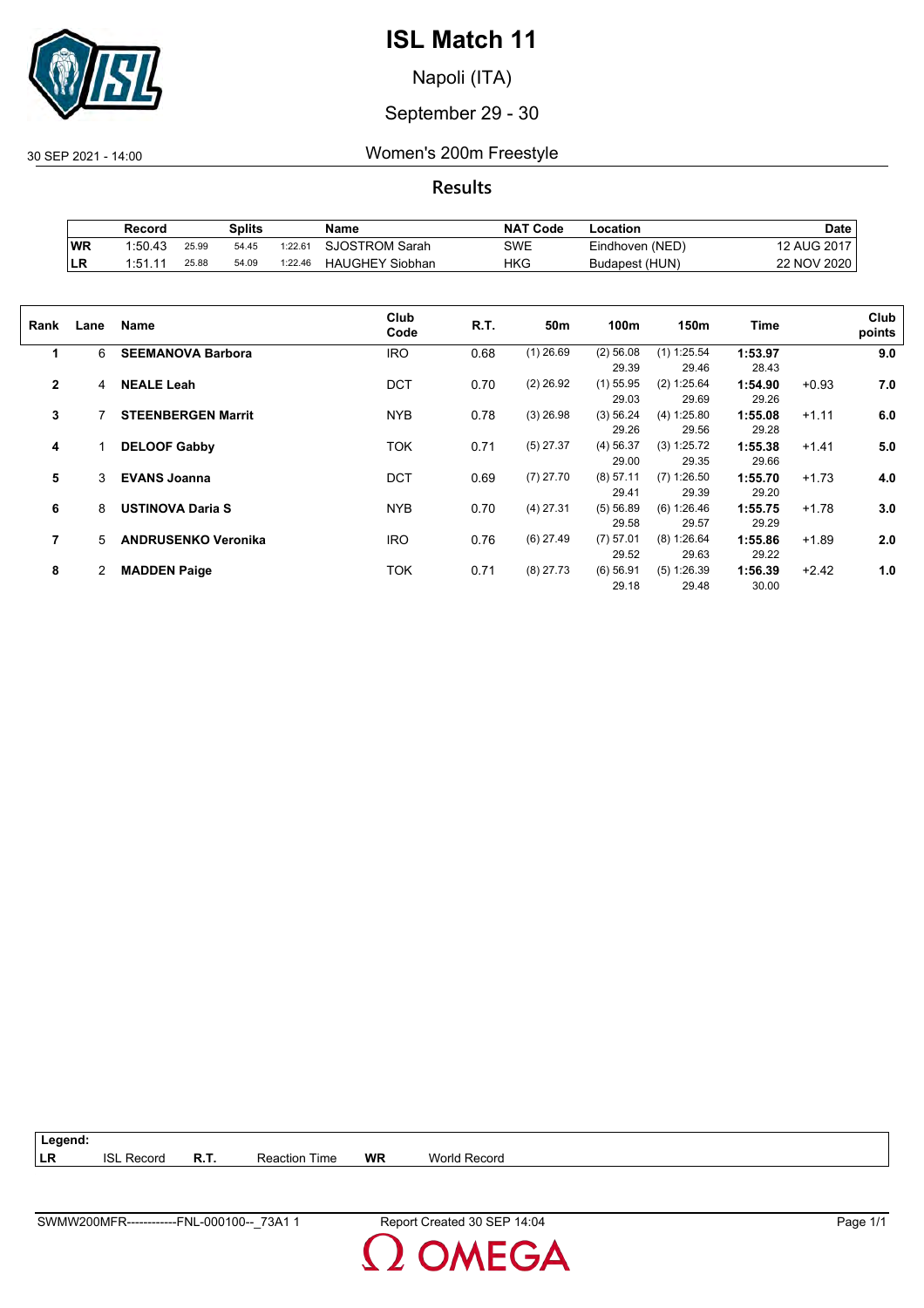# ISL Match 11

Napoli (ITA)

September 29 - 30

30 SEP 2021 - 14:00 Women's 200m Freestyle

## Results

| | Record | Splits | | | Name | NAT Code | Location | Date |
|---|---|---|---|---|---|---|---|---|
| WR | 1:50.43 | 25.99 | 54.45 | 1:22.61 | SJOSTROM Sarah | SWE | Eindhoven (NED) | 12 AUG 2017 |
| LR | 1:51.11 | 25.88 | 54.09 | 1:22.46 | HAUGHEY Siobhan | HKG | Budapest (HUN) | 22 NOV 2020 |

| Rank | Lane | Name | Club Code | R.T. | 50m | 100m | 150m | Time | | Club points |
|---|---|---|---|---|---|---|---|---|---|---|
| 1 | 6 | **SEEMANOVA Barbora** | IRO | 0.68 | (1) 26.69 | (2) 56.08<br>29.39 | (1) 1:25.54<br>29.46 | **1:53.97**<br>28.43 | | **9.0** |
| 2 | 4 | **NEALE Leah** | DCT | 0.70 | (2) 26.92 | (1) 55.95<br>29.03 | (2) 1:25.64<br>29.69 | **1:54.90**<br>29.26 | +0.93 | **7.0** |
| 3 | 7 | **STEENBERGEN Marrit** | NYB | 0.78 | (3) 26.98 | (3) 56.24<br>29.26 | (4) 1:25.80<br>29.56 | **1:55.08**<br>29.28 | +1.11 | **6.0** |
| 4 | 1 | **DELOOF Gabby** | TOK | 0.71 | (5) 27.37 | (4) 56.37<br>29.00 | (3) 1:25.72<br>29.35 | **1:55.38**<br>29.66 | +1.41 | **5.0** |
| 5 | 3 | **EVANS Joanna** | DCT | 0.69 | (7) 27.70 | (8) 57.11<br>29.41 | (7) 1:26.50<br>29.39 | **1:55.70**<br>29.20 | +1.73 | **4.0** |
| 6 | 8 | **USTINOVA Daria S** | NYB | 0.70 | (4) 27.31 | (5) 56.89<br>29.58 | (6) 1:26.46<br>29.57 | **1:55.75**<br>29.29 | +1.78 | **3.0** |
| 7 | 5 | **ANDRUSENKO Veronika** | IRO | 0.76 | (6) 27.49 | (7) 57.01<br>29.52 | (8) 1:26.64<br>29.63 | **1:55.86**<br>29.22 | +1.89 | **2.0** |
| 8 | 2 | **MADDEN Paige** | TOK | 0.71 | (8) 27.73 | (6) 56.91<br>29.18 | (5) 1:26.39<br>29.48 | **1:56.39**<br>30.00 | +2.42 | **1.0** |

**Legend:**

| | | | | | |
|---|---|---|---|---|---|
| **LR** | ISL Record | **R.T.** | Reaction Time | **WR** | World Record |

SWMW200MFR------------FNL-000100--_73A1 1 Report Created 30 SEP 14:04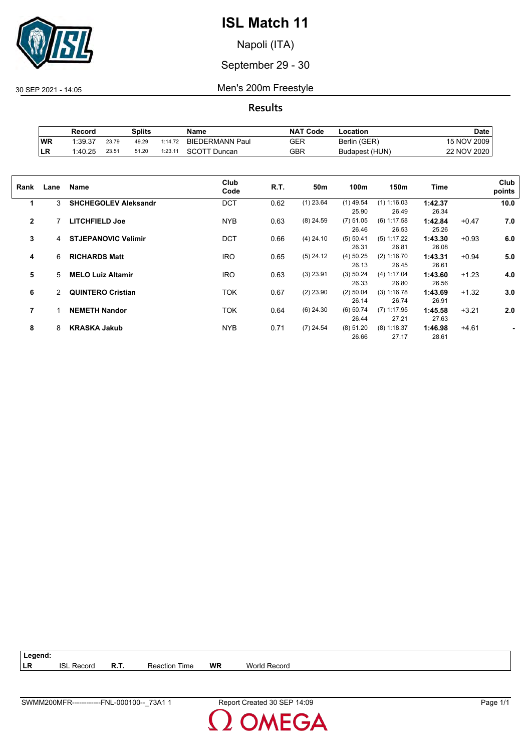# ISL Match 11

Napoli (ITA)

September 29 - 30

30 SEP 2021 - 14:05

## Men's 200m Freestyle

### Results

| | Record | Splits | | | Name | NAT Code | Location | Date |
|---|---|---|---|---|---|---|---|---|
| WR | 1:39.37 | 23.79 | 49.29 | 1:14.72 | BIEDERMANN Paul | GER | Berlin (GER) | 15 NOV 2009 |
| LR | 1:40.25 | 23.51 | 51.20 | 1:23.11 | SCOTT Duncan | GBR | Budapest (HUN) | 22 NOV 2020 |

| Rank | Lane | Name | Club Code | R.T. | 50m | 100m | 150m | Time | | Club points |
|---|---|---|---|---|---|---|---|---|---|---|
| 1 | 3 | **SHCHEGOLEV Aleksandr** | DCT | 0.62 | (1) 23.64 | (1) 49.54<br>25.90 | (1) 1:16.03<br>26.49 | **1:42.37**<br>26.34 | | **10.0** |
| 2 | 7 | **LITCHFIELD Joe** | NYB | 0.63 | (8) 24.59 | (7) 51.05<br>26.46 | (6) 1:17.58<br>26.53 | **1:42.84**<br>25.26 | +0.47 | **7.0** |
| 3 | 4 | **STJEPANOVIC Velimir** | DCT | 0.66 | (4) 24.10 | (5) 50.41<br>26.31 | (5) 1:17.22<br>26.81 | **1:43.30**<br>26.08 | +0.93 | **6.0** |
| 4 | 6 | **RICHARDS Matt** | IRO | 0.65 | (5) 24.12 | (4) 50.25<br>26.13 | (2) 1:16.70<br>26.45 | **1:43.31**<br>26.61 | +0.94 | **5.0** |
| 5 | 5 | **MELO Luiz Altamir** | IRO | 0.63 | (3) 23.91 | (3) 50.24<br>26.33 | (4) 1:17.04<br>26.80 | **1:43.60**<br>26.56 | +1.23 | **4.0** |
| 6 | 2 | **QUINTERO Cristian** | TOK | 0.67 | (2) 23.90 | (2) 50.04<br>26.14 | (3) 1:16.78<br>26.74 | **1:43.69**<br>26.91 | +1.32 | **3.0** |
| 7 | 1 | **NEMETH Nandor** | TOK | 0.64 | (6) 24.30 | (6) 50.74<br>26.44 | (7) 1:17.95<br>27.21 | **1:45.58**<br>27.63 | +3.21 | **2.0** |
| 8 | 8 | **KRASKA Jakub** | NYB | 0.71 | (7) 24.54 | (8) 51.20<br>26.66 | (8) 1:18.37<br>27.17 | **1:46.98**<br>28.61 | +4.61 | **-** |

| Legend: | | | | | |
|---|---|---|---|---|---|
| LR | ISL Record | R.T. | Reaction Time | WR | World Record |

SWMM200MFR------------FNL-000100--_73A1 1 Report Created 30 SEP 14:09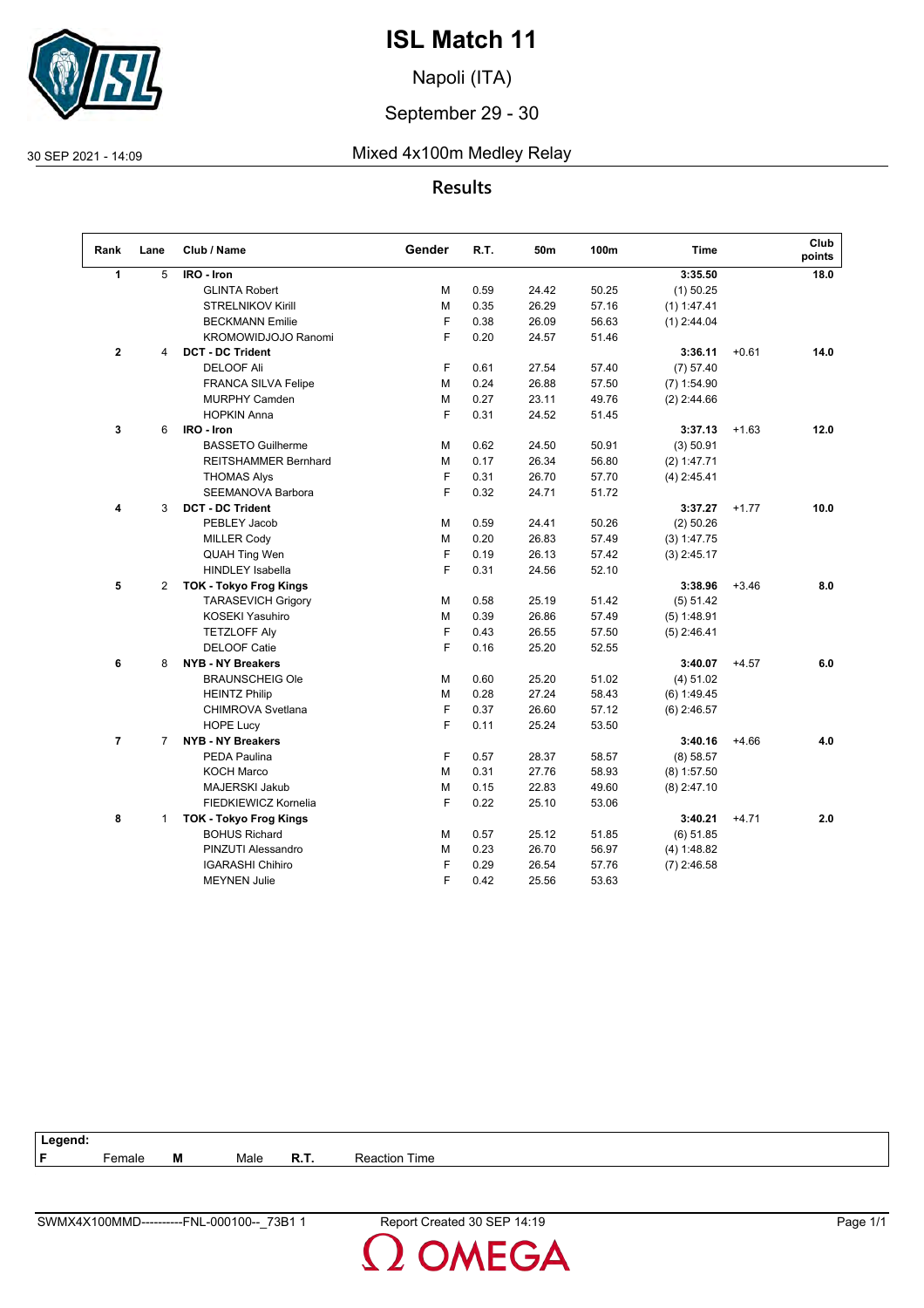# ISL Match 11

Napoli (ITA)

September 29 - 30

30 SEP 2021 - 14:09

## Mixed 4x100m Medley Relay

### Results

| Rank | Lane | Club / Name | Gender | R.T. | 50m | 100m | Time | | Club points |
|---|---|---|---|---|---|---|---|---|---|
| **1** | 5 | **IRO - Iron** | | | | | **3:35.50** | | **18.0** |
| | | GLINTA Robert | M | 0.59 | 24.42 | 50.25 | (1) 50.25 | | |
| | | STRELNIKOV Kirill | M | 0.35 | 26.29 | 57.16 | (1) 1:47.41 | | |
| | | BECKMANN Emilie | F | 0.38 | 26.09 | 56.63 | (1) 2:44.04 | | |
| | | KROMOWIDJOJO Ranomi | F | 0.20 | 24.57 | 51.46 | | | |
| **2** | 4 | **DCT - DC Trident** | | | | | **3:36.11** | +0.61 | **14.0** |
| | | DELOOF Ali | F | 0.61 | 27.54 | 57.40 | (7) 57.40 | | |
| | | FRANCA SILVA Felipe | M | 0.24 | 26.88 | 57.50 | (7) 1:54.90 | | |
| | | MURPHY Camden | M | 0.27 | 23.11 | 49.76 | (2) 2:44.66 | | |
| | | HOPKIN Anna | F | 0.31 | 24.52 | 51.45 | | | |
| **3** | 6 | **IRO - Iron** | | | | | **3:37.13** | +1.63 | **12.0** |
| | | BASSETO Guilherme | M | 0.62 | 24.50 | 50.91 | (3) 50.91 | | |
| | | REITSHAMMER Bernhard | M | 0.17 | 26.34 | 56.80 | (2) 1:47.71 | | |
| | | THOMAS Alys | F | 0.31 | 26.70 | 57.70 | (4) 2:45.41 | | |
| | | SEEMANOVA Barbora | F | 0.32 | 24.71 | 51.72 | | | |
| **4** | 3 | **DCT - DC Trident** | | | | | **3:37.27** | +1.77 | **10.0** |
| | | PEBLEY Jacob | M | 0.59 | 24.41 | 50.26 | (2) 50.26 | | |
| | | MILLER Cody | M | 0.20 | 26.83 | 57.49 | (3) 1:47.75 | | |
| | | QUAH Ting Wen | F | 0.19 | 26.13 | 57.42 | (3) 2:45.17 | | |
| | | HINDLEY Isabella | F | 0.31 | 24.56 | 52.10 | | | |
| **5** | 2 | **TOK - Tokyo Frog Kings** | | | | | **3:38.96** | +3.46 | **8.0** |
| | | TARASEVICH Grigory | M | 0.58 | 25.19 | 51.42 | (5) 51.42 | | |
| | | KOSEKI Yasuhiro | M | 0.39 | 26.86 | 57.49 | (5) 1:48.91 | | |
| | | TETZLOFF Aly | F | 0.43 | 26.55 | 57.50 | (5) 2:46.41 | | |
| | | DELOOF Catie | F | 0.16 | 25.20 | 52.55 | | | |
| **6** | 8 | **NYB - NY Breakers** | | | | | **3:40.07** | +4.57 | **6.0** |
| | | BRAUNSCHEIG Ole | M | 0.60 | 25.20 | 51.02 | (4) 51.02 | | |
| | | HEINTZ Philip | M | 0.28 | 27.24 | 58.43 | (6) 1:49.45 | | |
| | | CHIMROVA Svetlana | F | 0.37 | 26.60 | 57.12 | (6) 2:46.57 | | |
| | | HOPE Lucy | F | 0.11 | 25.24 | 53.50 | | | |
| **7** | 7 | **NYB - NY Breakers** | | | | | **3:40.16** | +4.66 | **4.0** |
| | | PEDA Paulina | F | 0.57 | 28.37 | 58.57 | (8) 58.57 | | |
| | | KOCH Marco | M | 0.31 | 27.76 | 58.93 | (8) 1:57.50 | | |
| | | MAJERSKI Jakub | M | 0.15 | 22.83 | 49.60 | (8) 2:47.10 | | |
| | | FIEDKIEWICZ Kornelia | F | 0.22 | 25.10 | 53.06 | | | |
| **8** | 1 | **TOK - Tokyo Frog Kings** | | | | | **3:40.21** | +4.71 | **2.0** |
| | | BOHUS Richard | M | 0.57 | 25.12 | 51.85 | (6) 51.85 | | |
| | | PINZUTI Alessandro | M | 0.23 | 26.70 | 56.97 | (4) 1:48.82 | | |
| | | IGARASHI Chihiro | F | 0.29 | 26.54 | 57.76 | (7) 2:46.58 | | |
| | | MEYNEN Julie | F | 0.42 | 25.56 | 53.63 | | | |

**Legend:**
**F** Female **M** Male **R.T.** Reaction Time

SWMX4X100MMD----------FNL-000100--_73B1 1 Report Created 30 SEP 14:19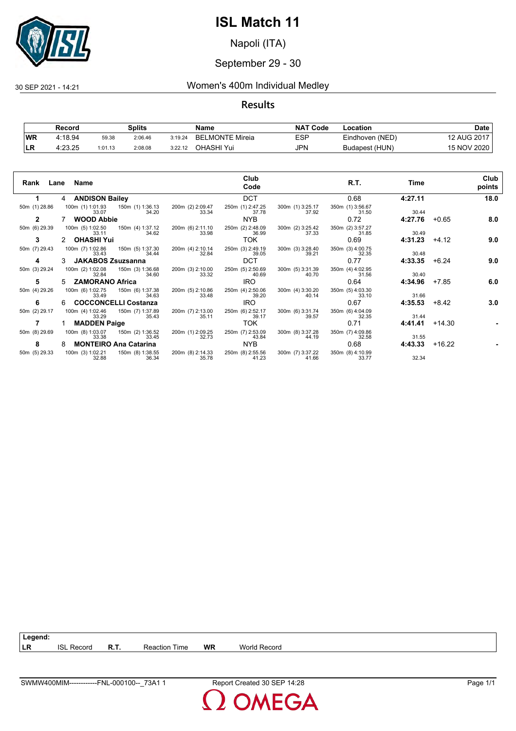# ISL Match 11

Napoli (ITA)

September 29 - 30

30 SEP 2021 - 14:21

## Women's 400m Individual Medley

### Results

| | Record | | Splits | | Name | NAT Code | Location | Date |
|---|---|---|---|---|---|---|---|---|
| WR | 4:18.94 | 59.38 | 2:06.46 | 3:19.24 | BELMONTE Mireia | ESP | Eindhoven (NED) | 12 AUG 2017 |
| LR | 4:23.25 | 1:01.13 | 2:08.08 | 3:22.12 | OHASHI Yui | JPN | Budapest (HUN) | 15 NOV 2020 |

| Rank | Lane | Name | Club Code | R.T. | Time | | Club points |
|---|---|---|---|---|---|---|---|
| 1 | 4 | **ANDISON Bailey** | DCT | 0.68 | **4:27.11** | | **18.0** |
| 2 | 7 | **WOOD Abbie** | NYB | 0.72 | **4:27.76** | +0.65 | **8.0** |
| 3 | 2 | **OHASHI Yui** | TOK | 0.69 | **4:31.23** | +4.12 | **9.0** |
| 4 | 3 | **JAKABOS Zsuzsanna** | DCT | 0.77 | **4:33.35** | +6.24 | **9.0** |
| 5 | 5 | **ZAMORANO Africa** | IRO | 0.64 | **4:34.96** | +7.85 | **6.0** |
| 6 | 6 | **COCCONCELLI Costanza** | IRO | 0.67 | **4:35.53** | +8.42 | **3.0** |
| 7 | 1 | **MADDEN Paige** | TOK | 0.71 | **4:41.41** | +14.30 | **-** |
| 8 | 8 | **MONTEIRO Ana Catarina** | NYB | 0.68 | **4:43.33** | +16.22 | **-** |

Splits:

| Name | 50m | 100m | 150m | 200m | 250m | 300m | 350m | 400m |
|---|---|---|---|---|---|---|---|---|
| ANDISON Bailey | (1) 28.86 | (1) 1:01.93 / 33.07 | (1) 1:36.13 / 34.20 | (2) 2:09.47 / 33.34 | (1) 2:47.25 / 37.78 | (1) 3:25.17 / 37.92 | (1) 3:56.67 / 31.50 | 30.44 |
| WOOD Abbie | (6) 29.39 | (5) 1:02.50 / 33.11 | (4) 1:37.12 / 34.62 | (6) 2:11.10 / 33.98 | (2) 2:48.09 / 36.99 | (2) 3:25.42 / 37.33 | (2) 3:57.27 / 31.85 | 30.49 |
| OHASHI Yui | (7) 29.43 | (7) 1:02.86 / 33.43 | (5) 1:37.30 / 34.44 | (4) 2:10.14 / 32.84 | (3) 2:49.19 / 39.05 | (3) 3:28.40 / 39.21 | (3) 4:00.75 / 32.35 | 30.48 |
| JAKABOS Zsuzsanna | (3) 29.24 | (2) 1:02.08 / 32.84 | (3) 1:36.68 / 34.60 | (3) 2:10.00 / 33.32 | (5) 2:50.69 / 40.69 | (5) 3:31.39 / 40.70 | (4) 4:02.95 / 31.56 | 30.40 |
| ZAMORANO Africa | (4) 29.26 | (6) 1:02.75 / 33.49 | (6) 1:37.38 / 34.63 | (5) 2:10.86 / 33.48 | (4) 2:50.06 / 39.20 | (4) 3:30.20 / 40.14 | (5) 4:03.30 / 33.10 | 31.66 |
| COCCONCELLI Costanza | (2) 29.17 | (4) 1:02.46 / 33.29 | (7) 1:37.89 / 35.43 | (7) 2:13.00 / 35.11 | (6) 2:52.17 / 39.17 | (6) 3:31.74 / 39.57 | (6) 4:04.09 / 32.35 | 31.44 |
| MADDEN Paige | (8) 29.69 | (8) 1:03.07 / 33.38 | (2) 1:36.52 / 33.45 | (1) 2:09.25 / 32.73 | (7) 2:53.09 / 43.84 | (8) 3:37.28 / 44.19 | (7) 4:09.86 / 32.58 | 31.55 |
| MONTEIRO Ana Catarina | (5) 29.33 | (3) 1:02.21 / 32.88 | (8) 1:38.55 / 36.34 | (8) 2:14.33 / 35.78 | (8) 2:55.56 / 41.23 | (7) 3:37.22 / 41.66 | (8) 4:10.99 / 33.77 | 32.34 |

**Legend:**

| | | | | | |
|---|---|---|---|---|---|
| LR | ISL Record | R.T. | Reaction Time | WR | World Record |

SWMW400MIM------------FNL-000100--_73A1 1 Report Created 30 SEP 14:28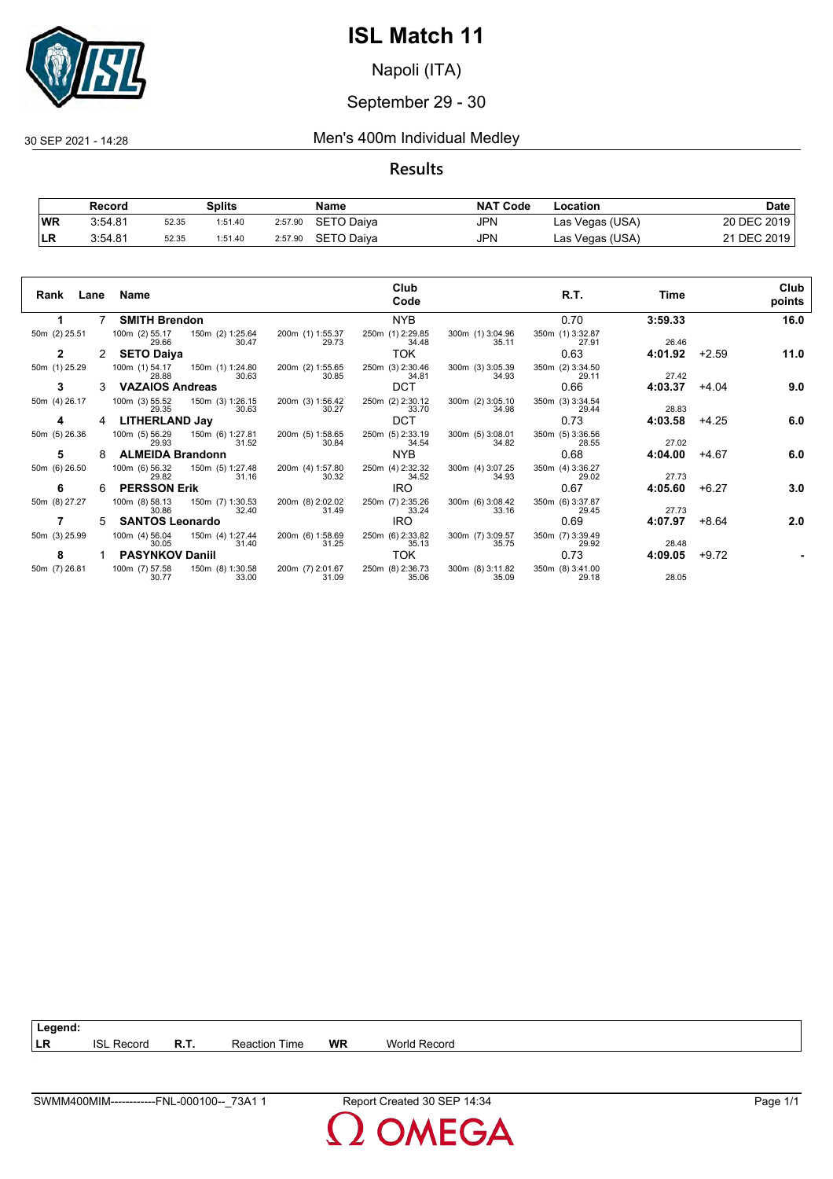# ISL Match 11

Napoli (ITA)

September 29 - 30

30 SEP 2021 - 14:28

## Men's 400m Individual Medley

### Results

| | Record | Splits | | | Name | NAT Code | Location | Date |
|---|---|---|---|---|---|---|---|---|
| WR | 3:54.81 | 52.35 | 1:51.40 | 2:57.90 | SETO Daiya | JPN | Las Vegas (USA) | 20 DEC 2019 |
| LR | 3:54.81 | 52.35 | 1:51.40 | 2:57.90 | SETO Daiya | JPN | Las Vegas (USA) | 21 DEC 2019 |

| Rank | Lane | Name | Club Code | R.T. | Time | | Club points |
|---|---|---|---|---|---|---|---|
| 1 | 7 | **SMITH Brendon** | NYB | 0.70 | **3:59.33** | | **16.0** |
| 2 | 2 | **SETO Daiya** | TOK | 0.63 | **4:01.92** | +2.59 | **11.0** |
| 3 | 3 | **VAZAIOS Andreas** | DCT | 0.66 | **4:03.37** | +4.04 | **9.0** |
| 4 | 4 | **LITHERLAND Jay** | DCT | 0.73 | **4:03.58** | +4.25 | **6.0** |
| 5 | 8 | **ALMEIDA Brandonn** | NYB | 0.68 | **4:04.00** | +4.67 | **6.0** |
| 6 | 6 | **PERSSON Erik** | IRO | 0.67 | **4:05.60** | +6.27 | **3.0** |
| 7 | 5 | **SANTOS Leonardo** | IRO | 0.69 | **4:07.97** | +8.64 | **2.0** |
| 8 | 1 | **PASYNKOV Daniil** | TOK | 0.73 | **4:09.05** | +9.72 | **-** |

Splits:

| Name | 50m | 100m | 150m | 200m | 250m | 300m | 350m | 400m |
|---|---|---|---|---|---|---|---|---|
| SMITH Brendon | (2) 25.51 | (2) 55.17 / 29.66 | (2) 1:25.64 / 30.47 | (1) 1:55.37 / 29.73 | (1) 2:29.85 / 34.48 | (1) 3:04.96 / 35.11 | (1) 3:32.87 / 27.91 | 26.46 |
| SETO Daiya | (1) 25.29 | (1) 54.17 / 28.88 | (1) 1:24.80 / 30.63 | (2) 1:55.65 / 30.85 | (3) 2:30.46 / 34.81 | (3) 3:05.39 / 34.93 | (2) 3:34.50 / 29.11 | 27.42 |
| VAZAIOS Andreas | (4) 26.17 | (3) 55.52 / 29.35 | (3) 1:26.15 / 30.63 | (3) 1:56.42 / 30.27 | (2) 2:30.12 / 33.70 | (2) 3:05.10 / 34.98 | (3) 3:34.54 / 29.44 | 28.83 |
| LITHERLAND Jay | (5) 26.36 | (5) 56.29 / 29.93 | (6) 1:27.81 / 31.52 | (5) 1:58.65 / 30.84 | (5) 2:33.19 / 34.54 | (5) 3:08.01 / 34.82 | (5) 3:36.56 / 28.55 | 27.02 |
| ALMEIDA Brandonn | (6) 26.50 | (6) 56.32 / 29.82 | (5) 1:27.48 / 31.16 | (4) 1:57.80 / 30.32 | (4) 2:32.32 / 34.52 | (4) 3:07.25 / 34.93 | (4) 3:36.27 / 29.02 | 27.73 |
| PERSSON Erik | (8) 27.27 | (8) 58.13 / 30.86 | (7) 1:30.53 / 32.40 | (8) 2:02.02 / 31.49 | (7) 2:35.26 / 33.24 | (6) 3:08.42 / 33.16 | (6) 3:37.87 / 29.45 | 27.73 |
| SANTOS Leonardo | (3) 25.99 | (4) 56.04 / 30.05 | (4) 1:27.44 / 31.40 | (6) 1:58.69 / 31.25 | (6) 2:33.82 / 35.13 | (7) 3:09.57 / 35.75 | (7) 3:39.49 / 29.92 | 28.48 |
| PASYNKOV Daniil | (7) 26.81 | (7) 57.58 / 30.77 | (8) 1:30.58 / 33.00 | (7) 2:01.67 / 31.09 | (8) 2:36.73 / 35.06 | (8) 3:11.82 / 35.09 | (8) 3:41.00 / 29.18 | 28.05 |

**Legend:**

| | | | | | |
|---|---|---|---|---|---|
| LR | ISL Record | R.T. | Reaction Time | WR | World Record |

SWMM400MIM------------FNL-000100--_73A1 1 — Report Created 30 SEP 14:34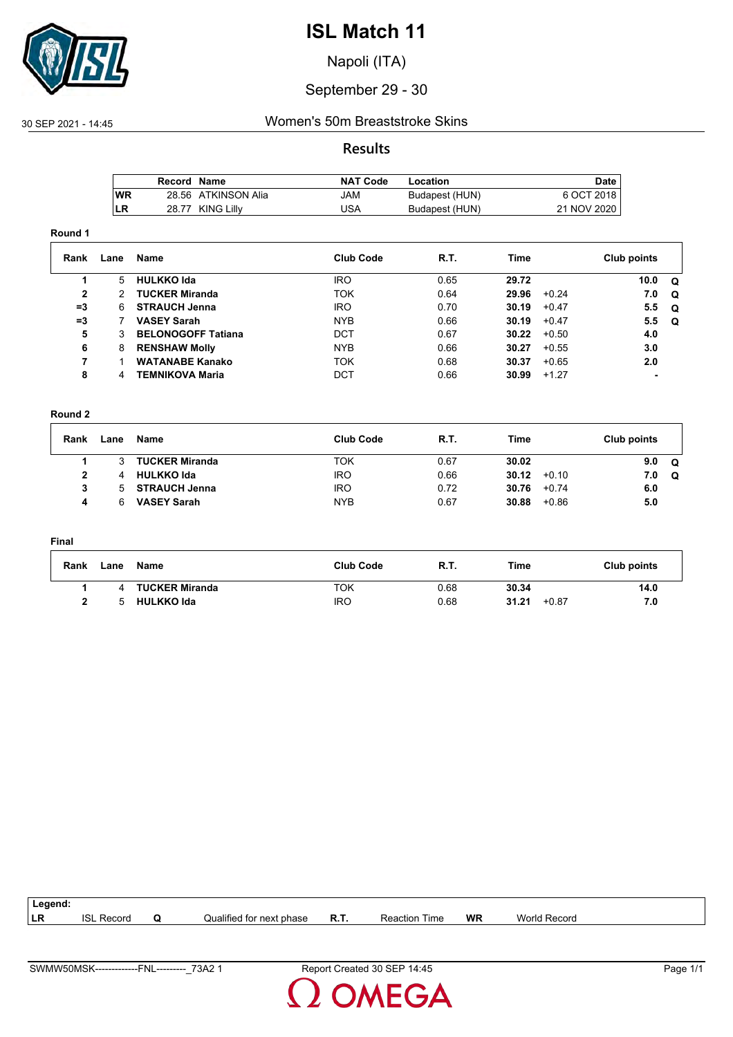# ISL Match 11

Napoli (ITA)

September 29 - 30

30 SEP 2021 - 14:45

## Women's 50m Breaststroke Skins

### Results

| | Record | Name | NAT Code | Location | Date |
|---|---|---|---|---|---|
| WR | 28.56 | ATKINSON Alia | JAM | Budapest (HUN) | 6 OCT 2018 |
| LR | 28.77 | KING Lilly | USA | Budapest (HUN) | 21 NOV 2020 |

**Round 1**

| Rank | Lane | Name | Club Code | R.T. | Time | | Club points | |
|---|---|---|---|---|---|---|---|---|
| 1 | 5 | **HULKKO Ida** | IRO | 0.65 | **29.72** | | **10.0** | **Q** |
| 2 | 2 | **TUCKER Miranda** | TOK | 0.64 | **29.96** | +0.24 | **7.0** | **Q** |
| =3 | 6 | **STRAUCH Jenna** | IRO | 0.70 | **30.19** | +0.47 | **5.5** | **Q** |
| =3 | 7 | **VASEY Sarah** | NYB | 0.66 | **30.19** | +0.47 | **5.5** | **Q** |
| 5 | 3 | **BELONOGOFF Tatiana** | DCT | 0.67 | **30.22** | +0.50 | **4.0** | |
| 6 | 8 | **RENSHAW Molly** | NYB | 0.66 | **30.27** | +0.55 | **3.0** | |
| 7 | 1 | **WATANABE Kanako** | TOK | 0.68 | **30.37** | +0.65 | **2.0** | |
| 8 | 4 | **TEMNIKOVA Maria** | DCT | 0.66 | **30.99** | +1.27 | **-** | |

**Round 2**

| Rank | Lane | Name | Club Code | R.T. | Time | | Club points | |
|---|---|---|---|---|---|---|---|---|
| 1 | 3 | **TUCKER Miranda** | TOK | 0.67 | **30.02** | | **9.0** | **Q** |
| 2 | 4 | **HULKKO Ida** | IRO | 0.66 | **30.12** | +0.10 | **7.0** | **Q** |
| 3 | 5 | **STRAUCH Jenna** | IRO | 0.72 | **30.76** | +0.74 | **6.0** | |
| 4 | 6 | **VASEY Sarah** | NYB | 0.67 | **30.88** | +0.86 | **5.0** | |

**Final**

| Rank | Lane | Name | Club Code | R.T. | Time | | Club points |
|---|---|---|---|---|---|---|---|
| 1 | 4 | **TUCKER Miranda** | TOK | 0.68 | **30.34** | | **14.0** |
| 2 | 5 | **HULKKO Ida** | IRO | 0.68 | **31.21** | +0.87 | **7.0** |

| Legend: | | | | | | | |
|---|---|---|---|---|---|---|---|
| LR | ISL Record | Q | Qualified for next phase | R.T. | Reaction Time | WR | World Record |

SWMW50MSK-------------FNL---------_73A2 1 Report Created 30 SEP 14:45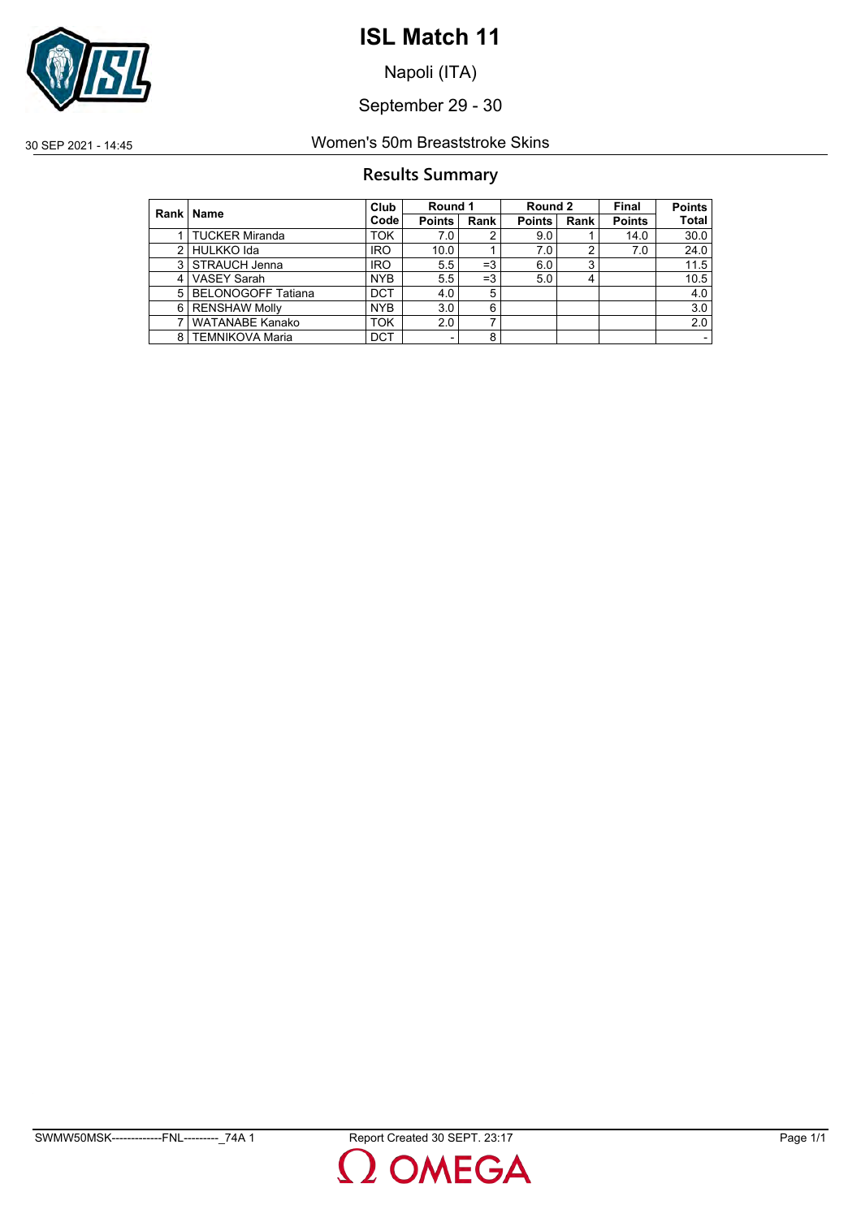# ISL Match 11

Napoli (ITA)

September 29 - 30

30 SEP 2021 - 14:45 Women's 50m Breaststroke Skins

## Results Summary

| Rank | Name | Club Code | Round 1 | | Round 2 | | Final | Points |
|---|---|---|---|---|---|---|---|---|
| | | | Points | Rank | Points | Rank | Points | Total |
| 1 | TUCKER Miranda | TOK | 7.0 | 2 | 9.0 | 1 | 14.0 | 30.0 |
| 2 | HULKKO Ida | IRO | 10.0 | 1 | 7.0 | 2 | 7.0 | 24.0 |
| 3 | STRAUCH Jenna | IRO | 5.5 | =3 | 6.0 | 3 | | 11.5 |
| 4 | VASEY Sarah | NYB | 5.5 | =3 | 5.0 | 4 | | 10.5 |
| 5 | BELONOGOFF Tatiana | DCT | 4.0 | 5 | | | | 4.0 |
| 6 | RENSHAW Molly | NYB | 3.0 | 6 | | | | 3.0 |
| 7 | WATANABE Kanako | TOK | 2.0 | 7 | | | | 2.0 |
| 8 | TEMNIKOVA Maria | DCT | - | 8 | | | | - |

SWMW50MSK-------------FNL---------_74A 1 Report Created 30 SEPT. 23:17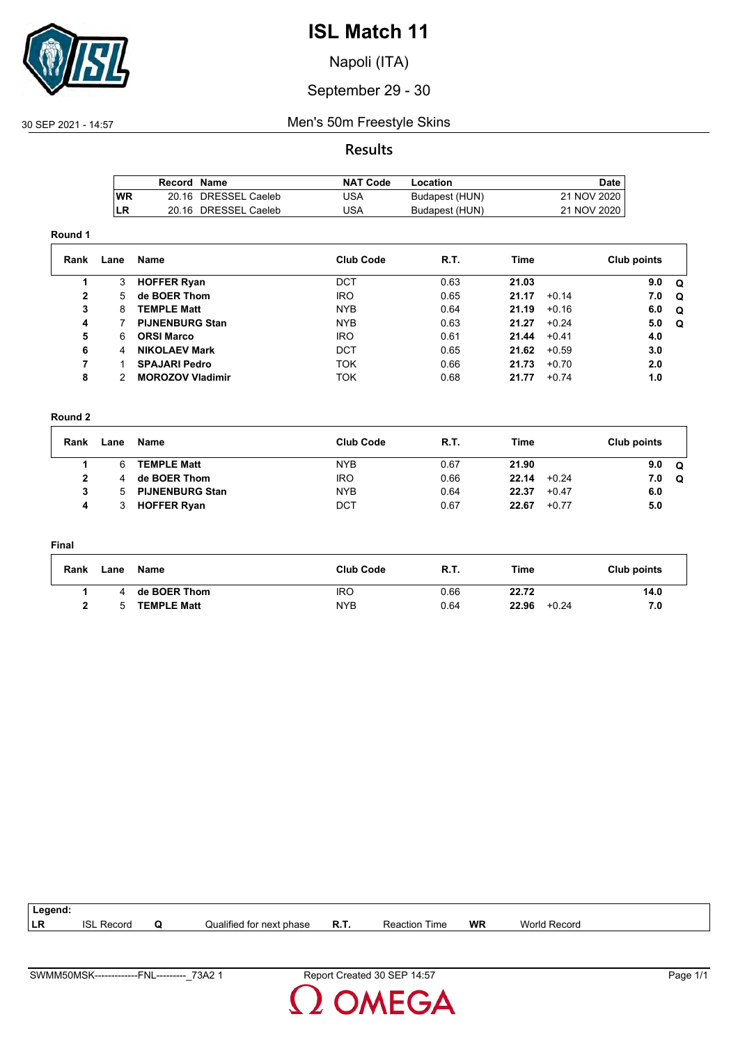# ISL Match 11

Napoli (ITA)

September 29 - 30

30 SEP 2021 - 14:57

## Men's 50m Freestyle Skins

### Results

| | Record | Name | NAT Code | Location | Date |
|---|---|---|---|---|---|
| WR | 20.16 | DRESSEL Caeleb | USA | Budapest (HUN) | 21 NOV 2020 |
| LR | 20.16 | DRESSEL Caeleb | USA | Budapest (HUN) | 21 NOV 2020 |

**Round 1**

| Rank | Lane | Name | Club Code | R.T. | Time | | Club points | |
|---|---|---|---|---|---|---|---|---|
| 1 | 3 | **HOFFER Ryan** | DCT | 0.63 | **21.03** | | **9.0** | **Q** |
| 2 | 5 | **de BOER Thom** | IRO | 0.65 | **21.17** | +0.14 | **7.0** | **Q** |
| 3 | 8 | **TEMPLE Matt** | NYB | 0.64 | **21.19** | +0.16 | **6.0** | **Q** |
| 4 | 7 | **PIJNENBURG Stan** | NYB | 0.63 | **21.27** | +0.24 | **5.0** | **Q** |
| 5 | 6 | **ORSI Marco** | IRO | 0.61 | **21.44** | +0.41 | **4.0** | |
| 6 | 4 | **NIKOLAEV Mark** | DCT | 0.65 | **21.62** | +0.59 | **3.0** | |
| 7 | 1 | **SPAJARI Pedro** | TOK | 0.66 | **21.73** | +0.70 | **2.0** | |
| 8 | 2 | **MOROZOV Vladimir** | TOK | 0.68 | **21.77** | +0.74 | **1.0** | |

**Round 2**

| Rank | Lane | Name | Club Code | R.T. | Time | | Club points | |
|---|---|---|---|---|---|---|---|---|
| 1 | 6 | **TEMPLE Matt** | NYB | 0.67 | **21.90** | | **9.0** | **Q** |
| 2 | 4 | **de BOER Thom** | IRO | 0.66 | **22.14** | +0.24 | **7.0** | **Q** |
| 3 | 5 | **PIJNENBURG Stan** | NYB | 0.64 | **22.37** | +0.47 | **6.0** | |
| 4 | 3 | **HOFFER Ryan** | DCT | 0.67 | **22.67** | +0.77 | **5.0** | |

**Final**

| Rank | Lane | Name | Club Code | R.T. | Time | | Club points |
|---|---|---|---|---|---|---|---|
| 1 | 4 | **de BOER Thom** | IRO | 0.66 | **22.72** | | **14.0** |
| 2 | 5 | **TEMPLE Matt** | NYB | 0.64 | **22.96** | +0.24 | **7.0** |

**Legend:**

| | | | | | | | |
|---|---|---|---|---|---|---|---|
| LR | ISL Record | Q | Qualified for next phase | R.T. | Reaction Time | WR | World Record |

SWMM50MSK-------------FNL---------_73A2 1 Report Created 30 SEP 14:57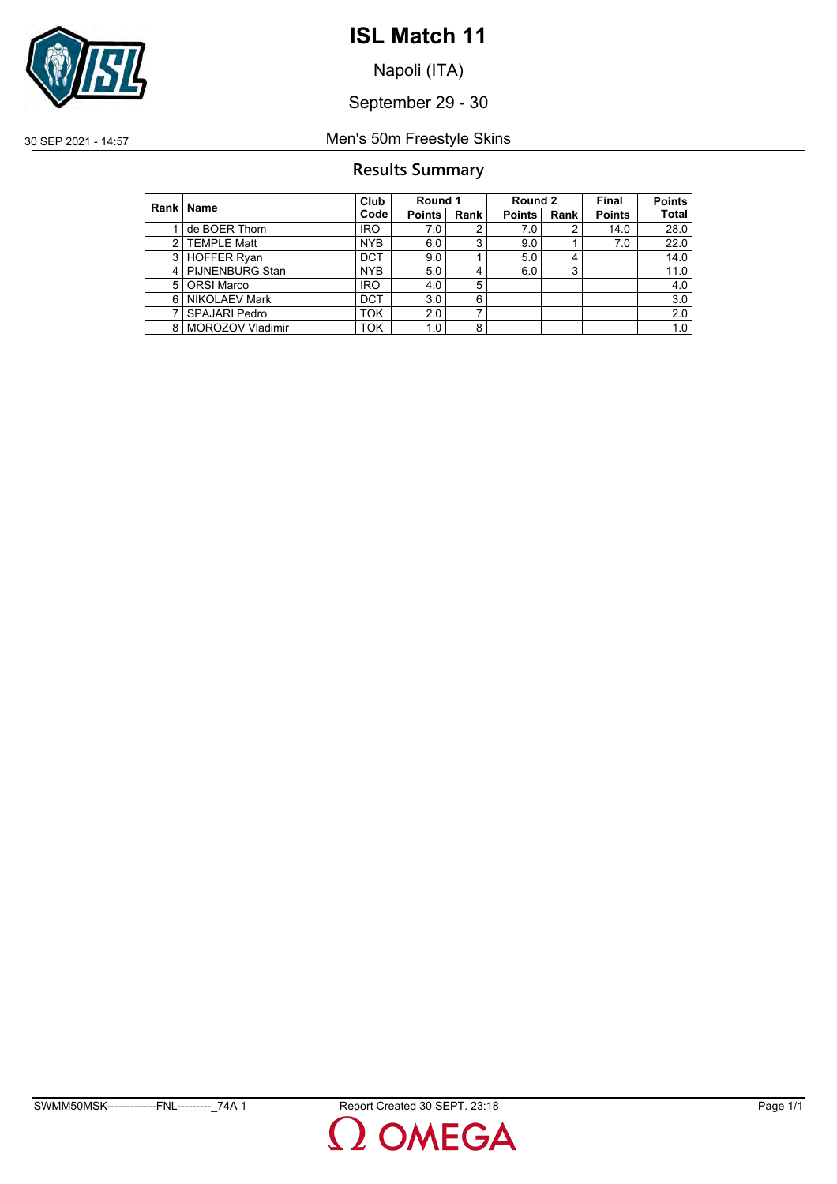# ISL Match 11

Napoli (ITA)

September 29 - 30

30 SEP 2021 - 14:57

Men's 50m Freestyle Skins

## Results Summary

| Rank | Name | Club Code | Round 1 | | Round 2 | | Final | Points |
|---|---|---|---|---|---|---|---|---|
| | | | Points | Rank | Points | Rank | Points | Total |
| 1 | de BOER Thom | IRO | 7.0 | 2 | 7.0 | 2 | 14.0 | 28.0 |
| 2 | TEMPLE Matt | NYB | 6.0 | 3 | 9.0 | 1 | 7.0 | 22.0 |
| 3 | HOFFER Ryan | DCT | 9.0 | 1 | 5.0 | 4 | | 14.0 |
| 4 | PIJNENBURG Stan | NYB | 5.0 | 4 | 6.0 | 3 | | 11.0 |
| 5 | ORSI Marco | IRO | 4.0 | 5 | | | | 4.0 |
| 6 | NIKOLAEV Mark | DCT | 3.0 | 6 | | | | 3.0 |
| 7 | SPAJARI Pedro | TOK | 2.0 | 7 | | | | 2.0 |
| 8 | MOROZOV Vladimir | TOK | 1.0 | 8 | | | | 1.0 |

SWMM50MSK--------------FNL---------_74A 1 Report Created 30 SEPT. 23:18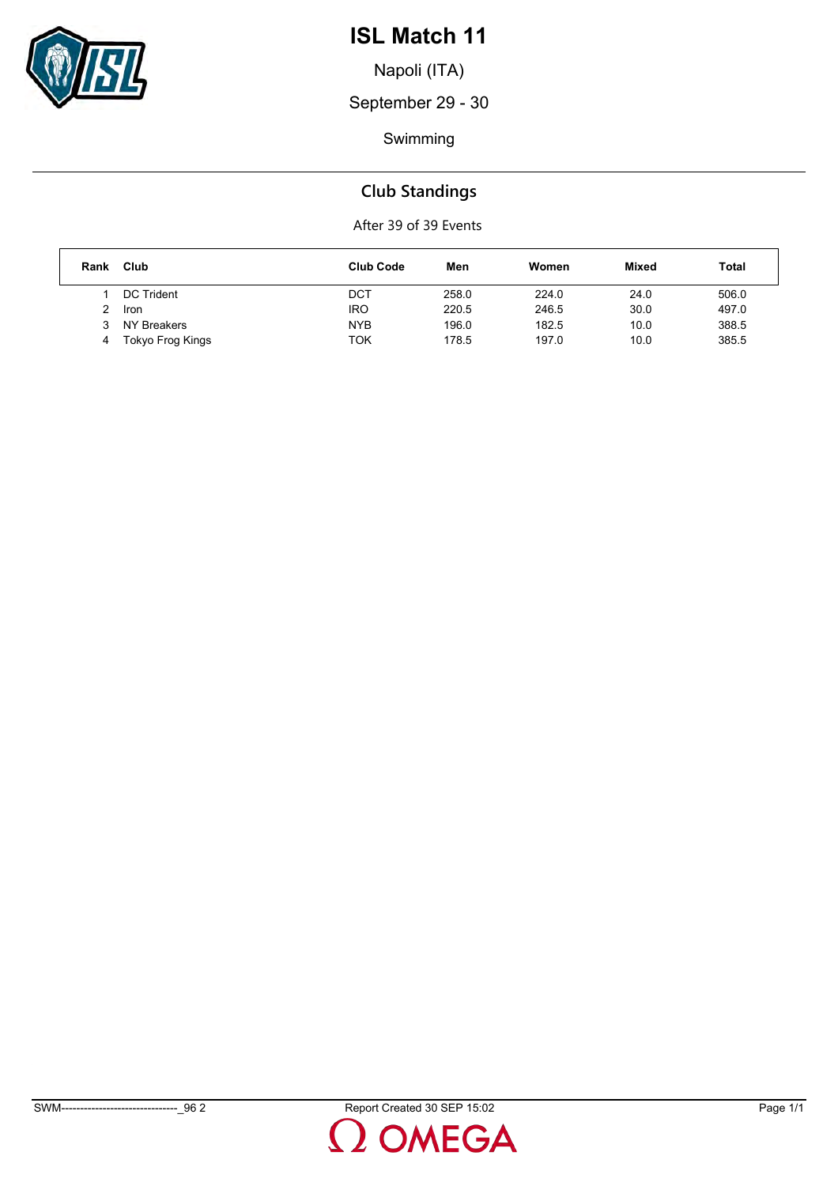# ISL Match 11

Napoli (ITA)

September 29 - 30

Swimming

## Club Standings

After 39 of 39 Events

| Rank | Club | Club Code | Men | Women | Mixed | Total |
|---|---|---|---|---|---|---|
| 1 | DC Trident | DCT | 258.0 | 224.0 | 24.0 | 506.0 |
| 2 | Iron | IRO | 220.5 | 246.5 | 30.0 | 497.0 |
| 3 | NY Breakers | NYB | 196.0 | 182.5 | 10.0 | 388.5 |
| 4 | Tokyo Frog Kings | TOK | 178.5 | 197.0 | 10.0 | 385.5 |

SWM-------------------------------_96 2    Report Created 30 SEP 15:02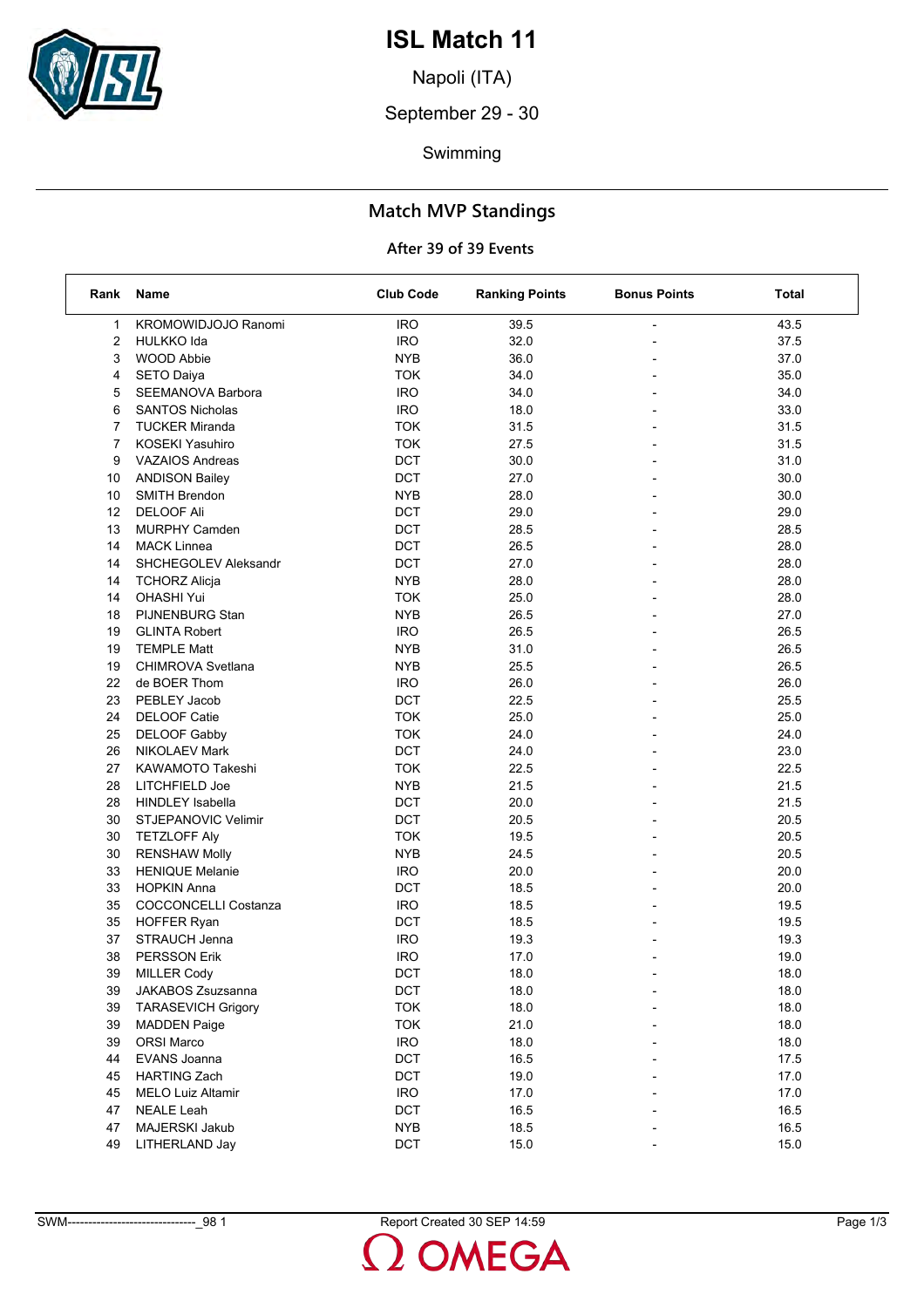# ISL Match 11

Napoli (ITA)

September 29 - 30

Swimming

## Match MVP Standings

### After 39 of 39 Events

| Rank | Name | Club Code | Ranking Points | Bonus Points | Total |
|---|---|---|---|---|---|
| 1 | KROMOWIDJOJO Ranomi | IRO | 39.5 | - | 43.5 |
| 2 | HULKKO Ida | IRO | 32.0 | - | 37.5 |
| 3 | WOOD Abbie | NYB | 36.0 | - | 37.0 |
| 4 | SETO Daiya | TOK | 34.0 | - | 35.0 |
| 5 | SEEMANOVA Barbora | IRO | 34.0 | - | 34.0 |
| 6 | SANTOS Nicholas | IRO | 18.0 | - | 33.0 |
| 7 | TUCKER Miranda | TOK | 31.5 | - | 31.5 |
| 7 | KOSEKI Yasuhiro | TOK | 27.5 | - | 31.5 |
| 9 | VAZAIOS Andreas | DCT | 30.0 | - | 31.0 |
| 10 | ANDISON Bailey | DCT | 27.0 | - | 30.0 |
| 10 | SMITH Brendon | NYB | 28.0 | - | 30.0 |
| 12 | DELOOF Ali | DCT | 29.0 | - | 29.0 |
| 13 | MURPHY Camden | DCT | 28.5 | - | 28.5 |
| 14 | MACK Linnea | DCT | 26.5 | - | 28.0 |
| 14 | SHCHEGOLEV Aleksandr | DCT | 27.0 | - | 28.0 |
| 14 | TCHORZ Alicja | NYB | 28.0 | - | 28.0 |
| 14 | OHASHI Yui | TOK | 25.0 | - | 28.0 |
| 18 | PIJNENBURG Stan | NYB | 26.5 | - | 27.0 |
| 19 | GLINTA Robert | IRO | 26.5 | - | 26.5 |
| 19 | TEMPLE Matt | NYB | 31.0 | - | 26.5 |
| 19 | CHIMROVA Svetlana | NYB | 25.5 | - | 26.5 |
| 22 | de BOER Thom | IRO | 26.0 | - | 26.0 |
| 23 | PEBLEY Jacob | DCT | 22.5 | - | 25.5 |
| 24 | DELOOF Catie | TOK | 25.0 | - | 25.0 |
| 25 | DELOOF Gabby | TOK | 24.0 | - | 24.0 |
| 26 | NIKOLAEV Mark | DCT | 24.0 | - | 23.0 |
| 27 | KAWAMOTO Takeshi | TOK | 22.5 | - | 22.5 |
| 28 | LITCHFIELD Joe | NYB | 21.5 | - | 21.5 |
| 28 | HINDLEY Isabella | DCT | 20.0 | - | 21.5 |
| 30 | STJEPANOVIC Velimir | DCT | 20.5 | - | 20.5 |
| 30 | TETZLOFF Aly | TOK | 19.5 | - | 20.5 |
| 30 | RENSHAW Molly | NYB | 24.5 | - | 20.5 |
| 33 | HENIQUE Melanie | IRO | 20.0 | - | 20.0 |
| 33 | HOPKIN Anna | DCT | 18.5 | - | 20.0 |
| 35 | COCCONCELLI Costanza | IRO | 18.5 | - | 19.5 |
| 35 | HOFFER Ryan | DCT | 18.5 | - | 19.5 |
| 37 | STRAUCH Jenna | IRO | 19.3 | - | 19.3 |
| 38 | PERSSON Erik | IRO | 17.0 | - | 19.0 |
| 39 | MILLER Cody | DCT | 18.0 | - | 18.0 |
| 39 | JAKABOS Zsuzsanna | DCT | 18.0 | - | 18.0 |
| 39 | TARASEVICH Grigory | TOK | 18.0 | - | 18.0 |
| 39 | MADDEN Paige | TOK | 21.0 | - | 18.0 |
| 39 | ORSI Marco | IRO | 18.0 | - | 18.0 |
| 44 | EVANS Joanna | DCT | 16.5 | - | 17.5 |
| 45 | HARTING Zach | DCT | 19.0 | - | 17.0 |
| 45 | MELO Luiz Altamir | IRO | 17.0 | - | 17.0 |
| 47 | NEALE Leah | DCT | 16.5 | - | 16.5 |
| 47 | MAJERSKI Jakub | NYB | 18.5 | - | 16.5 |
| 49 | LITHERLAND Jay | DCT | 15.0 | - | 15.0 |

SWM-------------------------------_98 1 Report Created 30 SEP 14:59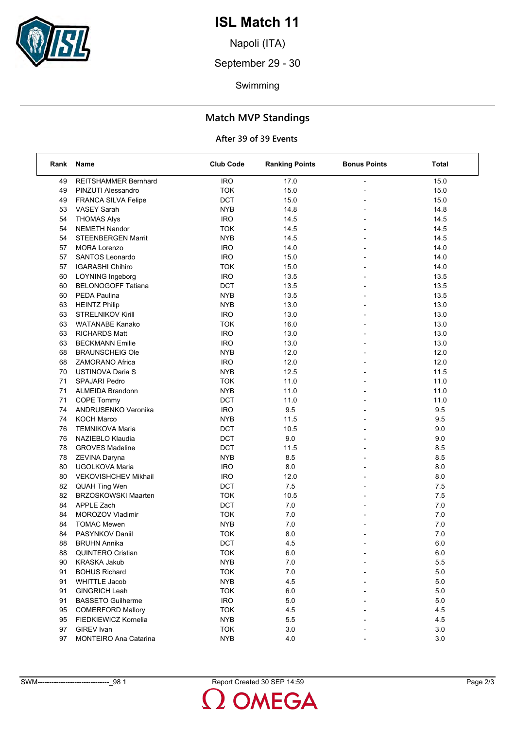# ISL Match 11

Napoli (ITA)

September 29 - 30

Swimming

## Match MVP Standings

### After 39 of 39 Events

| Rank | Name | Club Code | Ranking Points | Bonus Points | Total |
|---|---|---|---|---|---|
| 49 | REITSHAMMER Bernhard | IRO | 17.0 | - | 15.0 |
| 49 | PINZUTI Alessandro | TOK | 15.0 | - | 15.0 |
| 49 | FRANCA SILVA Felipe | DCT | 15.0 | - | 15.0 |
| 53 | VASEY Sarah | NYB | 14.8 | - | 14.8 |
| 54 | THOMAS Alys | IRO | 14.5 | - | 14.5 |
| 54 | NEMETH Nandor | TOK | 14.5 | - | 14.5 |
| 54 | STEENBERGEN Marrit | NYB | 14.5 | - | 14.5 |
| 57 | MORA Lorenzo | IRO | 14.0 | - | 14.0 |
| 57 | SANTOS Leonardo | IRO | 15.0 | - | 14.0 |
| 57 | IGARASHI Chihiro | TOK | 15.0 | - | 14.0 |
| 60 | LOYNING Ingeborg | IRO | 13.5 | - | 13.5 |
| 60 | BELONOGOFF Tatiana | DCT | 13.5 | - | 13.5 |
| 60 | PEDA Paulina | NYB | 13.5 | - | 13.5 |
| 63 | HEINTZ Philip | NYB | 13.0 | - | 13.0 |
| 63 | STRELNIKOV Kirill | IRO | 13.0 | - | 13.0 |
| 63 | WATANABE Kanako | TOK | 16.0 | - | 13.0 |
| 63 | RICHARDS Matt | IRO | 13.0 | - | 13.0 |
| 63 | BECKMANN Emilie | IRO | 13.0 | - | 13.0 |
| 68 | BRAUNSCHEIG Ole | NYB | 12.0 | - | 12.0 |
| 68 | ZAMORANO Africa | IRO | 12.0 | - | 12.0 |
| 70 | USTINOVA Daria S | NYB | 12.5 | - | 11.5 |
| 71 | SPAJARI Pedro | TOK | 11.0 | - | 11.0 |
| 71 | ALMEIDA Brandonn | NYB | 11.0 | - | 11.0 |
| 71 | COPE Tommy | DCT | 11.0 | - | 11.0 |
| 74 | ANDRUSENKO Veronika | IRO | 9.5 | - | 9.5 |
| 74 | KOCH Marco | NYB | 11.5 | - | 9.5 |
| 76 | TEMNIKOVA Maria | DCT | 10.5 | - | 9.0 |
| 76 | NAZIEBLO Klaudia | DCT | 9.0 | - | 9.0 |
| 78 | GROVES Madeline | DCT | 11.5 | - | 8.5 |
| 78 | ZEVINA Daryna | NYB | 8.5 | - | 8.5 |
| 80 | UGOLKOVA Maria | IRO | 8.0 | - | 8.0 |
| 80 | VEKOVISHCHEV Mikhail | IRO | 12.0 | - | 8.0 |
| 82 | QUAH Ting Wen | DCT | 7.5 | - | 7.5 |
| 82 | BRZOSKOWSKI Maarten | TOK | 10.5 | - | 7.5 |
| 84 | APPLE Zach | DCT | 7.0 | - | 7.0 |
| 84 | MOROZOV Vladimir | TOK | 7.0 | - | 7.0 |
| 84 | TOMAC Mewen | NYB | 7.0 | - | 7.0 |
| 84 | PASYNKOV Daniil | TOK | 8.0 | - | 7.0 |
| 88 | BRUHN Annika | DCT | 4.5 | - | 6.0 |
| 88 | QUINTERO Cristian | TOK | 6.0 | - | 6.0 |
| 90 | KRASKA Jakub | NYB | 7.0 | - | 5.5 |
| 91 | BOHUS Richard | TOK | 7.0 | - | 5.0 |
| 91 | WHITTLE Jacob | NYB | 4.5 | - | 5.0 |
| 91 | GINGRICH Leah | TOK | 6.0 | - | 5.0 |
| 91 | BASSETO Guilherme | IRO | 5.0 | - | 5.0 |
| 95 | COMERFORD Mallory | TOK | 4.5 | - | 4.5 |
| 95 | FIEDKIEWICZ Kornelia | NYB | 5.5 | - | 4.5 |
| 97 | GIREV Ivan | TOK | 3.0 | - | 3.0 |
| 97 | MONTEIRO Ana Catarina | NYB | 4.0 | - | 3.0 |

SWM-------------------------------_98 1 Report Created 30 SEP 14:59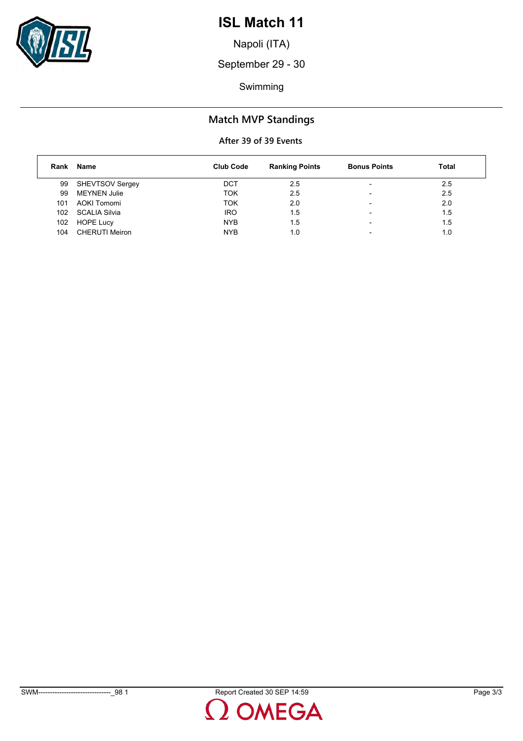# ISL Match 11

Napoli (ITA)

September 29 - 30

Swimming

## Match MVP Standings

### After 39 of 39 Events

| Rank | Name | Club Code | Ranking Points | Bonus Points | Total |
|---|---|---|---|---|---|
| 99 | SHEVTSOV Sergey | DCT | 2.5 | - | 2.5 |
| 99 | MEYNEN Julie | TOK | 2.5 | - | 2.5 |
| 101 | AOKI Tomomi | TOK | 2.0 | - | 2.0 |
| 102 | SCALIA Silvia | IRO | 1.5 | - | 1.5 |
| 102 | HOPE Lucy | NYB | 1.5 | - | 1.5 |
| 104 | CHERUTI Meiron | NYB | 1.0 | - | 1.0 |

SWM-------------------------------_98 1 Report Created 30 SEP 14:59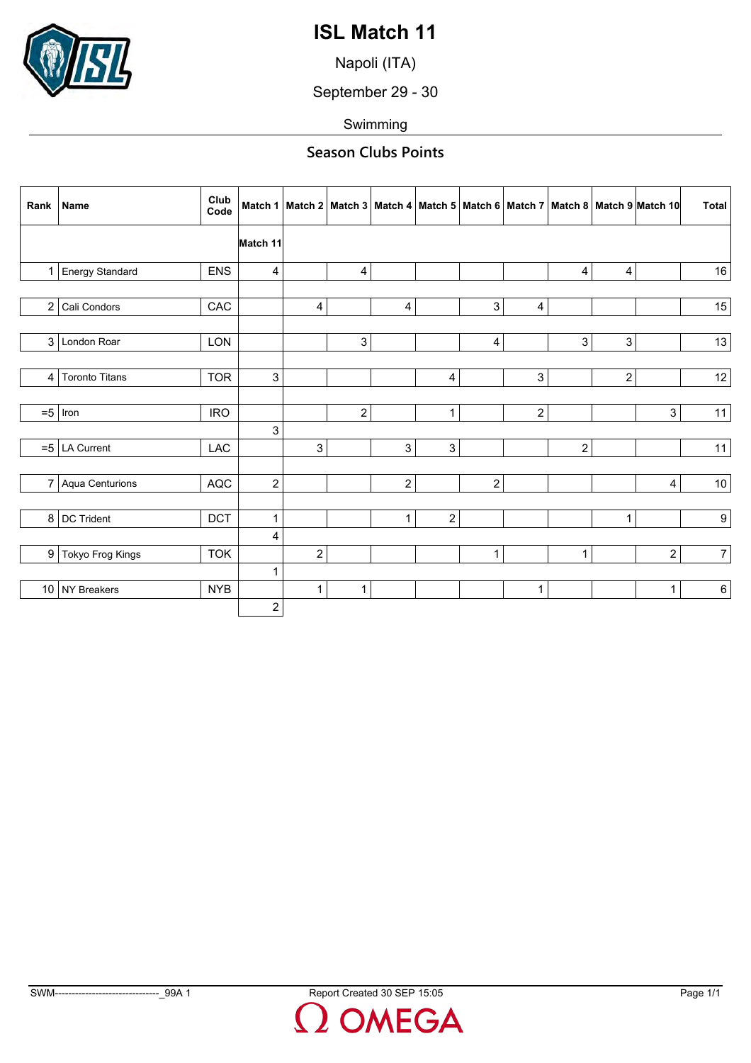# ISL Match 11

Napoli (ITA)

September 29 - 30

Swimming

## Season Clubs Points

| Rank | Name | Club Code | Match 1 | Match 2 | Match 3 | Match 4 | Match 5 | Match 6 | Match 7 | Match 8 | Match 9 | Match 10 | Match 11 | Total |
|---|---|---|---|---|---|---|---|---|---|---|---|---|---|---|
| 1 | Energy Standard | ENS | 4 | | 4 | | | | | 4 | 4 | | | 16 |
| 2 | Cali Condors | CAC | | 4 | | 4 | | 3 | 4 | | | | | 15 |
| 3 | London Roar | LON | | | 3 | | | 4 | | 3 | 3 | | | 13 |
| 4 | Toronto Titans | TOR | 3 | | | | 4 | | 3 | | 2 | | | 12 |
| =5 | Iron | IRO | | | 2 | | 1 | | 2 | | | 3 | 3 | 11 |
| =5 | LA Current | LAC | | 3 | | 3 | 3 | | | 2 | | | | 11 |
| 7 | Aqua Centurions | AQC | 2 | | | 2 | | 2 | | | | 4 | | 10 |
| 8 | DC Trident | DCT | 1 | | | 1 | 2 | | | | 1 | | 4 | 9 |
| 9 | Tokyo Frog Kings | TOK | | 2 | | | | 1 | | 1 | | 2 | 1 | 7 |
| 10 | NY Breakers | NYB | | 1 | 1 | | | | 1 | | | 1 | 2 | 6 |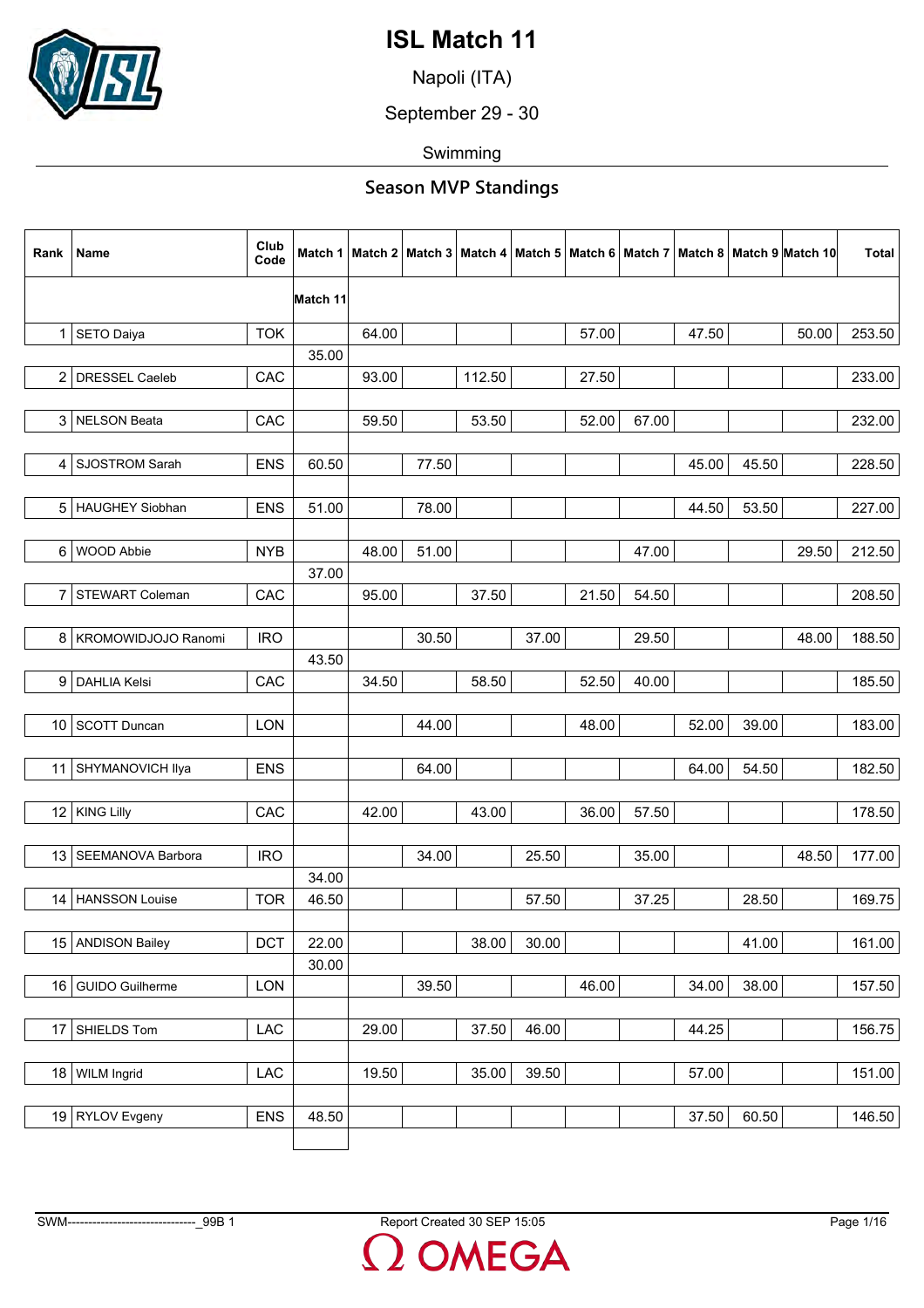# ISL Match 11

Napoli (ITA)

September 29 - 30

Swimming

## Season MVP Standings

| Rank | Name | Club Code | Match 1 | Match 2 | Match 3 | Match 4 | Match 5 | Match 6 | Match 7 | Match 8 | Match 9 | Match 10 | Match 11 | Total |
|---|---|---|---|---|---|---|---|---|---|---|---|---|---|---|
| 1 | SETO Daiya | TOK | | 64.00 | | | | 57.00 | | 47.50 | | 50.00 | 35.00 | 253.50 |
| 2 | DRESSEL Caeleb | CAC | | 93.00 | | 112.50 | | 27.50 | | | | | | 233.00 |
| 3 | NELSON Beata | CAC | | 59.50 | | 53.50 | | 52.00 | 67.00 | | | | | 232.00 |
| 4 | SJOSTROM Sarah | ENS | 60.50 | | 77.50 | | | | | 45.00 | 45.50 | | | 228.50 |
| 5 | HAUGHEY Siobhan | ENS | 51.00 | | 78.00 | | | | | 44.50 | 53.50 | | | 227.00 |
| 6 | WOOD Abbie | NYB | | 48.00 | 51.00 | | | | 47.00 | | | 29.50 | 37.00 | 212.50 |
| 7 | STEWART Coleman | CAC | | 95.00 | | 37.50 | | 21.50 | 54.50 | | | | | 208.50 |
| 8 | KROMOWIDJOJO Ranomi | IRO | | | 30.50 | | 37.00 | | 29.50 | | | 48.00 | 43.50 | 188.50 |
| 9 | DAHLIA Kelsi | CAC | | 34.50 | | 58.50 | | 52.50 | 40.00 | | | | | 185.50 |
| 10 | SCOTT Duncan | LON | | | 44.00 | | | 48.00 | | 52.00 | 39.00 | | | 183.00 |
| 11 | SHYMANOVICH Ilya | ENS | | | 64.00 | | | | | 64.00 | 54.50 | | | 182.50 |
| 12 | KING Lilly | CAC | | 42.00 | | 43.00 | | 36.00 | 57.50 | | | | | 178.50 |
| 13 | SEEMANOVA Barbora | IRO | | | 34.00 | | 25.50 | | 35.00 | | | 48.50 | 34.00 | 177.00 |
| 14 | HANSSON Louise | TOR | 46.50 | | | | 57.50 | | 37.25 | | 28.50 | | | 169.75 |
| 15 | ANDISON Bailey | DCT | 22.00 | | | 38.00 | 30.00 | | | | 41.00 | | 30.00 | 161.00 |
| 16 | GUIDO Guilherme | LON | | | 39.50 | | | 46.00 | | 34.00 | 38.00 | | | 157.50 |
| 17 | SHIELDS Tom | LAC | | 29.00 | | 37.50 | 46.00 | | | 44.25 | | | | 156.75 |
| 18 | WILM Ingrid | LAC | | 19.50 | | 35.00 | 39.50 | | | 57.00 | | | | 151.00 |
| 19 | RYLOV Evgeny | ENS | 48.50 | | | | | | | 37.50 | 60.50 | | | 146.50 |

SWM-------------------------------_99B 1 — Report Created 30 SEP 15:05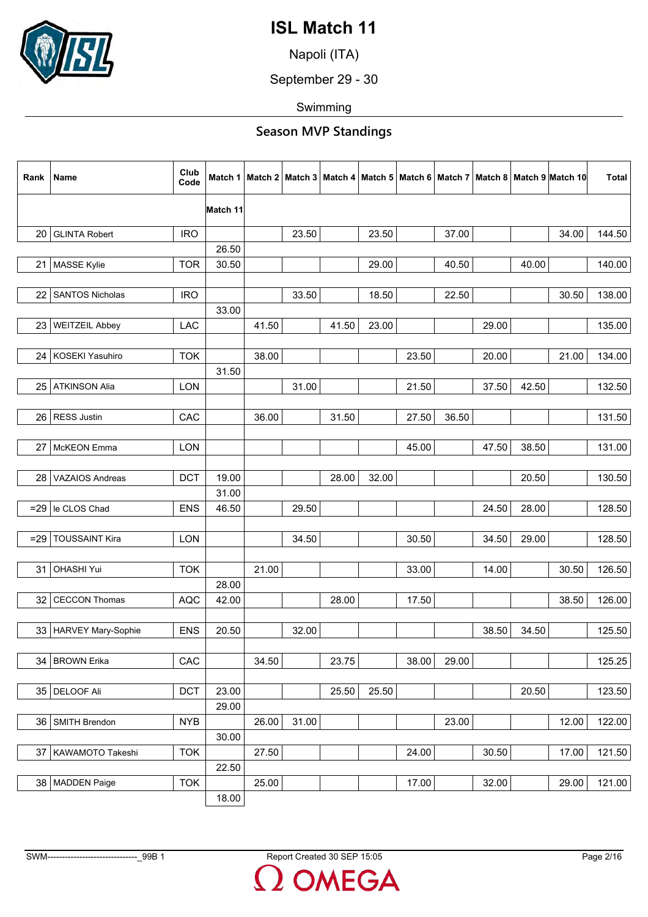# ISL Match 11

Napoli (ITA)

September 29 - 30

Swimming

## Season MVP Standings

| Rank | Name | Club Code | Match 1 | Match 2 | Match 3 | Match 4 | Match 5 | Match 6 | Match 7 | Match 8 | Match 9 | Match 10 | Match 11 | Total |
|---|---|---|---|---|---|---|---|---|---|---|---|---|---|---|
| 20 | GLINTA Robert | IRO | | | 23.50 | | 23.50 | | 37.00 | | | 34.00 | 26.50 | 144.50 |
| 21 | MASSE Kylie | TOR | 30.50 | | | | 29.00 | | 40.50 | | 40.00 | | | 140.00 |
| 22 | SANTOS Nicholas | IRO | | | 33.50 | | 18.50 | | 22.50 | | | 30.50 | 33.00 | 138.00 |
| 23 | WEITZEIL Abbey | LAC | | 41.50 | | 41.50 | 23.00 | | | 29.00 | | | | 135.00 |
| 24 | KOSEKI Yasuhiro | TOK | | 38.00 | | | | 23.50 | | 20.00 | | 21.00 | 31.50 | 134.00 |
| 25 | ATKINSON Alia | LON | | | 31.00 | | | 21.50 | | 37.50 | 42.50 | | | 132.50 |
| 26 | RESS Justin | CAC | | 36.00 | | 31.50 | | 27.50 | 36.50 | | | | | 131.50 |
| 27 | McKEON Emma | LON | | | | | | 45.00 | | 47.50 | 38.50 | | | 131.00 |
| 28 | VAZAIOS Andreas | DCT | 19.00 | | | 28.00 | 32.00 | | | | 20.50 | | 31.00 | 130.50 |
| =29 | le CLOS Chad | ENS | 46.50 | | 29.50 | | | | | 24.50 | 28.00 | | | 128.50 |
| =29 | TOUSSAINT Kira | LON | | | 34.50 | | | 30.50 | | 34.50 | 29.00 | | | 128.50 |
| 31 | OHASHI Yui | TOK | | 21.00 | | | | 33.00 | | 14.00 | | 30.50 | 28.00 | 126.50 |
| 32 | CECCON Thomas | AQC | 42.00 | | | 28.00 | | 17.50 | | | | 38.50 | | 126.00 |
| 33 | HARVEY Mary-Sophie | ENS | 20.50 | | 32.00 | | | | | 38.50 | 34.50 | | | 125.50 |
| 34 | BROWN Erika | CAC | | 34.50 | | 23.75 | | 38.00 | 29.00 | | | | | 125.25 |
| 35 | DELOOF Ali | DCT | 23.00 | | | 25.50 | 25.50 | | | | 20.50 | | 29.00 | 123.50 |
| 36 | SMITH Brendon | NYB | | 26.00 | 31.00 | | | | 23.00 | | | 12.00 | 30.00 | 122.00 |
| 37 | KAWAMOTO Takeshi | TOK | | 27.50 | | | | 24.00 | | 30.50 | | 17.00 | 22.50 | 121.50 |
| 38 | MADDEN Paige | TOK | | 25.00 | | | | 17.00 | | 32.00 | | 29.00 | 18.00 | 121.00 |

SWM-------------------------------_99B 1 | Report Created 30 SEP 15:05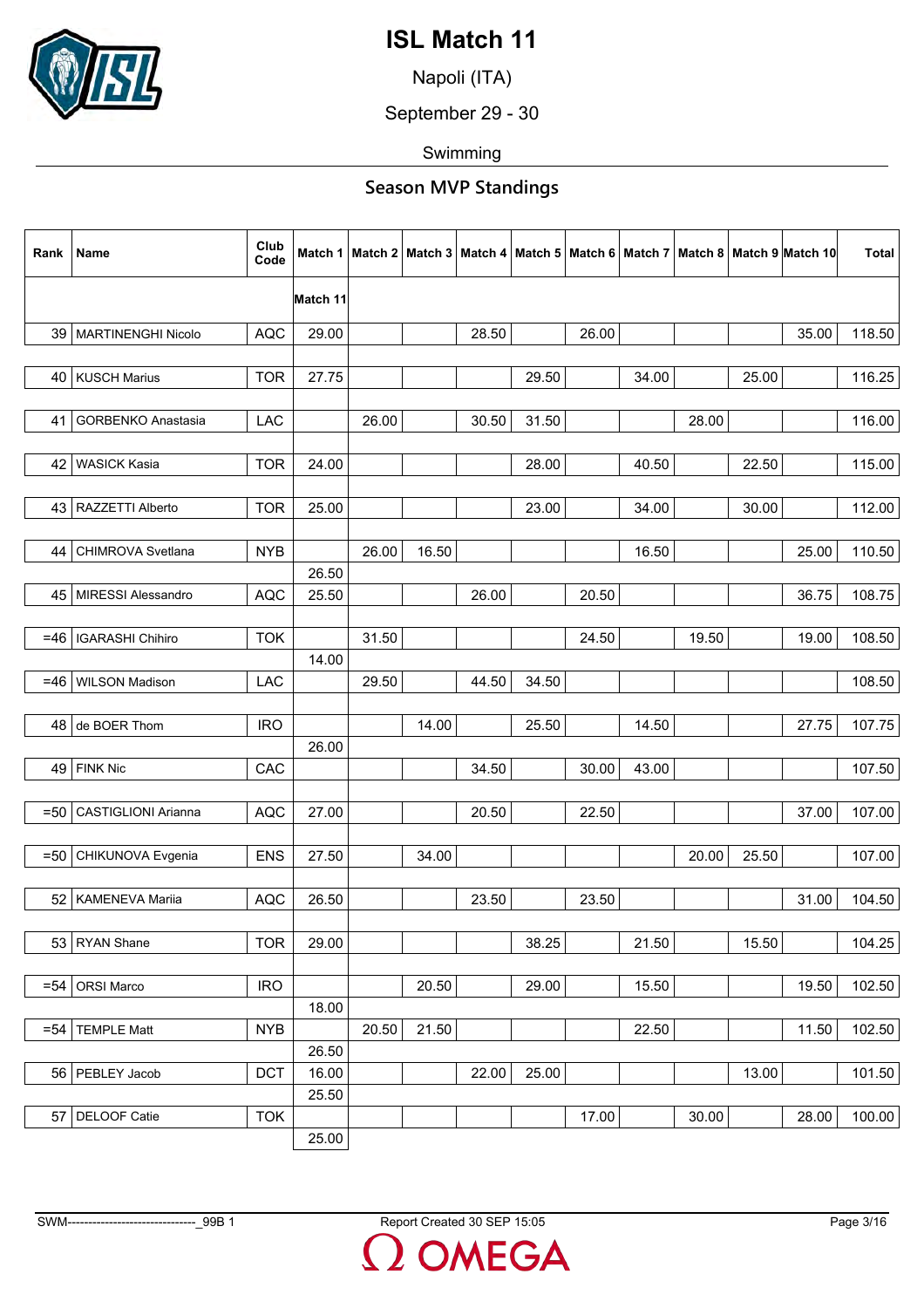# ISL Match 11

Napoli (ITA)

September 29 - 30

Swimming

## Season MVP Standings

| Rank | Name | Club Code | Match 1 | Match 2 | Match 3 | Match 4 | Match 5 | Match 6 | Match 7 | Match 8 | Match 9 | Match 10 | Match 11 | Total |
|---|---|---|---|---|---|---|---|---|---|---|---|---|---|---|
| 39 | MARTINENGHI Nicolo | AQC | 29.00 | | | 28.50 | | 26.00 | | | | 35.00 | | 118.50 |
| 40 | KUSCH Marius | TOR | 27.75 | | | | 29.50 | | 34.00 | | 25.00 | | | 116.25 |
| 41 | GORBENKO Anastasia | LAC | | 26.00 | | 30.50 | 31.50 | | | 28.00 | | | | 116.00 |
| 42 | WASICK Kasia | TOR | 24.00 | | | | 28.00 | | 40.50 | | 22.50 | | | 115.00 |
| 43 | RAZZETTI Alberto | TOR | 25.00 | | | | 23.00 | | 34.00 | | 30.00 | | | 112.00 |
| 44 | CHIMROVA Svetlana | NYB | | 26.00 | 16.50 | | | | 16.50 | | | 25.00 | 26.50 | 110.50 |
| 45 | MIRESSI Alessandro | AQC | 25.50 | | | 26.00 | | 20.50 | | | | 36.75 | | 108.75 |
| =46 | IGARASHI Chihiro | TOK | | 31.50 | | | | 24.50 | | 19.50 | | 19.00 | 14.00 | 108.50 |
| =46 | WILSON Madison | LAC | | 29.50 | | 44.50 | 34.50 | | | | | | | 108.50 |
| 48 | de BOER Thom | IRO | | | 14.00 | | 25.50 | | 14.50 | | | 27.75 | 26.00 | 107.75 |
| 49 | FINK Nic | CAC | | | | 34.50 | | 30.00 | 43.00 | | | | | 107.50 |
| =50 | CASTIGLIONI Arianna | AQC | 27.00 | | | 20.50 | | 22.50 | | | | 37.00 | | 107.00 |
| =50 | CHIKUNOVA Evgenia | ENS | 27.50 | | 34.00 | | | | | 20.00 | 25.50 | | | 107.00 |
| 52 | KAMENEVA Mariia | AQC | 26.50 | | | 23.50 | | 23.50 | | | | 31.00 | | 104.50 |
| 53 | RYAN Shane | TOR | 29.00 | | | | 38.25 | | 21.50 | | 15.50 | | | 104.25 |
| =54 | ORSI Marco | IRO | | | 20.50 | | 29.00 | | 15.50 | | | 19.50 | 18.00 | 102.50 |
| =54 | TEMPLE Matt | NYB | | 20.50 | 21.50 | | | | 22.50 | | | 11.50 | 26.50 | 102.50 |
| 56 | PEBLEY Jacob | DCT | 16.00 | | | 22.00 | 25.00 | | | | 13.00 | | 25.50 | 101.50 |
| 57 | DELOOF Catie | TOK | | | | | | 17.00 | | 30.00 | | 28.00 | 25.00 | 100.00 |

SWM-------------------------------_99B 1 Report Created 30 SEP 15:05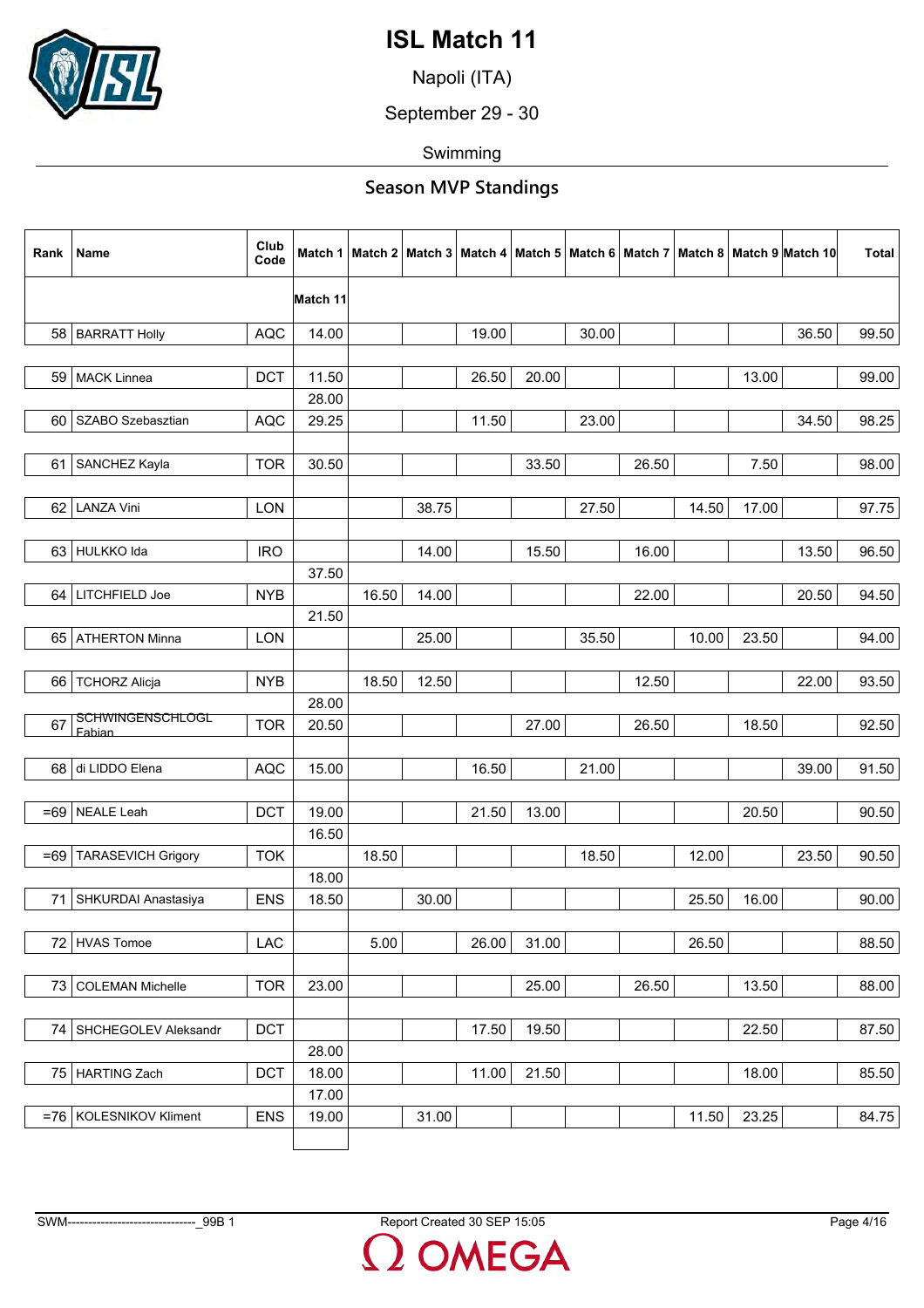# ISL Match 11

Napoli (ITA)

September 29 - 30

Swimming

## Season MVP Standings

| Rank | Name | Club Code | Match 1 | Match 2 | Match 3 | Match 4 | Match 5 | Match 6 | Match 7 | Match 8 | Match 9 | Match 10 | Match 11 | Total |
|---|---|---|---|---|---|---|---|---|---|---|---|---|---|---|
| 58 | BARRATT Holly | AQC | 14.00 | | | 19.00 | | 30.00 | | | | 36.50 | | 99.50 |
| 59 | MACK Linnea | DCT | 11.50 | | | 26.50 | 20.00 | | | | 13.00 | | 28.00 | 99.00 |
| 60 | SZABO Szebasztian | AQC | 29.25 | | | 11.50 | | 23.00 | | | | 34.50 | | 98.25 |
| 61 | SANCHEZ Kayla | TOR | 30.50 | | | | 33.50 | | 26.50 | | 7.50 | | | 98.00 |
| 62 | LANZA Vini | LON | | | 38.75 | | | 27.50 | | 14.50 | 17.00 | | | 97.75 |
| 63 | HULKKO Ida | IRO | | | 14.00 | | 15.50 | | 16.00 | | | 13.50 | 37.50 | 96.50 |
| 64 | LITCHFIELD Joe | NYB | | 16.50 | 14.00 | | | | 22.00 | | | 20.50 | 21.50 | 94.50 |
| 65 | ATHERTON Minna | LON | | | 25.00 | | | 35.50 | | 10.00 | 23.50 | | | 94.00 |
| 66 | TCHORZ Alicja | NYB | | 18.50 | 12.50 | | | | 12.50 | | | 22.00 | 28.00 | 93.50 |
| 67 | SCHWINGENSCHLOGL Fabian | TOR | 20.50 | | | | 27.00 | | 26.50 | | 18.50 | | | 92.50 |
| 68 | di LIDDO Elena | AQC | 15.00 | | | 16.50 | | 21.00 | | | | 39.00 | | 91.50 |
| =69 | NEALE Leah | DCT | 19.00 | | | 21.50 | 13.00 | | | | 20.50 | | 16.50 | 90.50 |
| =69 | TARASEVICH Grigory | TOK | | 18.50 | | | | 18.50 | | 12.00 | | 23.50 | 18.00 | 90.50 |
| 71 | SHKURDAI Anastasiya | ENS | 18.50 | | 30.00 | | | | | 25.50 | 16.00 | | | 90.00 |
| 72 | HVAS Tomoe | LAC | | 5.00 | | 26.00 | 31.00 | | | 26.50 | | | | 88.50 |
| 73 | COLEMAN Michelle | TOR | 23.00 | | | | 25.00 | | 26.50 | | 13.50 | | | 88.00 |
| 74 | SHCHEGOLEV Aleksandr | DCT | | | | 17.50 | 19.50 | | | | 22.50 | | 28.00 | 87.50 |
| 75 | HARTING Zach | DCT | 18.00 | | | 11.00 | 21.50 | | | | 18.00 | | 17.00 | 85.50 |
| =76 | KOLESNIKOV Kliment | ENS | 19.00 | | 31.00 | | | | | 11.50 | 23.25 | | | 84.75 |

SWM-------------------------------_99B 1 Report Created 30 SEP 15:05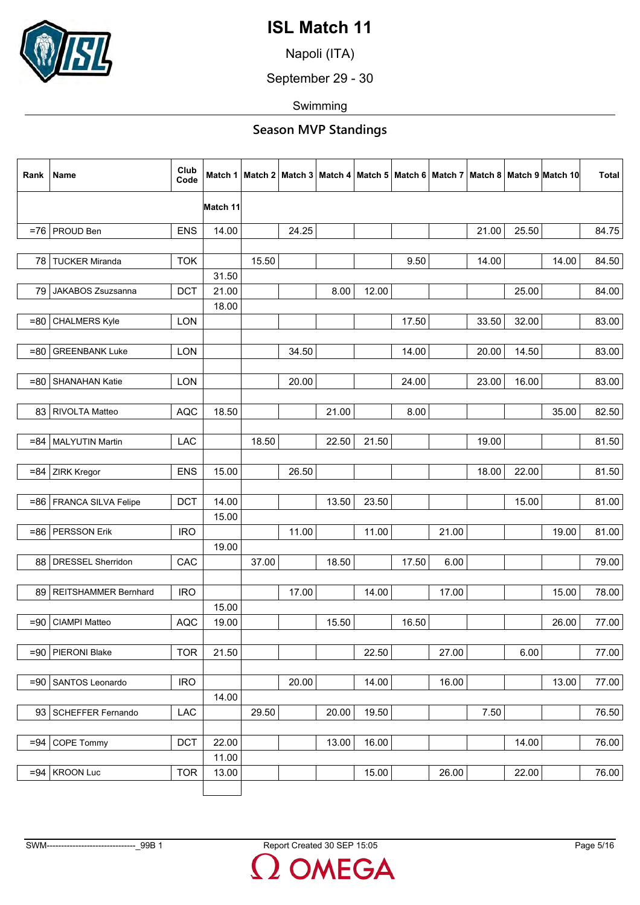# ISL Match 11

Napoli (ITA)

September 29 - 30

Swimming

## Season MVP Standings

| Rank | Name | Club Code | Match 1 | Match 2 | Match 3 | Match 4 | Match 5 | Match 6 | Match 7 | Match 8 | Match 9 | Match 10 | Match 11 | Total |
|---|---|---|---|---|---|---|---|---|---|---|---|---|---|---|
| =76 | PROUD Ben | ENS | 14.00 | | 24.25 | | | | | 21.00 | 25.50 | | | 84.75 |
| 78 | TUCKER Miranda | TOK | | 15.50 | | | | 9.50 | | 14.00 | | 14.00 | 31.50 | 84.50 |
| 79 | JAKABOS Zsuzsanna | DCT | 21.00 | | | 8.00 | 12.00 | | | | 25.00 | | 18.00 | 84.00 |
| =80 | CHALMERS Kyle | LON | | | | | | 17.50 | | 33.50 | 32.00 | | | 83.00 |
| =80 | GREENBANK Luke | LON | | | 34.50 | | | 14.00 | | 20.00 | 14.50 | | | 83.00 |
| =80 | SHANAHAN Katie | LON | | | 20.00 | | | 24.00 | | 23.00 | 16.00 | | | 83.00 |
| 83 | RIVOLTA Matteo | AQC | 18.50 | | | 21.00 | | 8.00 | | | | 35.00 | | 82.50 |
| =84 | MALYUTIN Martin | LAC | | 18.50 | | 22.50 | 21.50 | | | 19.00 | | | | 81.50 |
| =84 | ZIRK Kregor | ENS | 15.00 | | 26.50 | | | | | 18.00 | 22.00 | | | 81.50 |
| =86 | FRANCA SILVA Felipe | DCT | 14.00 | | | 13.50 | 23.50 | | | | 15.00 | | 15.00 | 81.00 |
| =86 | PERSSON Erik | IRO | | | 11.00 | | 11.00 | | 21.00 | | | 19.00 | 19.00 | 81.00 |
| 88 | DRESSEL Sherridon | CAC | | 37.00 | | 18.50 | | 17.50 | 6.00 | | | | | 79.00 |
| 89 | REITSHAMMER Bernhard | IRO | | | 17.00 | | 14.00 | | 17.00 | | | 15.00 | 15.00 | 78.00 |
| =90 | CIAMPI Matteo | AQC | 19.00 | | | 15.50 | | 16.50 | | | | 26.00 | | 77.00 |
| =90 | PIERONI Blake | TOR | 21.50 | | | | 22.50 | | 27.00 | | 6.00 | | | 77.00 |
| =90 | SANTOS Leonardo | IRO | | | 20.00 | | 14.00 | | 16.00 | | | 13.00 | 14.00 | 77.00 |
| 93 | SCHEFFER Fernando | LAC | | 29.50 | | 20.00 | 19.50 | | | 7.50 | | | | 76.50 |
| =94 | COPE Tommy | DCT | 22.00 | | | 13.00 | 16.00 | | | | 14.00 | | 11.00 | 76.00 |
| =94 | KROON Luc | TOR | 13.00 | | | | 15.00 | | 26.00 | | 22.00 | | | 76.00 |

SWM-------------------------------_99B 1 Report Created 30 SEP 15:05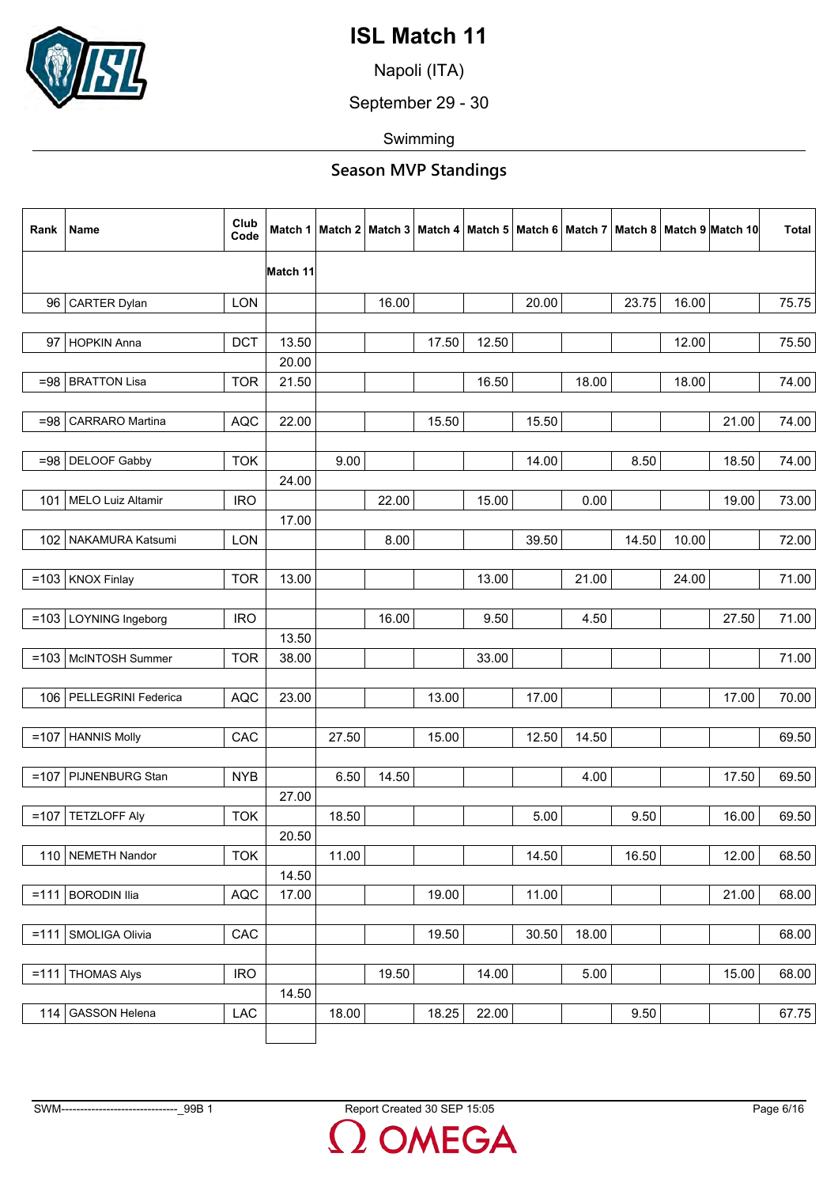# ISL Match 11

Napoli (ITA)

September 29 - 30

Swimming

## Season MVP Standings

| Rank | Name | Club Code | Match 1 | Match 2 | Match 3 | Match 4 | Match 5 | Match 6 | Match 7 | Match 8 | Match 9 | Match 10 | Match 11 | Total |
|---|---|---|---|---|---|---|---|---|---|---|---|---|---|---|
| 96 | CARTER Dylan | LON | | | 16.00 | | | 20.00 | | 23.75 | 16.00 | | | 75.75 |
| 97 | HOPKIN Anna | DCT | 13.50 | | | 17.50 | 12.50 | | | | 12.00 | | 20.00 | 75.50 |
| =98 | BRATTON Lisa | TOR | 21.50 | | | | 16.50 | | 18.00 | | 18.00 | | | 74.00 |
| =98 | CARRARO Martina | AQC | 22.00 | | | 15.50 | | 15.50 | | | | 21.00 | | 74.00 |
| =98 | DELOOF Gabby | TOK | | 9.00 | | | | 14.00 | | 8.50 | | 18.50 | 24.00 | 74.00 |
| 101 | MELO Luiz Altamir | IRO | | | 22.00 | | 15.00 | | 0.00 | | | 19.00 | 17.00 | 73.00 |
| 102 | NAKAMURA Katsumi | LON | | | 8.00 | | | 39.50 | | 14.50 | 10.00 | | | 72.00 |
| =103 | KNOX Finlay | TOR | 13.00 | | | | 13.00 | | 21.00 | | 24.00 | | | 71.00 |
| =103 | LOYNING Ingeborg | IRO | | | 16.00 | | 9.50 | | 4.50 | | | 27.50 | 13.50 | 71.00 |
| =103 | McINTOSH Summer | TOR | 38.00 | | | | 33.00 | | | | | | | 71.00 |
| 106 | PELLEGRINI Federica | AQC | 23.00 | | | 13.00 | | 17.00 | | | | 17.00 | | 70.00 |
| =107 | HANNIS Molly | CAC | | 27.50 | | 15.00 | | 12.50 | 14.50 | | | | | 69.50 |
| =107 | PIJNENBURG Stan | NYB | | 6.50 | 14.50 | | | | 4.00 | | | 17.50 | 27.00 | 69.50 |
| =107 | TETZLOFF Aly | TOK | | 18.50 | | | | 5.00 | | 9.50 | | 16.00 | 20.50 | 69.50 |
| 110 | NEMETH Nandor | TOK | | 11.00 | | | | 14.50 | | 16.50 | | 12.00 | 14.50 | 68.50 |
| =111 | BORODIN Ilia | AQC | 17.00 | | | 19.00 | | 11.00 | | | | 21.00 | | 68.00 |
| =111 | SMOLIGA Olivia | CAC | | | | 19.50 | | 30.50 | 18.00 | | | | | 68.00 |
| =111 | THOMAS Alys | IRO | | | 19.50 | | 14.00 | | 5.00 | | | 15.00 | 14.50 | 68.00 |
| 114 | GASSON Helena | LAC | | 18.00 | | 18.25 | 22.00 | | | 9.50 | | | | 67.75 |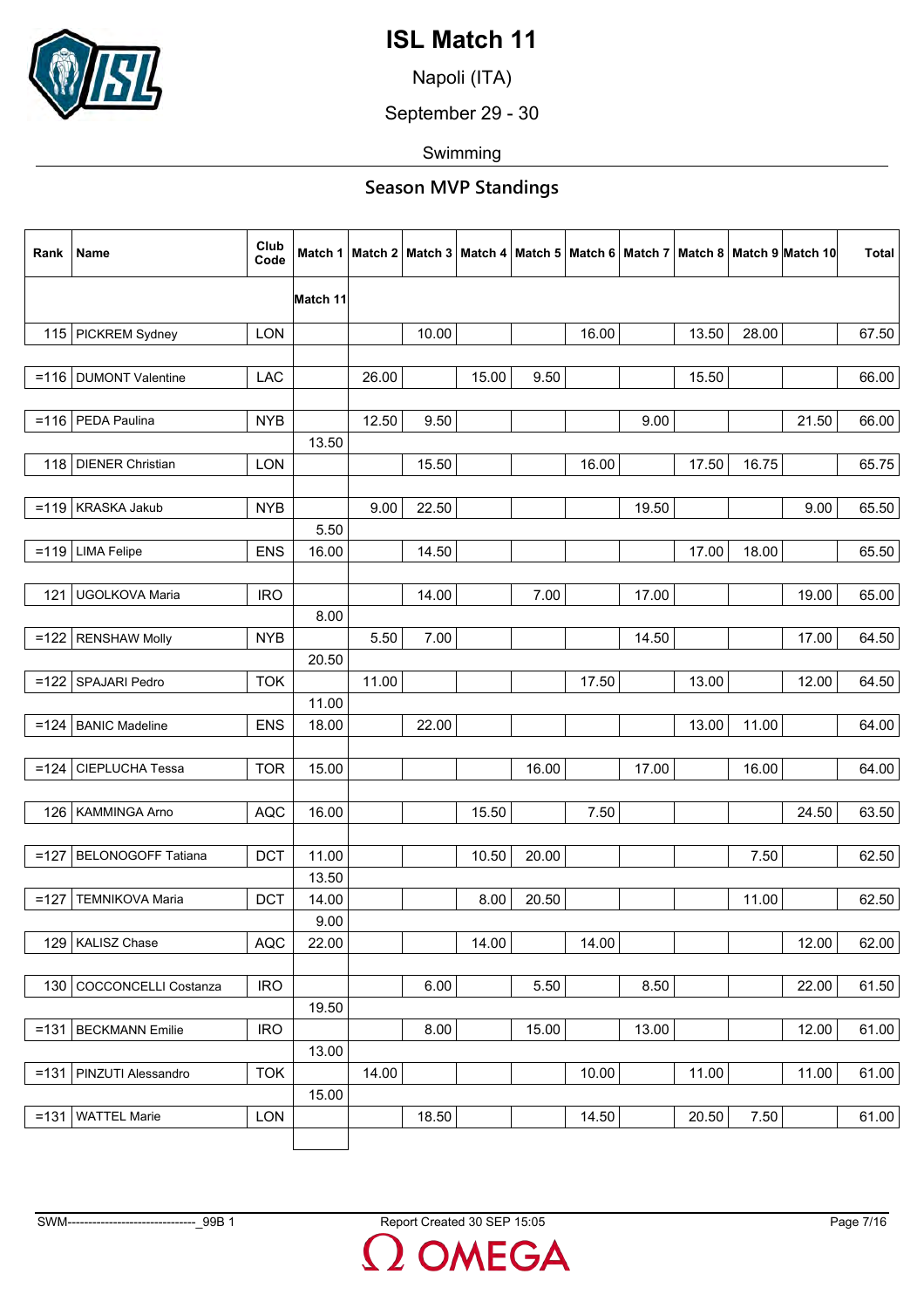# ISL Match 11

Napoli (ITA)

September 29 - 30

Swimming

## Season MVP Standings

| Rank | Name | Club Code | Match 1 | Match 2 | Match 3 | Match 4 | Match 5 | Match 6 | Match 7 | Match 8 | Match 9 | Match 10 | Match 11 | Total |
|---|---|---|---|---|---|---|---|---|---|---|---|---|---|---|
| 115 | PICKREM Sydney | LON | | | 10.00 | | | 16.00 | | 13.50 | 28.00 | | | 67.50 |
| =116 | DUMONT Valentine | LAC | | 26.00 | | 15.00 | 9.50 | | | 15.50 | | | | 66.00 |
| =116 | PEDA Paulina | NYB | | 12.50 | 9.50 | | | | 9.00 | | | 21.50 | 13.50 | 66.00 |
| 118 | DIENER Christian | LON | | | 15.50 | | | 16.00 | | 17.50 | 16.75 | | | 65.75 |
| =119 | KRASKA Jakub | NYB | | 9.00 | 22.50 | | | | 19.50 | | | 9.00 | 5.50 | 65.50 |
| =119 | LIMA Felipe | ENS | 16.00 | | 14.50 | | | | | 17.00 | 18.00 | | | 65.50 |
| 121 | UGOLKOVA Maria | IRO | | | 14.00 | | 7.00 | | 17.00 | | | 19.00 | 8.00 | 65.00 |
| =122 | RENSHAW Molly | NYB | | 5.50 | 7.00 | | | | 14.50 | | | 17.00 | 20.50 | 64.50 |
| =122 | SPAJARI Pedro | TOK | | 11.00 | | | | 17.50 | | 13.00 | | 12.00 | 11.00 | 64.50 |
| =124 | BANIC Madeline | ENS | 18.00 | | 22.00 | | | | | 13.00 | 11.00 | | | 64.00 |
| =124 | CIEPLUCHA Tessa | TOR | 15.00 | | | | 16.00 | | 17.00 | | 16.00 | | | 64.00 |
| 126 | KAMMINGA Arno | AQC | 16.00 | | | 15.50 | | 7.50 | | | | 24.50 | | 63.50 |
| =127 | BELONOGOFF Tatiana | DCT | 11.00 | | | 10.50 | 20.00 | | | | 7.50 | | 13.50 | 62.50 |
| =127 | TEMNIKOVA Maria | DCT | 14.00 | | | 8.00 | 20.50 | | | | 11.00 | | 9.00 | 62.50 |
| 129 | KALISZ Chase | AQC | 22.00 | | | 14.00 | | 14.00 | | | | 12.00 | | 62.00 |
| 130 | COCCONCELLI Costanza | IRO | | | 6.00 | | 5.50 | | 8.50 | | | 22.00 | 19.50 | 61.50 |
| =131 | BECKMANN Emilie | IRO | | | 8.00 | | 15.00 | | 13.00 | | | 12.00 | 13.00 | 61.00 |
| =131 | PINZUTI Alessandro | TOK | | 14.00 | | | | 10.00 | | 11.00 | | 11.00 | 15.00 | 61.00 |
| =131 | WATTEL Marie | LON | | | 18.50 | | | 14.50 | | 20.50 | 7.50 | | | 61.00 |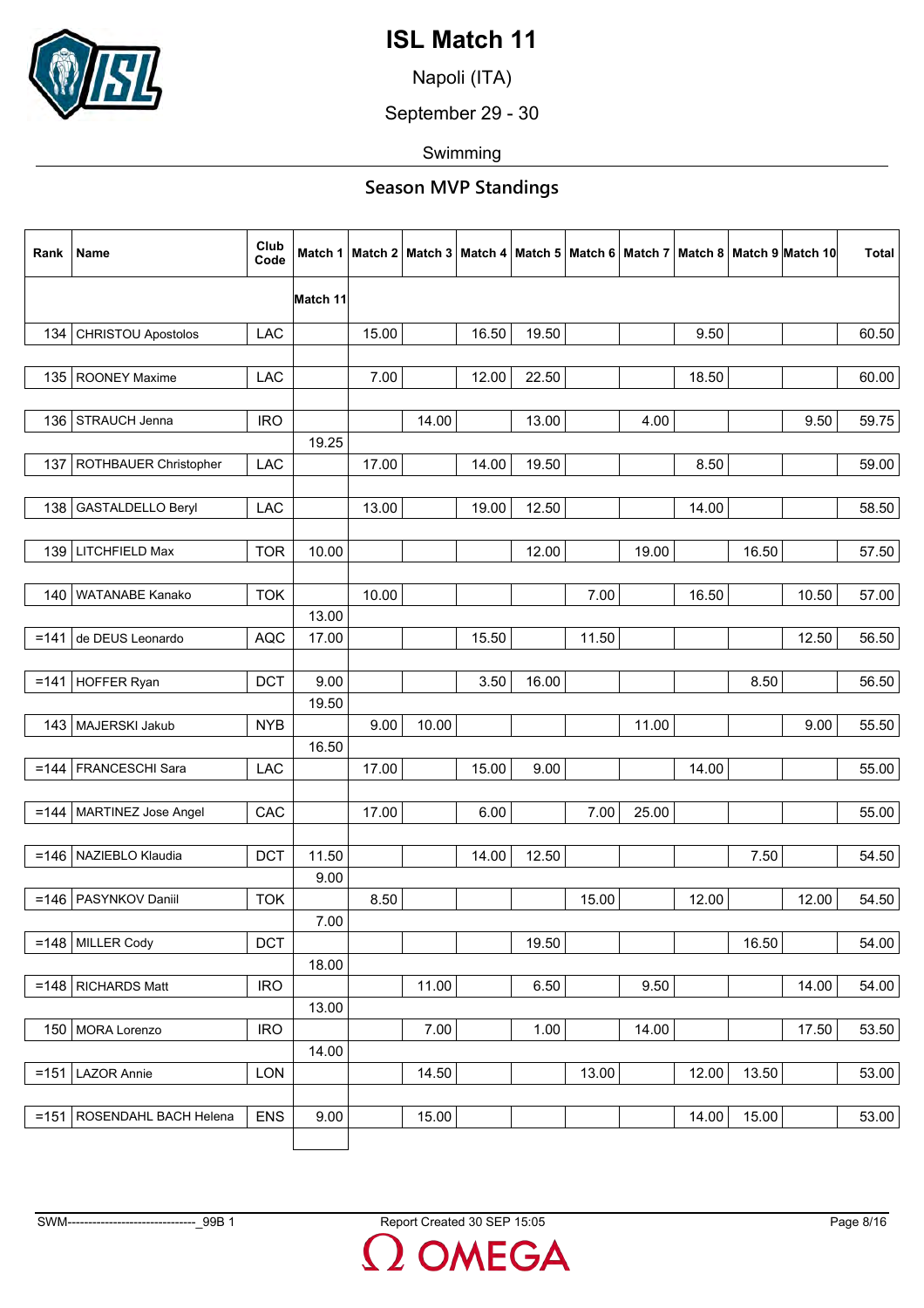# ISL Match 11

Napoli (ITA)

September 29 - 30

Swimming

## Season MVP Standings

| Rank | Name | Club Code | Match 1 | Match 2 | Match 3 | Match 4 | Match 5 | Match 6 | Match 7 | Match 8 | Match 9 | Match 10 | Match 11 | Total |
|---|---|---|---|---|---|---|---|---|---|---|---|---|---|---|
| 134 | CHRISTOU Apostolos | LAC | | 15.00 | | 16.50 | 19.50 | | | 9.50 | | | | 60.50 |
| 135 | ROONEY Maxime | LAC | | 7.00 | | 12.00 | 22.50 | | | 18.50 | | | | 60.00 |
| 136 | STRAUCH Jenna | IRO | | | 14.00 | | 13.00 | | 4.00 | | | 9.50 | 19.25 | 59.75 |
| 137 | ROTHBAUER Christopher | LAC | | 17.00 | | 14.00 | 19.50 | | | 8.50 | | | | 59.00 |
| 138 | GASTALDELLO Beryl | LAC | | 13.00 | | 19.00 | 12.50 | | | 14.00 | | | | 58.50 |
| 139 | LITCHFIELD Max | TOR | 10.00 | | | | 12.00 | | 19.00 | | 16.50 | | | 57.50 |
| 140 | WATANABE Kanako | TOK | | 10.00 | | | | 7.00 | | 16.50 | | 10.50 | 13.00 | 57.00 |
| =141 | de DEUS Leonardo | AQC | 17.00 | | | 15.50 | | 11.50 | | | | 12.50 | | 56.50 |
| =141 | HOFFER Ryan | DCT | 9.00 | | | 3.50 | 16.00 | | | | 8.50 | | 19.50 | 56.50 |
| 143 | MAJERSKI Jakub | NYB | | 9.00 | 10.00 | | | | 11.00 | | | 9.00 | 16.50 | 55.50 |
| =144 | FRANCESCHI Sara | LAC | | 17.00 | | 15.00 | 9.00 | | | 14.00 | | | | 55.00 |
| =144 | MARTINEZ Jose Angel | CAC | | 17.00 | | 6.00 | | 7.00 | 25.00 | | | | | 55.00 |
| =146 | NAZIEBLO Klaudia | DCT | 11.50 | | | 14.00 | 12.50 | | | | 7.50 | | 9.00 | 54.50 |
| =146 | PASYNKOV Daniil | TOK | | 8.50 | | | | 15.00 | | 12.00 | | 12.00 | 7.00 | 54.50 |
| =148 | MILLER Cody | DCT | | | | | 19.50 | | | | 16.50 | | 18.00 | 54.00 |
| =148 | RICHARDS Matt | IRO | | | 11.00 | | 6.50 | | 9.50 | | | 14.00 | 13.00 | 54.00 |
| 150 | MORA Lorenzo | IRO | | | 7.00 | | 1.00 | | 14.00 | | | 17.50 | 14.00 | 53.50 |
| =151 | LAZOR Annie | LON | | | 14.50 | | | 13.00 | | 12.00 | 13.50 | | | 53.00 |
| =151 | ROSENDAHL BACH Helena | ENS | 9.00 | | 15.00 | | | | | 14.00 | 15.00 | | | 53.00 |

SWM-------------------------------_99B 1 Report Created 30 SEP 15:05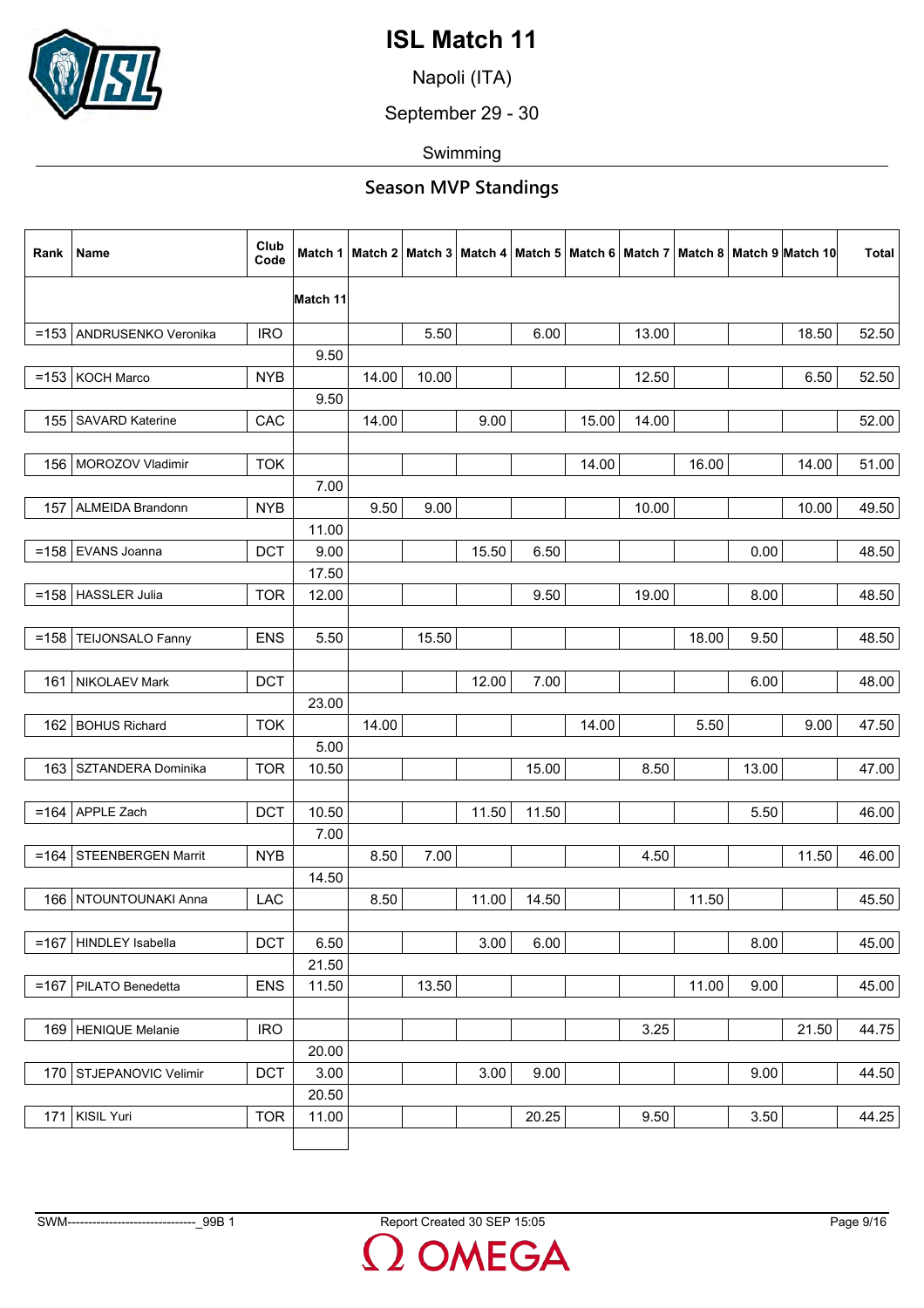# ISL Match 11

Napoli (ITA)

September 29 - 30

Swimming

## Season MVP Standings

| Rank | Name | Club Code | Match 1 | Match 2 | Match 3 | Match 4 | Match 5 | Match 6 | Match 7 | Match 8 | Match 9 | Match 10 | Match 11 | Total |
|---|---|---|---|---|---|---|---|---|---|---|---|---|---|---|
| =153 | ANDRUSENKO Veronika | IRO | | | 5.50 | | 6.00 | | 13.00 | | | 18.50 | 9.50 | 52.50 |
| =153 | KOCH Marco | NYB | | 14.00 | 10.00 | | | | 12.50 | | | 6.50 | 9.50 | 52.50 |
| 155 | SAVARD Katerine | CAC | | 14.00 | | 9.00 | | 15.00 | 14.00 | | | | | 52.00 |
| 156 | MOROZOV Vladimir | TOK | | | | | | 14.00 | | 16.00 | | 14.00 | 7.00 | 51.00 |
| 157 | ALMEIDA Brandonn | NYB | | 9.50 | 9.00 | | | | 10.00 | | | 10.00 | 11.00 | 49.50 |
| =158 | EVANS Joanna | DCT | 9.00 | | | 15.50 | 6.50 | | | | 0.00 | | 17.50 | 48.50 |
| =158 | HASSLER Julia | TOR | 12.00 | | | | 9.50 | | 19.00 | | 8.00 | | | 48.50 |
| =158 | TEIJONSALO Fanny | ENS | 5.50 | | 15.50 | | | | | 18.00 | 9.50 | | | 48.50 |
| 161 | NIKOLAEV Mark | DCT | | | | 12.00 | 7.00 | | | | 6.00 | | 23.00 | 48.00 |
| 162 | BOHUS Richard | TOK | | 14.00 | | | | 14.00 | | 5.50 | | 9.00 | 5.00 | 47.50 |
| 163 | SZTANDERA Dominika | TOR | 10.50 | | | | 15.00 | | 8.50 | | 13.00 | | | 47.00 |
| =164 | APPLE Zach | DCT | 10.50 | | | 11.50 | 11.50 | | | | 5.50 | | 7.00 | 46.00 |
| =164 | STEENBERGEN Marrit | NYB | | 8.50 | 7.00 | | | | 4.50 | | | 11.50 | 14.50 | 46.00 |
| 166 | NTOUNTOUNAKI Anna | LAC | | 8.50 | | 11.00 | 14.50 | | | 11.50 | | | | 45.50 |
| =167 | HINDLEY Isabella | DCT | 6.50 | | | 3.00 | 6.00 | | | | 8.00 | | 21.50 | 45.00 |
| =167 | PILATO Benedetta | ENS | 11.50 | | 13.50 | | | | | 11.00 | 9.00 | | | 45.00 |
| 169 | HENIQUE Melanie | IRO | | | | | | | 3.25 | | | 21.50 | 20.00 | 44.75 |
| 170 | STJEPANOVIC Velimir | DCT | 3.00 | | | 3.00 | 9.00 | | | | 9.00 | | 20.50 | 44.50 |
| 171 | KISIL Yuri | TOR | 11.00 | | | | 20.25 | | 9.50 | | 3.50 | | | 44.25 |

SWM-------------------------------_99B 1 Report Created 30 SEP 15:05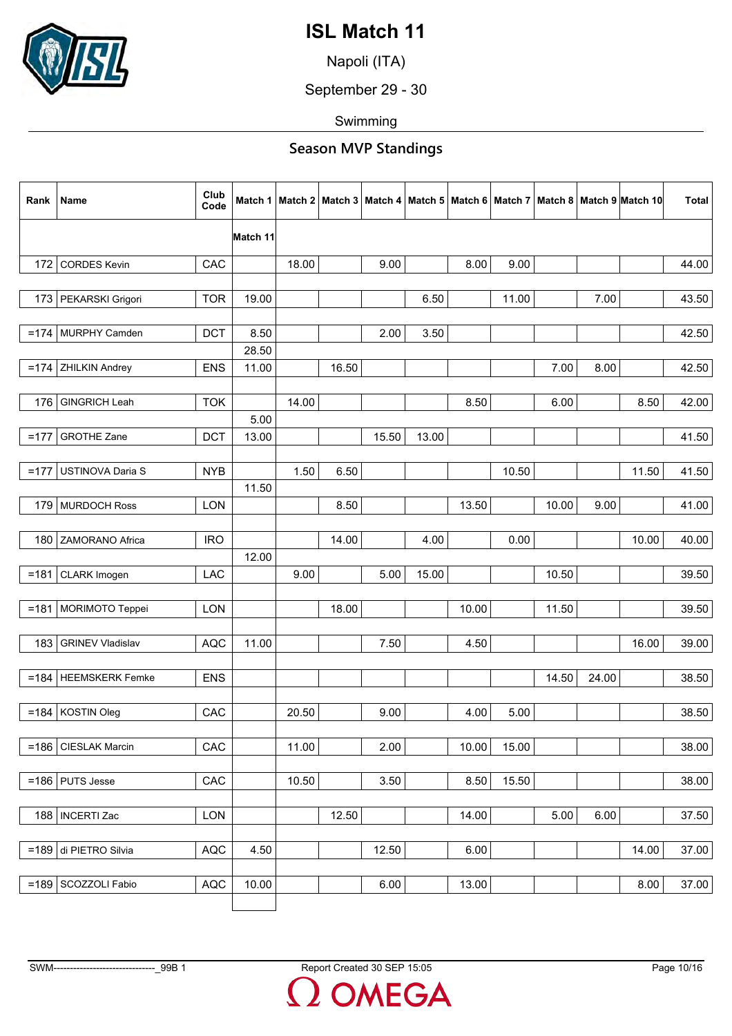# ISL Match 11

Napoli (ITA)

September 29 - 30

Swimming

## Season MVP Standings

| Rank | Name | Club Code | Match 1 | Match 2 | Match 3 | Match 4 | Match 5 | Match 6 | Match 7 | Match 8 | Match 9 | Match 10 | Match 11 | Total |
|---|---|---|---|---|---|---|---|---|---|---|---|---|---|---|
| 172 | CORDES Kevin | CAC | | 18.00 | | 9.00 | | 8.00 | 9.00 | | | | | 44.00 |
| 173 | PEKARSKI Grigori | TOR | 19.00 | | | | 6.50 | | 11.00 | | 7.00 | | | 43.50 |
| =174 | MURPHY Camden | DCT | 8.50 | | | 2.00 | 3.50 | | | | | | 28.50 | 42.50 |
| =174 | ZHILKIN Andrey | ENS | 11.00 | | 16.50 | | | | | 7.00 | 8.00 | | | 42.50 |
| 176 | GINGRICH Leah | TOK | | 14.00 | | | | 8.50 | | 6.00 | | 8.50 | 5.00 | 42.00 |
| =177 | GROTHE Zane | DCT | 13.00 | | | 15.50 | 13.00 | | | | | | | 41.50 |
| =177 | USTINOVA Daria S | NYB | | 1.50 | 6.50 | | | | 10.50 | | | 11.50 | 11.50 | 41.50 |
| 179 | MURDOCH Ross | LON | | | 8.50 | | | 13.50 | | 10.00 | 9.00 | | | 41.00 |
| 180 | ZAMORANO Africa | IRO | | | 14.00 | | 4.00 | | 0.00 | | | 10.00 | 12.00 | 40.00 |
| =181 | CLARK Imogen | LAC | | 9.00 | | 5.00 | 15.00 | | | 10.50 | | | | 39.50 |
| =181 | MORIMOTO Teppei | LON | | | 18.00 | | | 10.00 | | 11.50 | | | | 39.50 |
| 183 | GRINEV Vladislav | AQC | 11.00 | | | 7.50 | | 4.50 | | | | 16.00 | | 39.00 |
| =184 | HEEMSKERK Femke | ENS | | | | | | | | 14.50 | 24.00 | | | 38.50 |
| =184 | KOSTIN Oleg | CAC | | 20.50 | | 9.00 | | 4.00 | 5.00 | | | | | 38.50 |
| =186 | CIESLAK Marcin | CAC | | 11.00 | | 2.00 | | 10.00 | 15.00 | | | | | 38.00 |
| =186 | PUTS Jesse | CAC | | 10.50 | | 3.50 | | 8.50 | 15.50 | | | | | 38.00 |
| 188 | INCERTI Zac | LON | | | 12.50 | | | 14.00 | | 5.00 | 6.00 | | | 37.50 |
| =189 | di PIETRO Silvia | AQC | 4.50 | | | 12.50 | | 6.00 | | | | 14.00 | | 37.00 |
| =189 | SCOZZOLI Fabio | AQC | 10.00 | | | 6.00 | | 13.00 | | | | 8.00 | | 37.00 |

SWM-------------------------------_99B 1 Report Created 30 SEP 15:05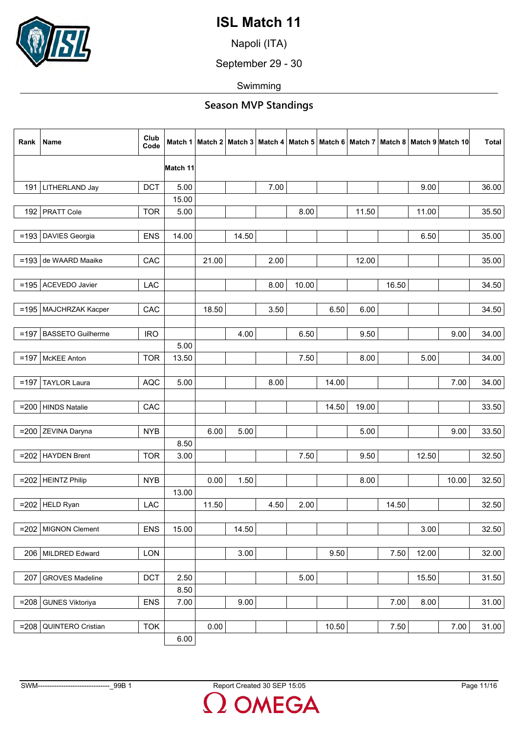# ISL Match 11

Napoli (ITA)

September 29 - 30

Swimming

## Season MVP Standings

| Rank | Name | Club Code | Match 1 | Match 2 | Match 3 | Match 4 | Match 5 | Match 6 | Match 7 | Match 8 | Match 9 | Match 10 | Total |
|---|---|---|---|---|---|---|---|---|---|---|---|---|---|
| | | | Match 11 | | | | | | | | | | |
| 191 | LITHERLAND Jay | DCT | 5.00 | | | 7.00 | | | | | 9.00 | | 36.00 |
| | | | 15.00 | | | | | | | | | | |
| 192 | PRATT Cole | TOR | 5.00 | | | | 8.00 | | 11.50 | | 11.00 | | 35.50 |
| | | | | | | | | | | | | | |
| =193 | DAVIES Georgia | ENS | 14.00 | | 14.50 | | | | | | 6.50 | | 35.00 |
| | | | | | | | | | | | | | |
| =193 | de WAARD Maaike | CAC | | 21.00 | | 2.00 | | | 12.00 | | | | 35.00 |
| | | | | | | | | | | | | | |
| =195 | ACEVEDO Javier | LAC | | | | 8.00 | 10.00 | | | 16.50 | | | 34.50 |
| | | | | | | | | | | | | | |
| =195 | MAJCHRZAK Kacper | CAC | | 18.50 | | 3.50 | | 6.50 | 6.00 | | | | 34.50 |
| | | | | | | | | | | | | | |
| =197 | BASSETO Guilherme | IRO | | | 4.00 | | 6.50 | | 9.50 | | | 9.00 | 34.00 |
| | | | 5.00 | | | | | | | | | | |
| =197 | McKEE Anton | TOR | 13.50 | | | | 7.50 | | 8.00 | | 5.00 | | 34.00 |
| | | | | | | | | | | | | | |
| =197 | TAYLOR Laura | AQC | 5.00 | | | 8.00 | | 14.00 | | | | 7.00 | 34.00 |
| | | | | | | | | | | | | | |
| =200 | HINDS Natalie | CAC | | | | | | 14.50 | 19.00 | | | | 33.50 |
| | | | | | | | | | | | | | |
| =200 | ZEVINA Daryna | NYB | | 6.00 | 5.00 | | | | 5.00 | | | 9.00 | 33.50 |
| | | | 8.50 | | | | | | | | | | |
| =202 | HAYDEN Brent | TOR | 3.00 | | | | 7.50 | | 9.50 | | 12.50 | | 32.50 |
| | | | | | | | | | | | | | |
| =202 | HEINTZ Philip | NYB | | 0.00 | 1.50 | | | | 8.00 | | | 10.00 | 32.50 |
| | | | 13.00 | | | | | | | | | | |
| =202 | HELD Ryan | LAC | | 11.50 | | 4.50 | 2.00 | | | 14.50 | | | 32.50 |
| | | | | | | | | | | | | | |
| =202 | MIGNON Clement | ENS | 15.00 | | 14.50 | | | | | | 3.00 | | 32.50 |
| | | | | | | | | | | | | | |
| 206 | MILDRED Edward | LON | | | 3.00 | | | 9.50 | | 7.50 | 12.00 | | 32.00 |
| | | | | | | | | | | | | | |
| 207 | GROVES Madeline | DCT | 2.50 | | | | 5.00 | | | | 15.50 | | 31.50 |
| | | | 8.50 | | | | | | | | | | |
| =208 | GUNES Viktoriya | ENS | 7.00 | | 9.00 | | | | | 7.00 | 8.00 | | 31.00 |
| | | | | | | | | | | | | | |
| =208 | QUINTERO Cristian | TOK | | 0.00 | | | | 10.50 | | 7.50 | | 7.00 | 31.00 |
| | | | 6.00 | | | | | | | | | | |

SWM-------------------------------_99B 1 Report Created 30 SEP 15:05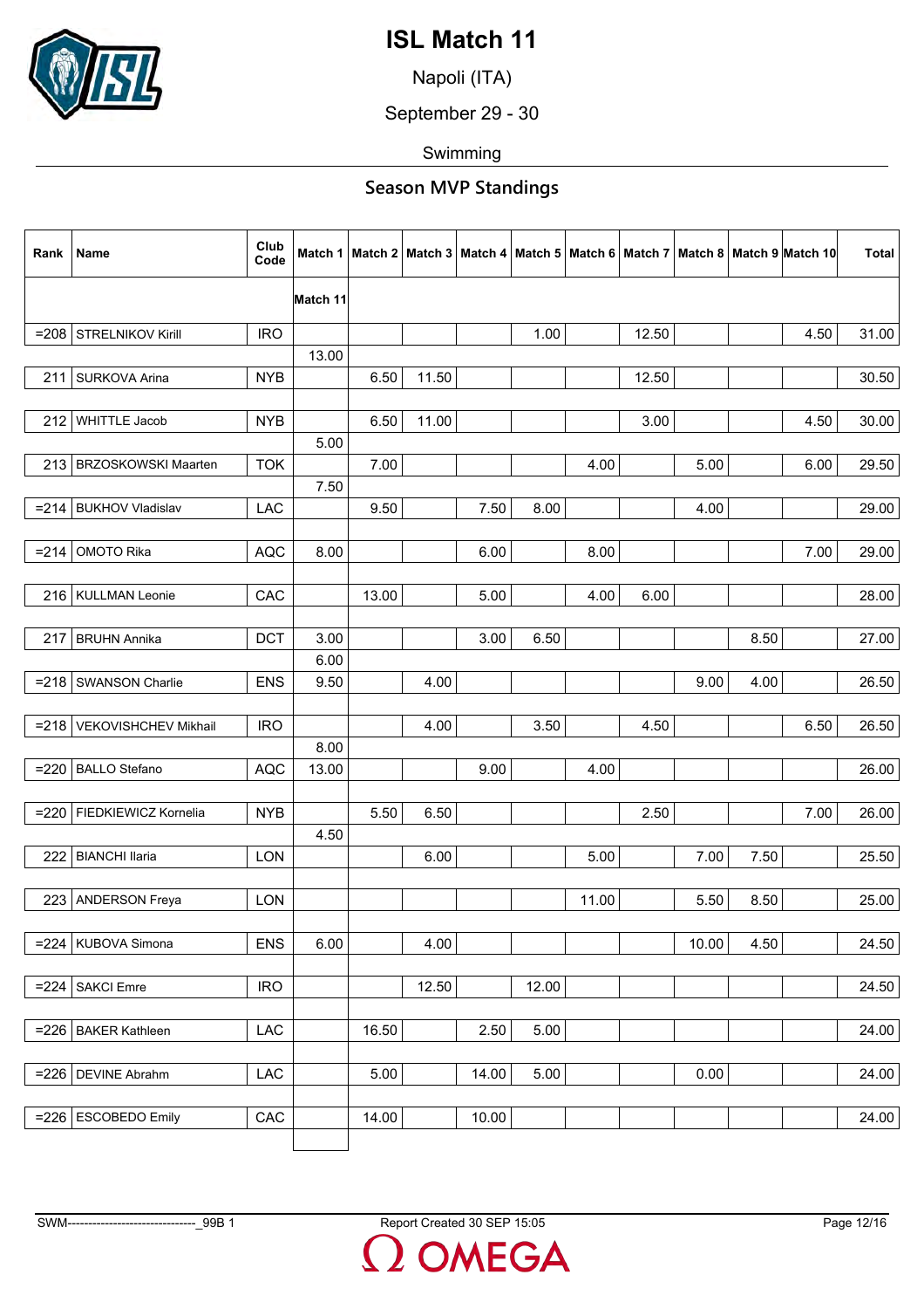# ISL Match 11

Napoli (ITA)

September 29 - 30

Swimming

## Season MVP Standings

| Rank | Name | Club Code | Match 1 | Match 2 | Match 3 | Match 4 | Match 5 | Match 6 | Match 7 | Match 8 | Match 9 | Match 10 | Match 11 | Total |
|---|---|---|---|---|---|---|---|---|---|---|---|---|---|---|
| =208 | STRELNIKOV Kirill | IRO | | | | | 1.00 | | 12.50 | | | 4.50 | 13.00 | 31.00 |
| 211 | SURKOVA Arina | NYB | | 6.50 | 11.50 | | | | 12.50 | | | | | 30.50 |
| 212 | WHITTLE Jacob | NYB | | 6.50 | 11.00 | | | | 3.00 | | | 4.50 | 5.00 | 30.00 |
| 213 | BRZOSKOWSKI Maarten | TOK | | 7.00 | | | | 4.00 | | 5.00 | | 6.00 | 7.50 | 29.50 |
| =214 | BUKHOV Vladislav | LAC | | 9.50 | | 7.50 | 8.00 | | | 4.00 | | | | 29.00 |
| =214 | OMOTO Rika | AQC | 8.00 | | | 6.00 | | 8.00 | | | | 7.00 | | 29.00 |
| 216 | KULLMAN Leonie | CAC | | 13.00 | | 5.00 | | 4.00 | 6.00 | | | | | 28.00 |
| 217 | BRUHN Annika | DCT | 3.00 | | | 3.00 | 6.50 | | | | 8.50 | | 6.00 | 27.00 |
| =218 | SWANSON Charlie | ENS | 9.50 | | 4.00 | | | | | 9.00 | 4.00 | | | 26.50 |
| =218 | VEKOVISHCHEV Mikhail | IRO | | | 4.00 | | 3.50 | | 4.50 | | | 6.50 | 8.00 | 26.50 |
| =220 | BALLO Stefano | AQC | 13.00 | | | 9.00 | | 4.00 | | | | | | 26.00 |
| =220 | FIEDKIEWICZ Kornelia | NYB | | 5.50 | 6.50 | | | | 2.50 | | | 7.00 | 4.50 | 26.00 |
| 222 | BIANCHI Ilaria | LON | | | 6.00 | | | 5.00 | | 7.00 | 7.50 | | | 25.50 |
| 223 | ANDERSON Freya | LON | | | | | | 11.00 | | 5.50 | 8.50 | | | 25.00 |
| =224 | KUBOVA Simona | ENS | 6.00 | | 4.00 | | | | | 10.00 | 4.50 | | | 24.50 |
| =224 | SAKCI Emre | IRO | | | 12.50 | | 12.00 | | | | | | | 24.50 |
| =226 | BAKER Kathleen | LAC | | 16.50 | | 2.50 | 5.00 | | | | | | | 24.00 |
| =226 | DEVINE Abrahm | LAC | | 5.00 | | 14.00 | 5.00 | | | 0.00 | | | | 24.00 |
| =226 | ESCOBEDO Emily | CAC | | 14.00 | | 10.00 | | | | | | | | 24.00 |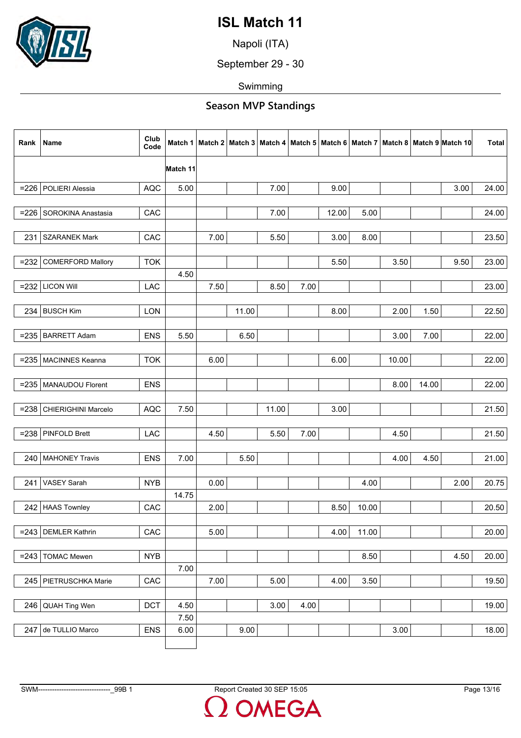# ISL Match 11

Napoli (ITA)

September 29 - 30

Swimming

## Season MVP Standings

| Rank | Name | Club Code | Match 1 | Match 2 | Match 3 | Match 4 | Match 5 | Match 6 | Match 7 | Match 8 | Match 9 | Match 10 | Total |
|---|---|---|---|---|---|---|---|---|---|---|---|---|---|
| | | | Match 11 | | | | | | | | | | |
| =226 | POLIERI Alessia | AQC | 5.00 | | | 7.00 | | 9.00 | | | | 3.00 | 24.00 |
| =226 | SOROKINA Anastasia | CAC | | | | 7.00 | | 12.00 | 5.00 | | | | 24.00 |
| 231 | SZARANEK Mark | CAC | | 7.00 | | 5.50 | | 3.00 | 8.00 | | | | 23.50 |
| =232 | COMERFORD Mallory | TOK | | | | | | 5.50 | | 3.50 | | 9.50 | 23.00 |
| | | | 4.50 | | | | | | | | | | |
| =232 | LICON Will | LAC | | 7.50 | | 8.50 | 7.00 | | | | | | 23.00 |
| 234 | BUSCH Kim | LON | | | 11.00 | | | 8.00 | | 2.00 | 1.50 | | 22.50 |
| =235 | BARRETT Adam | ENS | 5.50 | | 6.50 | | | | | 3.00 | 7.00 | | 22.00 |
| =235 | MACINNES Keanna | TOK | | 6.00 | | | | 6.00 | | 10.00 | | | 22.00 |
| =235 | MANAUDOU Florent | ENS | | | | | | | | 8.00 | 14.00 | | 22.00 |
| =238 | CHIERIGHINI Marcelo | AQC | 7.50 | | | 11.00 | | 3.00 | | | | | 21.50 |
| =238 | PINFOLD Brett | LAC | | 4.50 | | 5.50 | 7.00 | | | 4.50 | | | 21.50 |
| 240 | MAHONEY Travis | ENS | 7.00 | | 5.50 | | | | | 4.00 | 4.50 | | 21.00 |
| 241 | VASEY Sarah | NYB | | 0.00 | | | | | 4.00 | | | 2.00 | 20.75 |
| | | | 14.75 | | | | | | | | | | |
| 242 | HAAS Townley | CAC | | 2.00 | | | | 8.50 | 10.00 | | | | 20.50 |
| =243 | DEMLER Kathrin | CAC | | 5.00 | | | | 4.00 | 11.00 | | | | 20.00 |
| =243 | TOMAC Mewen | NYB | | | | | | | 8.50 | | | 4.50 | 20.00 |
| | | | 7.00 | | | | | | | | | | |
| 245 | PIETRUSCHKA Marie | CAC | | 7.00 | | 5.00 | | 4.00 | 3.50 | | | | 19.50 |
| 246 | QUAH Ting Wen | DCT | 4.50 | | | 3.00 | 4.00 | | | | | | 19.00 |
| | | | 7.50 | | | | | | | | | | |
| 247 | de TULLIO Marco | ENS | 6.00 | | 9.00 | | | | | 3.00 | | | 18.00 |

SWM-------------------------------_99B 1 Report Created 30 SEP 15:05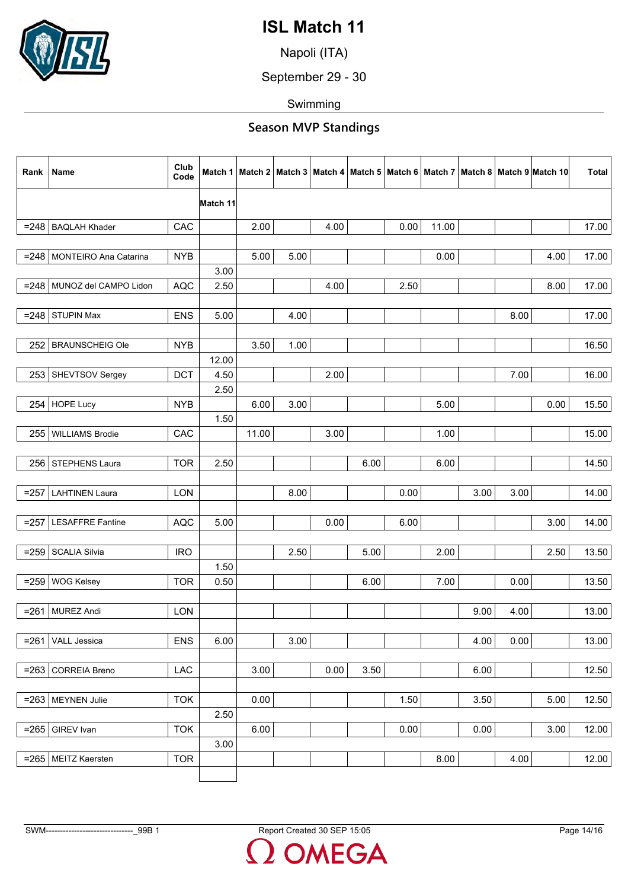# ISL Match 11

Napoli (ITA)

September 29 - 30

Swimming

## Season MVP Standings

| Rank | Name | Club Code | Match 1 | Match 2 | Match 3 | Match 4 | Match 5 | Match 6 | Match 7 | Match 8 | Match 9 | Match 10 | Match 11 | Total |
|---|---|---|---|---|---|---|---|---|---|---|---|---|---|---|
| =248 | BAQLAH Khader | CAC | | 2.00 | | 4.00 | | 0.00 | 11.00 | | | | | 17.00 |
| =248 | MONTEIRO Ana Catarina | NYB | | 5.00 | 5.00 | | | | 0.00 | | | 4.00 | 3.00 | 17.00 |
| =248 | MUNOZ del CAMPO Lidon | AQC | 2.50 | | | 4.00 | | 2.50 | | | | 8.00 | | 17.00 |
| =248 | STUPIN Max | ENS | 5.00 | | 4.00 | | | | | | 8.00 | | | 17.00 |
| 252 | BRAUNSCHEIG Ole | NYB | | 3.50 | 1.00 | | | | | | | | 12.00 | 16.50 |
| 253 | SHEVTSOV Sergey | DCT | 4.50 | | | 2.00 | | | | | 7.00 | | 2.50 | 16.00 |
| 254 | HOPE Lucy | NYB | | 6.00 | 3.00 | | | | 5.00 | | | 0.00 | 1.50 | 15.50 |
| 255 | WILLIAMS Brodie | CAC | | 11.00 | | 3.00 | | | 1.00 | | | | | 15.00 |
| 256 | STEPHENS Laura | TOR | 2.50 | | | | 6.00 | | 6.00 | | | | | 14.50 |
| =257 | LAHTINEN Laura | LON | | | 8.00 | | | 0.00 | | 3.00 | 3.00 | | | 14.00 |
| =257 | LESAFFRE Fantine | AQC | 5.00 | | | 0.00 | | 6.00 | | | | 3.00 | | 14.00 |
| =259 | SCALIA Silvia | IRO | | | 2.50 | | 5.00 | | 2.00 | | | 2.50 | 1.50 | 13.50 |
| =259 | WOG Kelsey | TOR | 0.50 | | | | 6.00 | | 7.00 | | 0.00 | | | 13.50 |
| =261 | MUREZ Andi | LON | | | | | | | | 9.00 | 4.00 | | | 13.00 |
| =261 | VALL Jessica | ENS | 6.00 | | 3.00 | | | | | 4.00 | 0.00 | | | 13.00 |
| =263 | CORREIA Breno | LAC | | 3.00 | | 0.00 | 3.50 | | | 6.00 | | | | 12.50 |
| =263 | MEYNEN Julie | TOK | | 0.00 | | | | 1.50 | | 3.50 | | 5.00 | 2.50 | 12.50 |
| =265 | GIREV Ivan | TOK | | 6.00 | | | | 0.00 | | 0.00 | | 3.00 | 3.00 | 12.00 |
| =265 | MEITZ Kaersten | TOR | | | | | | | 8.00 | | 4.00 | | | 12.00 |

SWM-------------------------------_99B 1 Report Created 30 SEP 15:05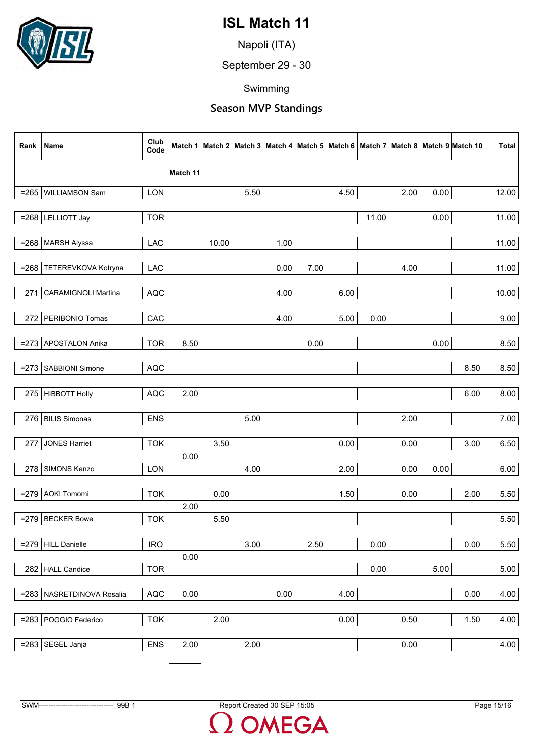# ISL Match 11

Napoli (ITA)

September 29 - 30

Swimming

## Season MVP Standings

| Rank | Name | Club Code | Match 1 | Match 2 | Match 3 | Match 4 | Match 5 | Match 6 | Match 7 | Match 8 | Match 9 | Match 10 | Total |
|---|---|---|---|---|---|---|---|---|---|---|---|---|---|
| | | | Match 11 | | | | | | | | | | |
| =265 | WILLIAMSON Sam | LON | | | 5.50 | | | 4.50 | | 2.00 | 0.00 | | 12.00 |
| | | | | | | | | | | | | | |
| =268 | LELLIOTT Jay | TOR | | | | | | | 11.00 | | 0.00 | | 11.00 |
| | | | | | | | | | | | | | |
| =268 | MARSH Alyssa | LAC | | 10.00 | | 1.00 | | | | | | | 11.00 |
| | | | | | | | | | | | | | |
| =268 | TETEREVKOVA Kotryna | LAC | | | | 0.00 | 7.00 | | | 4.00 | | | 11.00 |
| | | | | | | | | | | | | | |
| 271 | CARAMIGNOLI Martina | AQC | | | | 4.00 | | 6.00 | | | | | 10.00 |
| | | | | | | | | | | | | | |
| 272 | PERIBONIO Tomas | CAC | | | | 4.00 | | 5.00 | 0.00 | | | | 9.00 |
| | | | | | | | | | | | | | |
| =273 | APOSTALON Anika | TOR | 8.50 | | | | 0.00 | | | | 0.00 | | 8.50 |
| | | | | | | | | | | | | | |
| =273 | SABBIONI Simone | AQC | | | | | | | | | | 8.50 | 8.50 |
| | | | | | | | | | | | | | |
| 275 | HIBBOTT Holly | AQC | 2.00 | | | | | | | | | 6.00 | 8.00 |
| | | | | | | | | | | | | | |
| 276 | BILIS Simonas | ENS | | | 5.00 | | | | | 2.00 | | | 7.00 |
| | | | | | | | | | | | | | |
| 277 | JONES Harriet | TOK | | 3.50 | | | | 0.00 | | 0.00 | | 3.00 | 6.50 |
| | | | 0.00 | | | | | | | | | | |
| 278 | SIMONS Kenzo | LON | | | 4.00 | | | 2.00 | | 0.00 | 0.00 | | 6.00 |
| | | | | | | | | | | | | | |
| =279 | AOKI Tomomi | TOK | | 0.00 | | | | 1.50 | | 0.00 | | 2.00 | 5.50 |
| | | | 2.00 | | | | | | | | | | |
| =279 | BECKER Bowe | TOK | | 5.50 | | | | | | | | | 5.50 |
| | | | | | | | | | | | | | |
| =279 | HILL Danielle | IRO | | | 3.00 | | 2.50 | | 0.00 | | | 0.00 | 5.50 |
| | | | 0.00 | | | | | | | | | | |
| 282 | HALL Candice | TOR | | | | | | | 0.00 | | 5.00 | | 5.00 |
| | | | | | | | | | | | | | |
| =283 | NASRETDINOVA Rosalia | AQC | 0.00 | | | 0.00 | | 4.00 | | | | 0.00 | 4.00 |
| | | | | | | | | | | | | | |
| =283 | POGGIO Federico | TOK | | 2.00 | | | | 0.00 | | 0.50 | | 1.50 | 4.00 |
| | | | | | | | | | | | | | |
| =283 | SEGEL Janja | ENS | 2.00 | | 2.00 | | | | | 0.00 | | | 4.00 |
| | | | | | | | | | | | | | |

SWM-------------------------------_99B 1 Report Created 30 SEP 15:05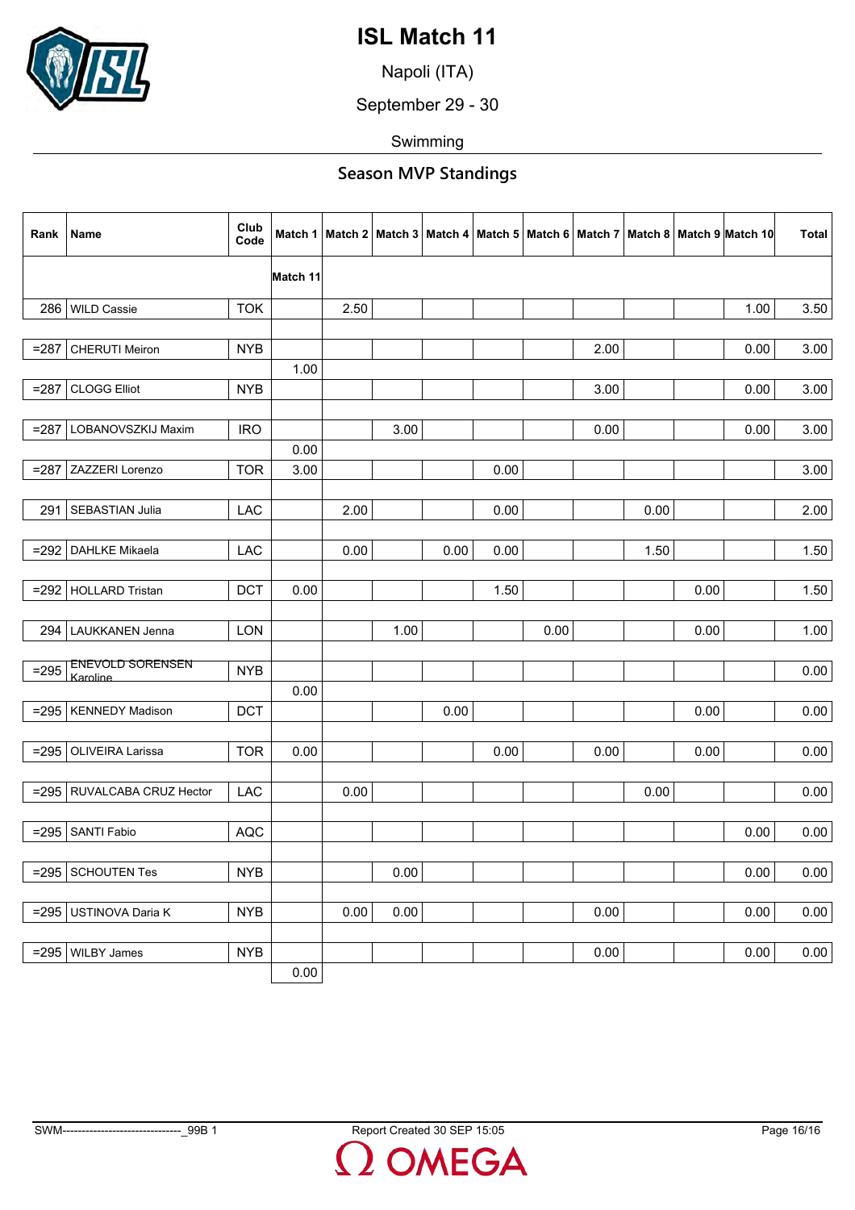# ISL Match 11

Napoli (ITA)

September 29 - 30

Swimming

## Season MVP Standings

| Rank | Name | Club Code | Match 1 | Match 2 | Match 3 | Match 4 | Match 5 | Match 6 | Match 7 | Match 8 | Match 9 | Match 10 | Match 11 | Total |
|---|---|---|---|---|---|---|---|---|---|---|---|---|---|---|
| 286 | WILD Cassie | TOK | | 2.50 | | | | | | | | 1.00 | | 3.50 |
| =287 | CHERUTI Meiron | NYB | | | | | | | 2.00 | | | 0.00 | 1.00 | 3.00 |
| =287 | CLOGG Elliot | NYB | | | | | | | 3.00 | | | 0.00 | | 3.00 |
| =287 | LOBANOVSZKIJ Maxim | IRO | | | 3.00 | | | | 0.00 | | | 0.00 | 0.00 | 3.00 |
| =287 | ZAZZERI Lorenzo | TOR | 3.00 | | | | 0.00 | | | | | | | 3.00 |
| 291 | SEBASTIAN Julia | LAC | | 2.00 | | | 0.00 | | | 0.00 | | | | 2.00 |
| =292 | DAHLKE Mikaela | LAC | | 0.00 | | 0.00 | 0.00 | | | 1.50 | | | | 1.50 |
| =292 | HOLLARD Tristan | DCT | 0.00 | | | | 1.50 | | | | 0.00 | | | 1.50 |
| 294 | LAUKKANEN Jenna | LON | | | 1.00 | | | 0.00 | | | 0.00 | | | 1.00 |
| =295 | ENEVOLD SORENSEN Karoline | NYB | | | | | | | | | | | 0.00 | 0.00 |
| =295 | KENNEDY Madison | DCT | | | | 0.00 | | | | | 0.00 | | | 0.00 |
| =295 | OLIVEIRA Larissa | TOR | 0.00 | | | | 0.00 | | 0.00 | | 0.00 | | | 0.00 |
| =295 | RUVALCABA CRUZ Hector | LAC | | 0.00 | | | | | | 0.00 | | | | 0.00 |
| =295 | SANTI Fabio | AQC | | | | | | | | | | 0.00 | | 0.00 |
| =295 | SCHOUTEN Tes | NYB | | | 0.00 | | | | | | | 0.00 | | 0.00 |
| =295 | USTINOVA Daria K | NYB | | 0.00 | 0.00 | | | | 0.00 | | | 0.00 | | 0.00 |
| =295 | WILBY James | NYB | | | | | | | 0.00 | | | 0.00 | 0.00 | 0.00 |

SWM-------------------------------_99B 1 Report Created 30 SEP 15:05